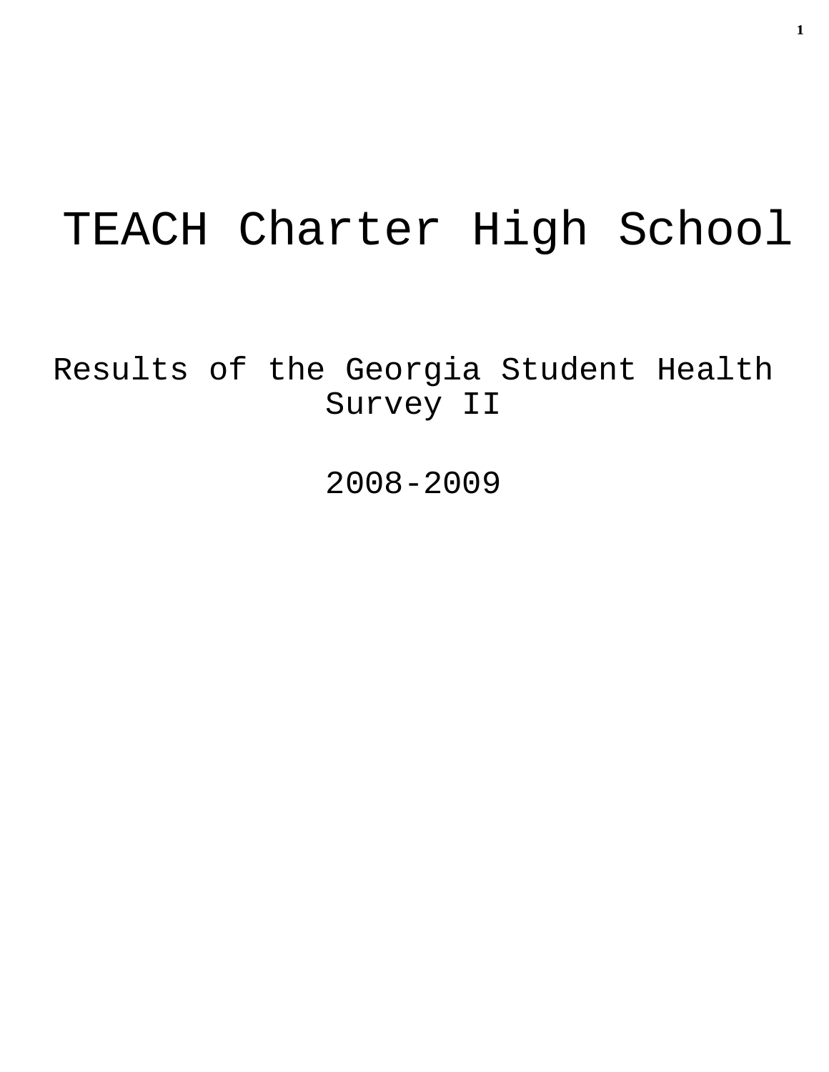# TEACH Charter High School

## Results of the Georgia Student Health Survey II

## 2008-2009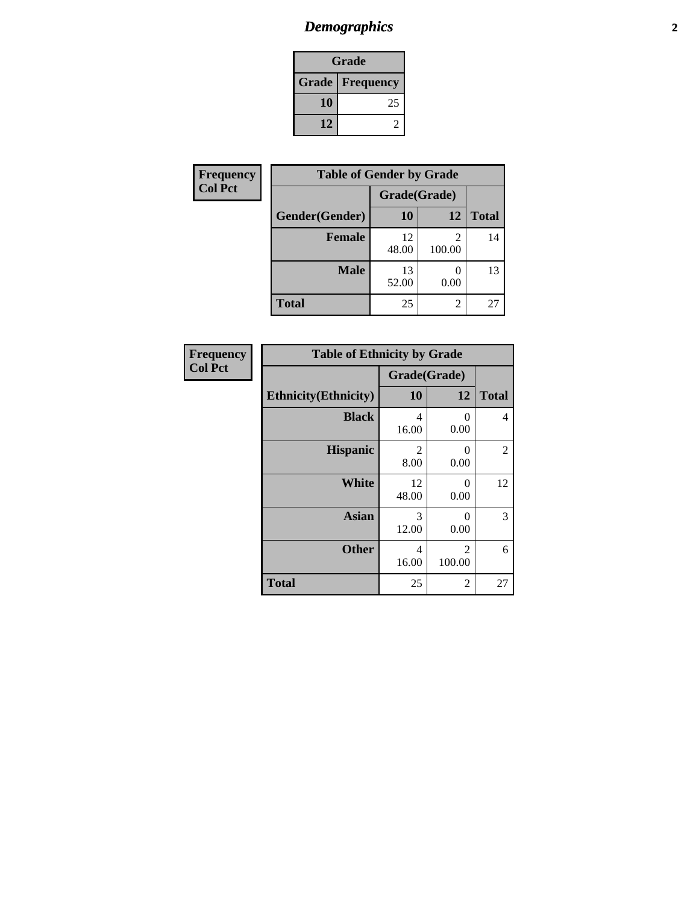# *Demographics*

| Grade | |
|---|---|
| **Grade** | **Frequency** |
| **10** | 25 |
| **12** | 2 |

**Frequency**
**Col Pct**

| Table of Gender by Grade | | | |
|---|---|---|---|
| | Grade(Grade) | | |
| **Gender(Gender)** | **10** | **12** | **Total** |
| **Female** | 12<br>48.00 | 2<br>100.00 | 14 |
| **Male** | 13<br>52.00 | 0<br>0.00 | 13 |
| **Total** | 25 | 2 | 27 |

**Frequency**
**Col Pct**

| Table of Ethnicity by Grade | | | |
|---|---|---|---|
| | Grade(Grade) | | |
| **Ethnicity(Ethnicity)** | **10** | **12** | **Total** |
| **Black** | 4<br>16.00 | 0<br>0.00 | 4 |
| **Hispanic** | 2<br>8.00 | 0<br>0.00 | 2 |
| **White** | 12<br>48.00 | 0<br>0.00 | 12 |
| **Asian** | 3<br>12.00 | 0<br>0.00 | 3 |
| **Other** | 4<br>16.00 | 2<br>100.00 | 6 |
| **Total** | 25 | 2 | 27 |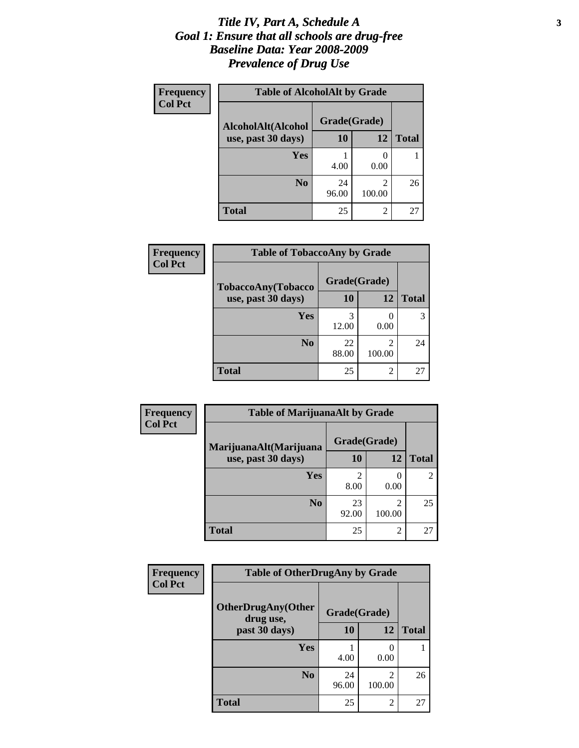# *Title IV, Part A, Schedule A*
## *Goal 1: Ensure that all schools are drug-free*
## *Baseline Data: Year 2008-2009*
## *Prevalence of Drug Use*

**Frequency**
**Col Pct**

| **Table of AlcoholAlt by Grade** | | | |
|---|---|---|---|
| **AlcoholAlt(Alcohol use, past 30 days)** | **Grade(Grade)** | | |
| | **10** | **12** | **Total** |
| **Yes** | 1<br>4.00 | 0<br>0.00 | 1 |
| **No** | 24<br>96.00 | 2<br>100.00 | 26 |
| **Total** | 25 | 2 | 27 |

**Frequency**
**Col Pct**

| **Table of TobaccoAny by Grade** | | | |
|---|---|---|---|
| **TobaccoAny(Tobacco use, past 30 days)** | **Grade(Grade)** | | |
| | **10** | **12** | **Total** |
| **Yes** | 3<br>12.00 | 0<br>0.00 | 3 |
| **No** | 22<br>88.00 | 2<br>100.00 | 24 |
| **Total** | 25 | 2 | 27 |

**Frequency**
**Col Pct**

| **Table of MarijuanaAlt by Grade** | | | |
|---|---|---|---|
| **MarijuanaAlt(Marijuana use, past 30 days)** | **Grade(Grade)** | | |
| | **10** | **12** | **Total** |
| **Yes** | 2<br>8.00 | 0<br>0.00 | 2 |
| **No** | 23<br>92.00 | 2<br>100.00 | 25 |
| **Total** | 25 | 2 | 27 |

**Frequency**
**Col Pct**

| **Table of OtherDrugAny by Grade** | | | |
|---|---|---|---|
| **OtherDrugAny(Other drug use, past 30 days)** | **Grade(Grade)** | | |
| | **10** | **12** | **Total** |
| **Yes** | 1<br>4.00 | 0<br>0.00 | 1 |
| **No** | 24<br>96.00 | 2<br>100.00 | 26 |
| **Total** | 25 | 2 | 27 |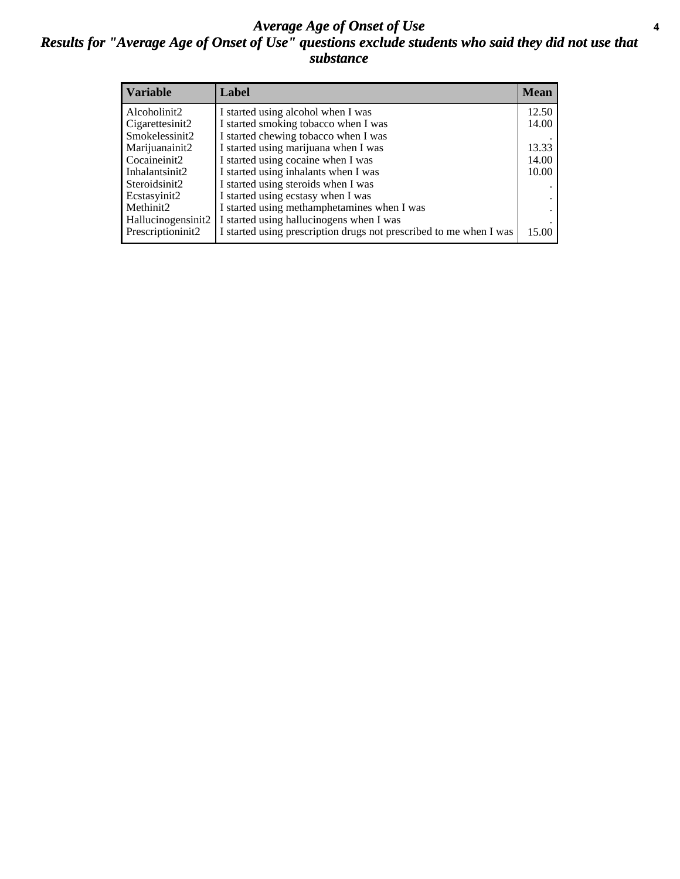# *Average Age of Onset of Use*

## *Results for "Average Age of Onset of Use" questions exclude students who said they did not use that substance*

| Variable | Label | Mean |
|---|---|---|
| Alcoholinit2 | I started using alcohol when I was | 12.50 |
| Cigarettesinit2 | I started smoking tobacco when I was | 14.00 |
| Smokelessinit2 | I started chewing tobacco when I was | . |
| Marijuanainit2 | I started using marijuana when I was | 13.33 |
| Cocaineinit2 | I started using cocaine when I was | 14.00 |
| Inhalantsinit2 | I started using inhalants when I was | 10.00 |
| Steroidsinit2 | I started using steroids when I was | . |
| Ecstasyinit2 | I started using ecstasy when I was | . |
| Methinit2 | I started using methamphetamines when I was | . |
| Hallucinogensinit2 | I started using hallucinogens when I was | . |
| Prescriptioninit2 | I started using prescription drugs not prescribed to me when I was | 15.00 |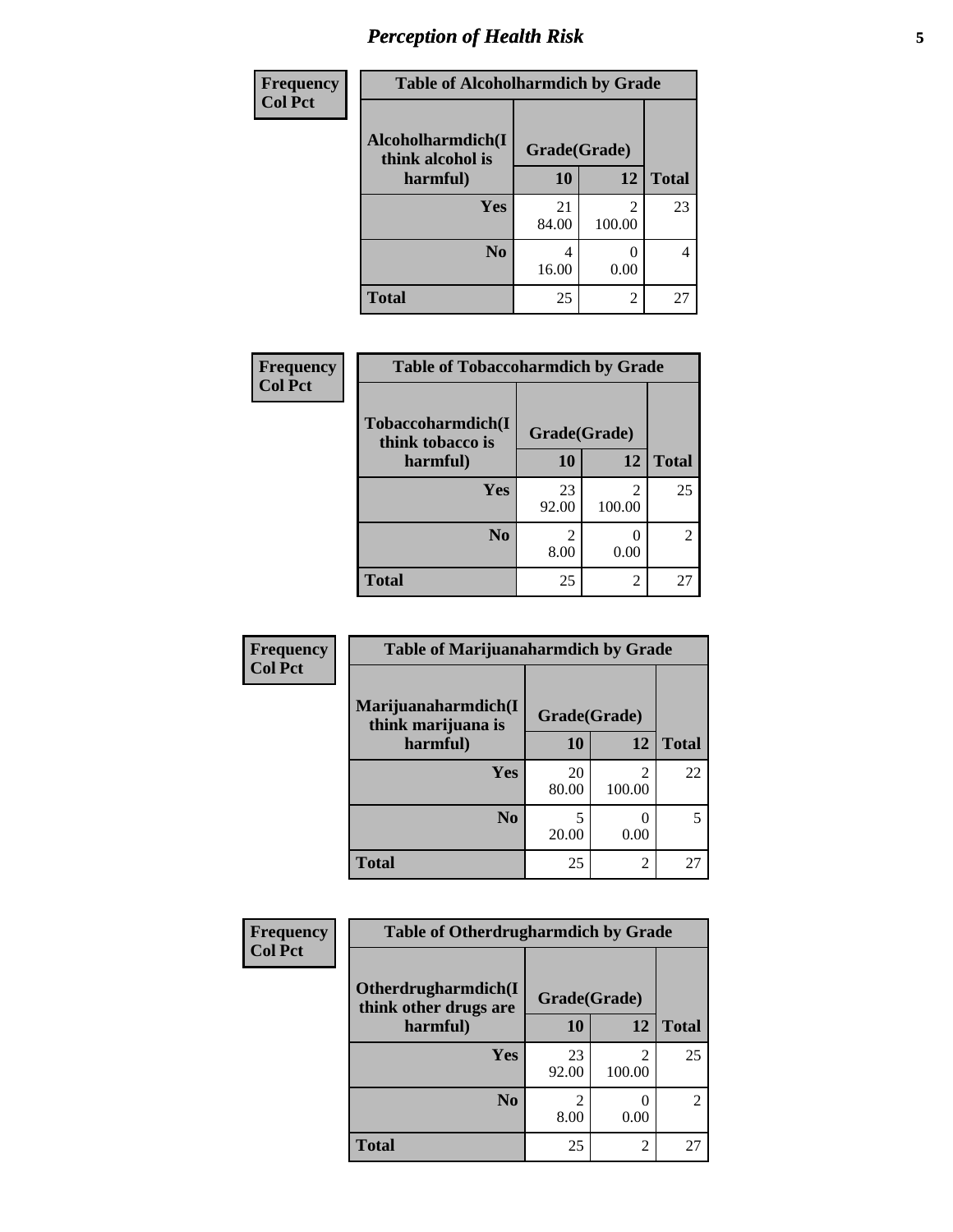# Perception of Health Risk

**Frequency**
**Col Pct**

| Table of Alcoholharmdich by Grade | | | |
|---|---|---|---|
| Alcoholharmdich(I think alcohol is harmful) | Grade(Grade) | | Total |
| | 10 | 12 | |
| Yes | 21<br>84.00 | 2<br>100.00 | 23 |
| No | 4<br>16.00 | 0<br>0.00 | 4 |
| Total | 25 | 2 | 27 |

**Frequency**
**Col Pct**

| Table of Tobaccoharmdich by Grade | | | |
|---|---|---|---|
| Tobaccoharmdich(I think tobacco is harmful) | Grade(Grade) | | Total |
| | 10 | 12 | |
| Yes | 23<br>92.00 | 2<br>100.00 | 25 |
| No | 2<br>8.00 | 0<br>0.00 | 2 |
| Total | 25 | 2 | 27 |

**Frequency**
**Col Pct**

| Table of Marijuanaharmdich by Grade | | | |
|---|---|---|---|
| Marijuanaharmdich(I think marijuana is harmful) | Grade(Grade) | | Total |
| | 10 | 12 | |
| Yes | 20<br>80.00 | 2<br>100.00 | 22 |
| No | 5<br>20.00 | 0<br>0.00 | 5 |
| Total | 25 | 2 | 27 |

**Frequency**
**Col Pct**

| Table of Otherdrugharmdich by Grade | | | |
|---|---|---|---|
| Otherdrugharmdich(I think other drugs are harmful) | Grade(Grade) | | Total |
| | 10 | 12 | |
| Yes | 23<br>92.00 | 2<br>100.00 | 25 |
| No | 2<br>8.00 | 0<br>0.00 | 2 |
| Total | 25 | 2 | 27 |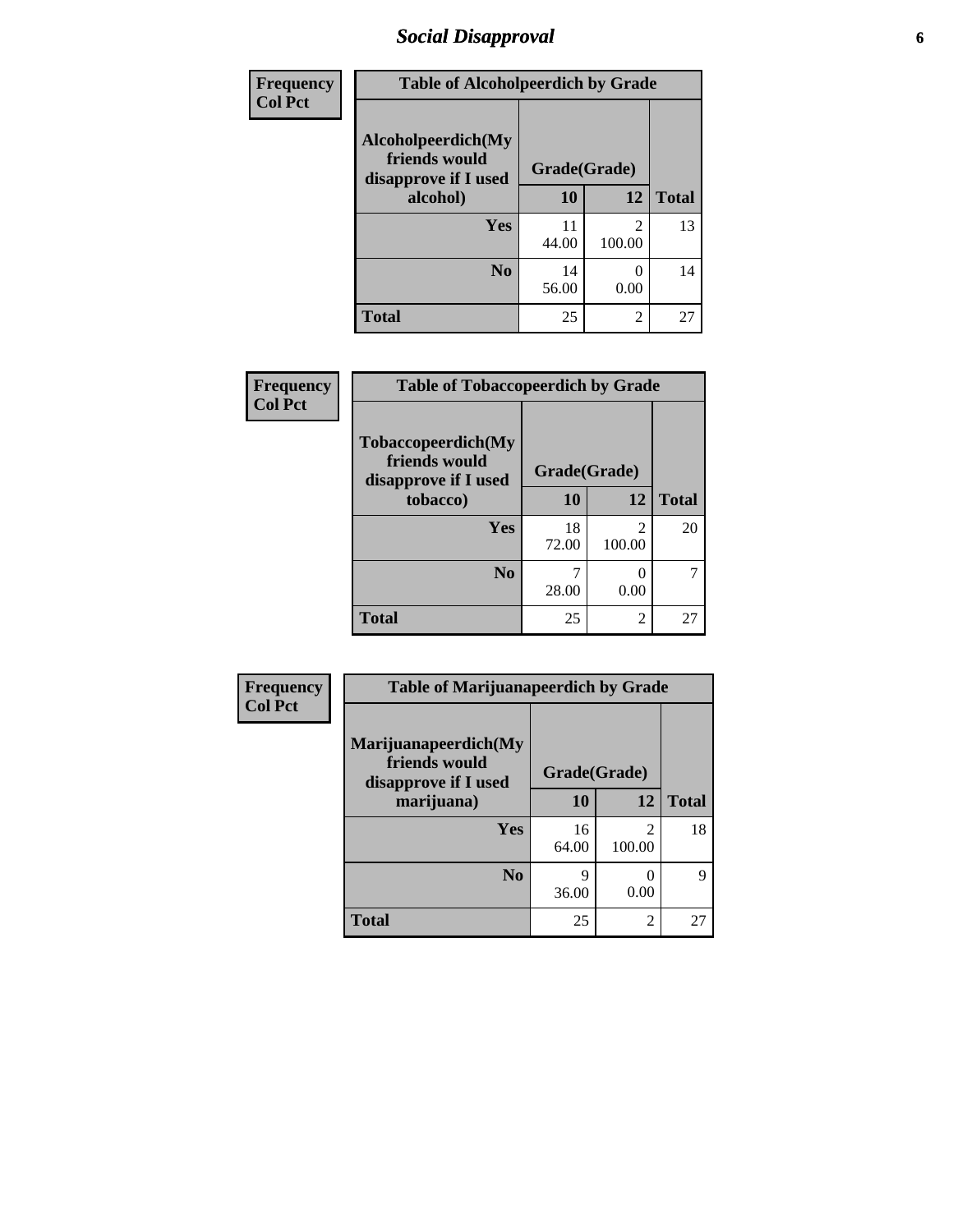## *Social Disapproval*

| Frequency<br>Col Pct | Table of Alcoholpeerdich by Grade | | |
|---|---|---|---|
| **Alcoholpeerdich(My friends would disapprove if I used alcohol)** | **Grade(Grade)** | | |
| | **10** | **12** | **Total** |
| **Yes** | 11<br>44.00 | 2<br>100.00 | 13 |
| **No** | 14<br>56.00 | 0<br>0.00 | 14 |
| **Total** | 25 | 2 | 27 |

| Frequency<br>Col Pct | Table of Tobaccopeerdich by Grade | | |
|---|---|---|---|
| **Tobaccopeerdich(My friends would disapprove if I used tobacco)** | **Grade(Grade)** | | |
| | **10** | **12** | **Total** |
| **Yes** | 18<br>72.00 | 2<br>100.00 | 20 |
| **No** | 7<br>28.00 | 0<br>0.00 | 7 |
| **Total** | 25 | 2 | 27 |

| Frequency<br>Col Pct | Table of Marijuanapeerdich by Grade | | |
|---|---|---|---|
| **Marijuanapeerdich(My friends would disapprove if I used marijuana)** | **Grade(Grade)** | | |
| | **10** | **12** | **Total** |
| **Yes** | 16<br>64.00 | 2<br>100.00 | 18 |
| **No** | 9<br>36.00 | 0<br>0.00 | 9 |
| **Total** | 25 | 2 | 27 |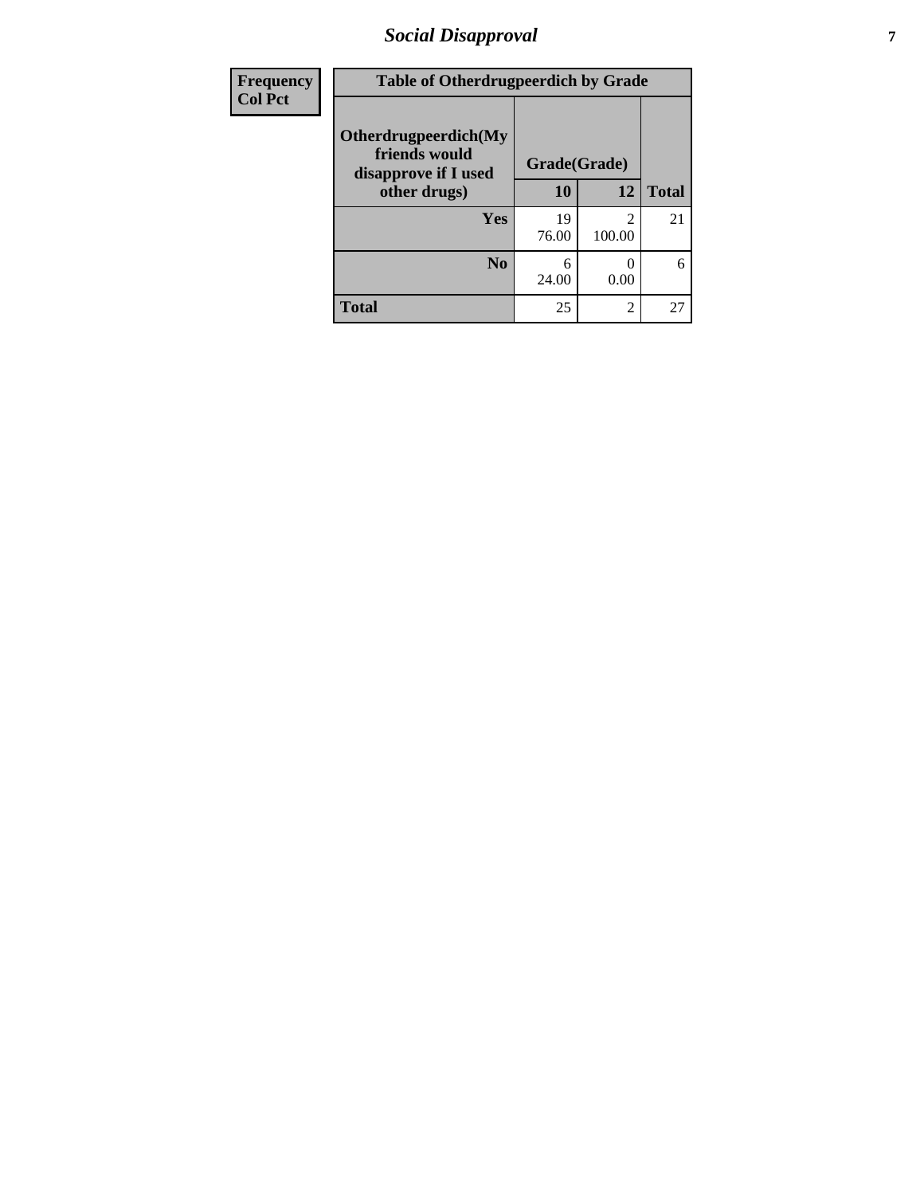## Social Disapproval

| Frequency<br>Col Pct | Table of Otherdrugpeerdich by Grade | | | |
|---|---|---|---|---|
| | Otherdrugpeerdich(My friends would disapprove if I used other drugs) | Grade(Grade) | | |
| | | 10 | 12 | Total |
| | Yes | 19<br>76.00 | 2<br>100.00 | 21 |
| | No | 6<br>24.00 | 0<br>0.00 | 6 |
| | Total | 25 | 2 | 27 |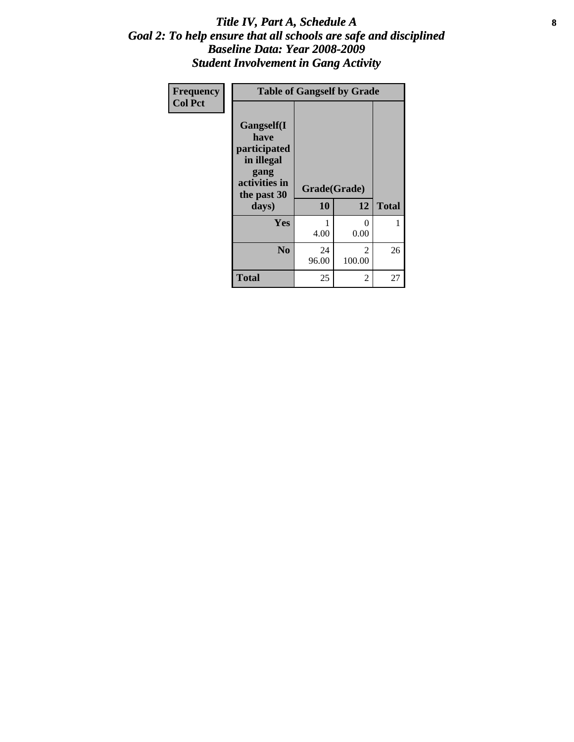# *Title IV, Part A, Schedule A*
## *Goal 2: To help ensure that all schools are safe and disciplined*
## *Baseline Data: Year 2008-2009*
## *Student Involvement in Gang Activity*

| Frequency<br>Col Pct |
|---|

| Table of Gangself by Grade | | | |
|---|---|---|---|
| Gangself(I have participated in illegal gang activities in the past 30 days) | Grade(Grade) | | |
| | 10 | 12 | Total |
| Yes | 1<br>4.00 | 0<br>0.00 | 1 |
| No | 24<br>96.00 | 2<br>100.00 | 26 |
| Total | 25 | 2 | 27 |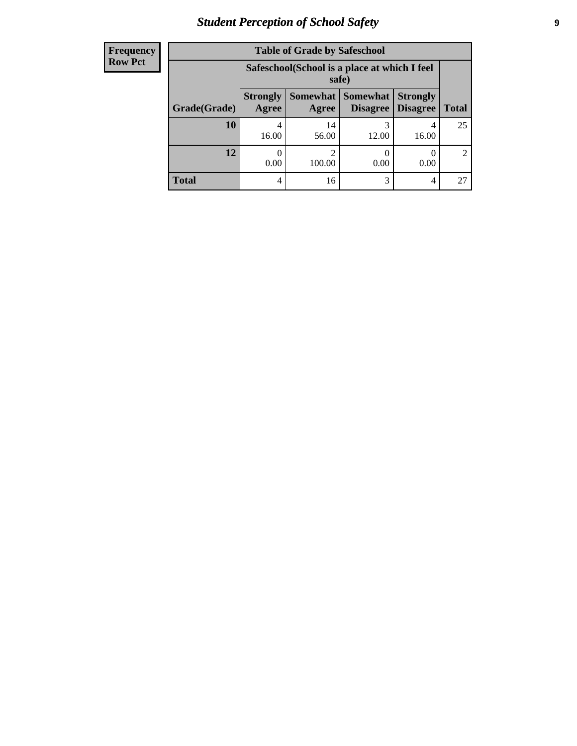| Frequency Row Pct |
|---|

**Table of Grade by Safeschool**

| Grade(Grade) | Safeschool(School is a place at which I feel safe) | | | | Total |
|---|---|---|---|---|---|
| | Strongly Agree | Somewhat Agree | Somewhat Disagree | Strongly Disagree | |
| **10** | 4<br>16.00 | 14<br>56.00 | 3<br>12.00 | 4<br>16.00 | 25 |
| **12** | 0<br>0.00 | 2<br>100.00 | 0<br>0.00 | 0<br>0.00 | 2 |
| **Total** | 4 | 16 | 3 | 4 | 27 |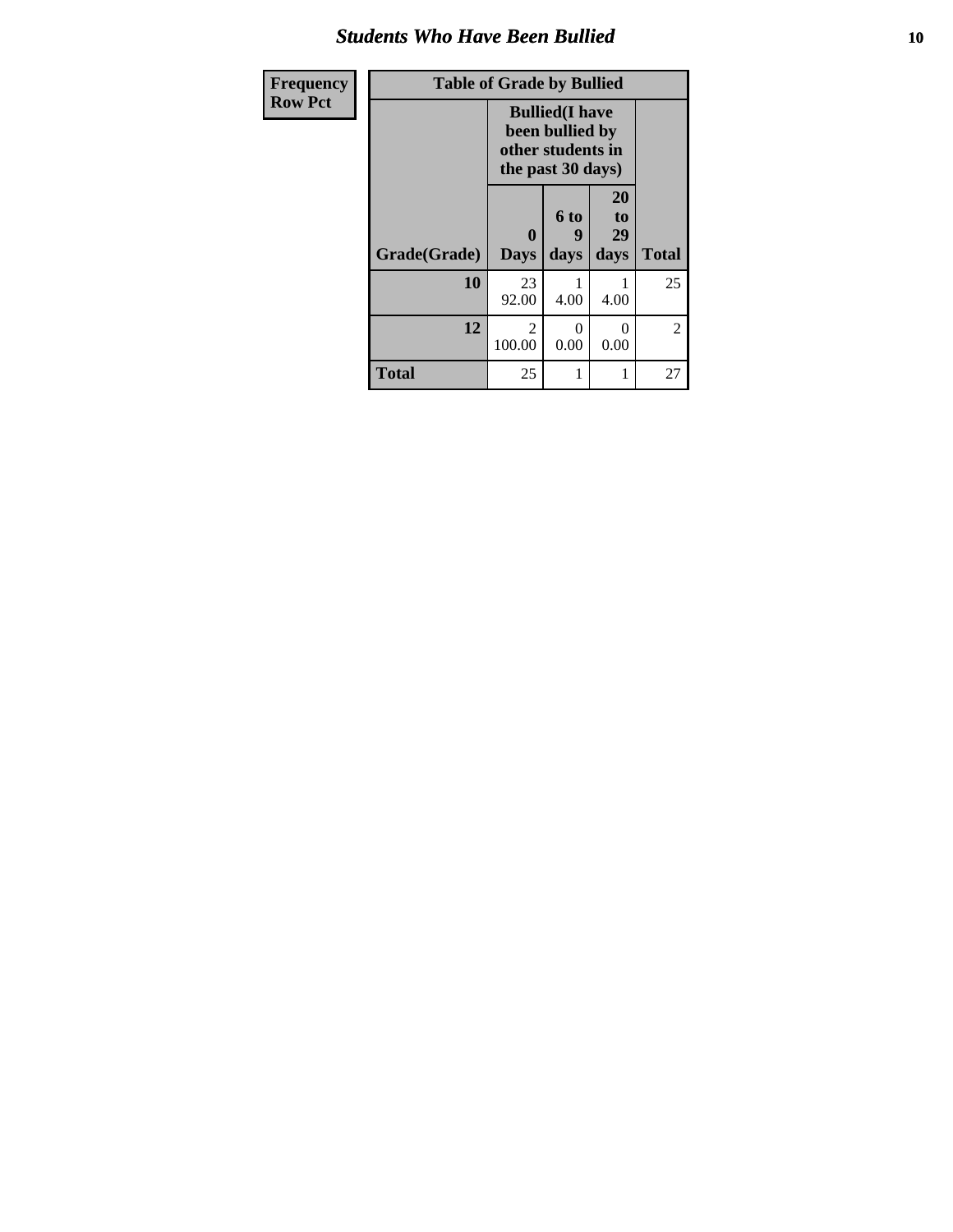## Students Who Have Been Bullied

| Frequency<br>Row Pct |
|---|

**Table of Grade by Bullied**

| Grade(Grade) | Bullied(I have been bullied by other students in the past 30 days) | | | Total |
|---|---|---|---|---|
| | 0 Days | 6 to 9 days | 20 to 29 days | |
| **10** | 23<br>92.00 | 1<br>4.00 | 1<br>4.00 | 25 |
| **12** | 2<br>100.00 | 0<br>0.00 | 0<br>0.00 | 2 |
| **Total** | 25 | 1 | 1 | 27 |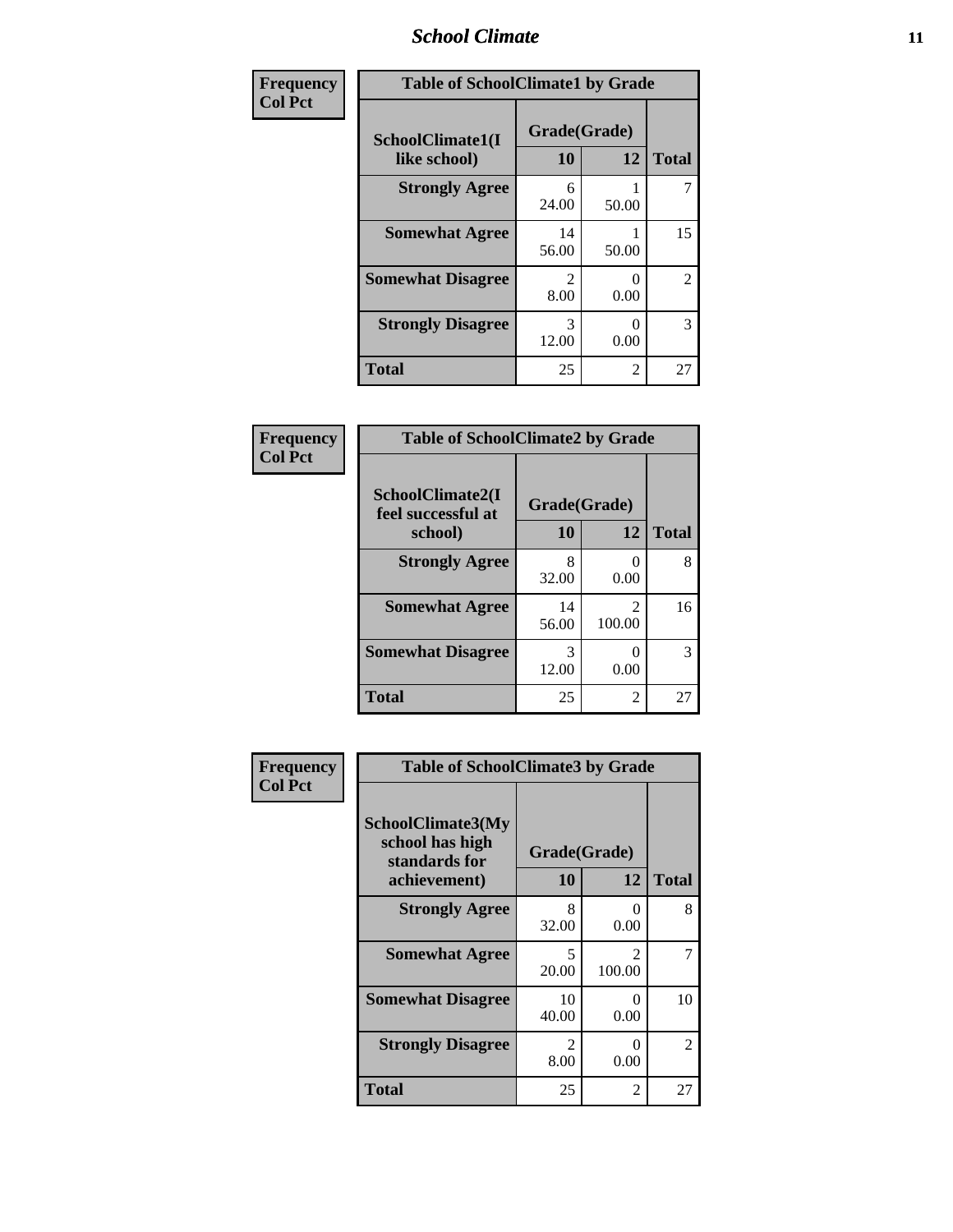| Frequency<br>Col Pct | Table of SchoolClimate1 by Grade | | |
|---|---|---|---|
| SchoolClimate1(I like school) | Grade(Grade) | | |
| | 10 | 12 | Total |
| Strongly Agree | 6<br>24.00 | 1<br>50.00 | 7 |
| Somewhat Agree | 14<br>56.00 | 1<br>50.00 | 15 |
| Somewhat Disagree | 2<br>8.00 | 0<br>0.00 | 2 |
| Strongly Disagree | 3<br>12.00 | 0<br>0.00 | 3 |
| Total | 25 | 2 | 27 |

| Frequency<br>Col Pct | Table of SchoolClimate2 by Grade | | |
|---|---|---|---|
| SchoolClimate2(I feel successful at school) | Grade(Grade) | | |
| | 10 | 12 | Total |
| Strongly Agree | 8<br>32.00 | 0<br>0.00 | 8 |
| Somewhat Agree | 14<br>56.00 | 2<br>100.00 | 16 |
| Somewhat Disagree | 3<br>12.00 | 0<br>0.00 | 3 |
| Total | 25 | 2 | 27 |

| Frequency<br>Col Pct | Table of SchoolClimate3 by Grade | | |
|---|---|---|---|
| SchoolClimate3(My school has high standards for achievement) | Grade(Grade) | | |
| | 10 | 12 | Total |
| Strongly Agree | 8<br>32.00 | 0<br>0.00 | 8 |
| Somewhat Agree | 5<br>20.00 | 2<br>100.00 | 7 |
| Somewhat Disagree | 10<br>40.00 | 0<br>0.00 | 10 |
| Strongly Disagree | 2<br>8.00 | 0<br>0.00 | 2 |
| Total | 25 | 2 | 27 |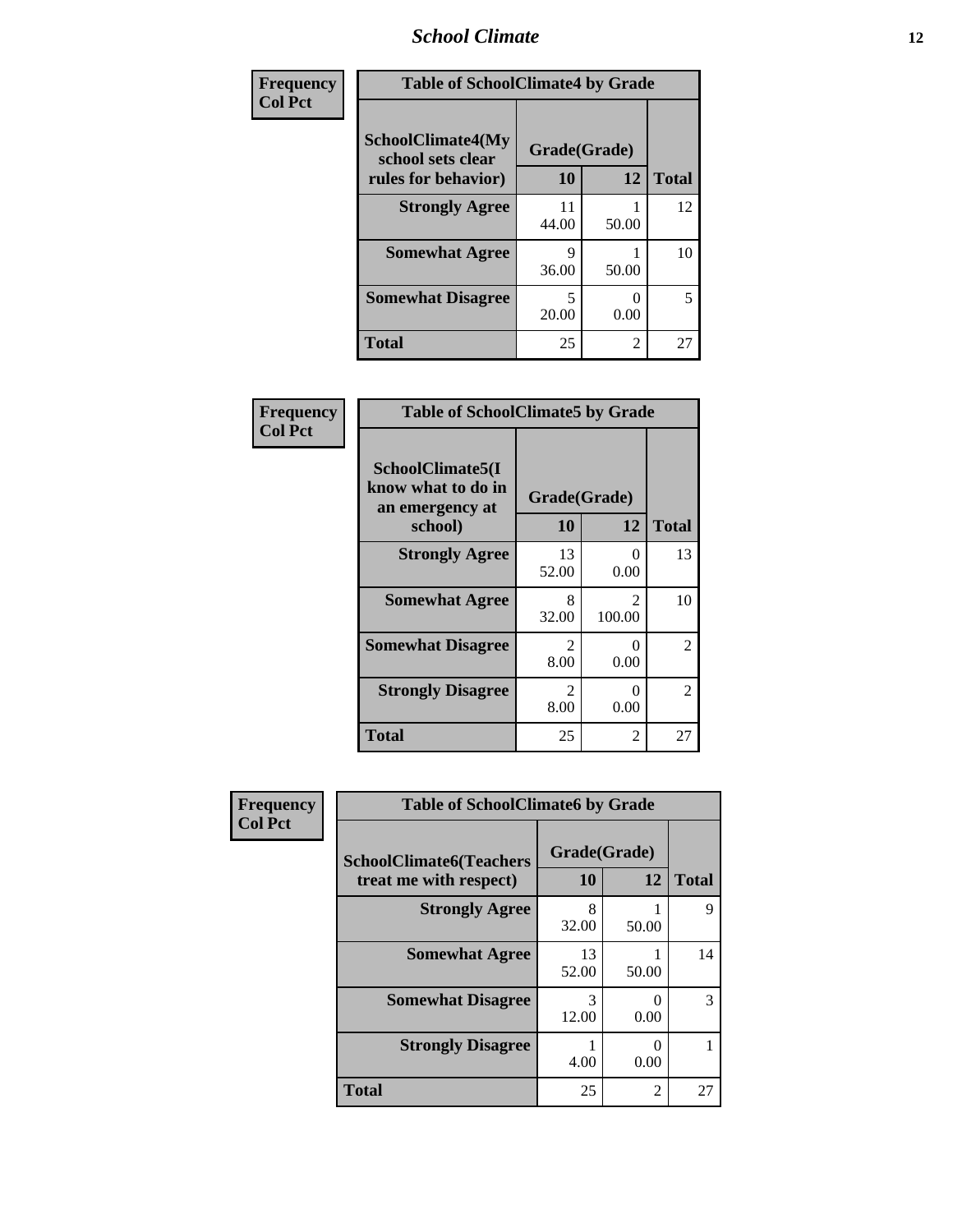| Frequency<br>Col Pct | Table of SchoolClimate4 by Grade | | |
|---|---|---|---|
| SchoolClimate4(My school sets clear rules for behavior) | Grade(Grade) | | |
| | 10 | 12 | Total |
| Strongly Agree | 11<br>44.00 | 1<br>50.00 | 12 |
| Somewhat Agree | 9<br>36.00 | 1<br>50.00 | 10 |
| Somewhat Disagree | 5<br>20.00 | 0<br>0.00 | 5 |
| Total | 25 | 2 | 27 |

| Frequency<br>Col Pct | Table of SchoolClimate5 by Grade | | |
|---|---|---|---|
| SchoolClimate5(I know what to do in an emergency at school) | Grade(Grade) | | |
| | 10 | 12 | Total |
| Strongly Agree | 13<br>52.00 | 0<br>0.00 | 13 |
| Somewhat Agree | 8<br>32.00 | 2<br>100.00 | 10 |
| Somewhat Disagree | 2<br>8.00 | 0<br>0.00 | 2 |
| Strongly Disagree | 2<br>8.00 | 0<br>0.00 | 2 |
| Total | 25 | 2 | 27 |

| Frequency<br>Col Pct | Table of SchoolClimate6 by Grade | | |
|---|---|---|---|
| SchoolClimate6(Teachers treat me with respect) | Grade(Grade) | | |
| | 10 | 12 | Total |
| Strongly Agree | 8<br>32.00 | 1<br>50.00 | 9 |
| Somewhat Agree | 13<br>52.00 | 1<br>50.00 | 14 |
| Somewhat Disagree | 3<br>12.00 | 0<br>0.00 | 3 |
| Strongly Disagree | 1<br>4.00 | 0<br>0.00 | 1 |
| Total | 25 | 2 | 27 |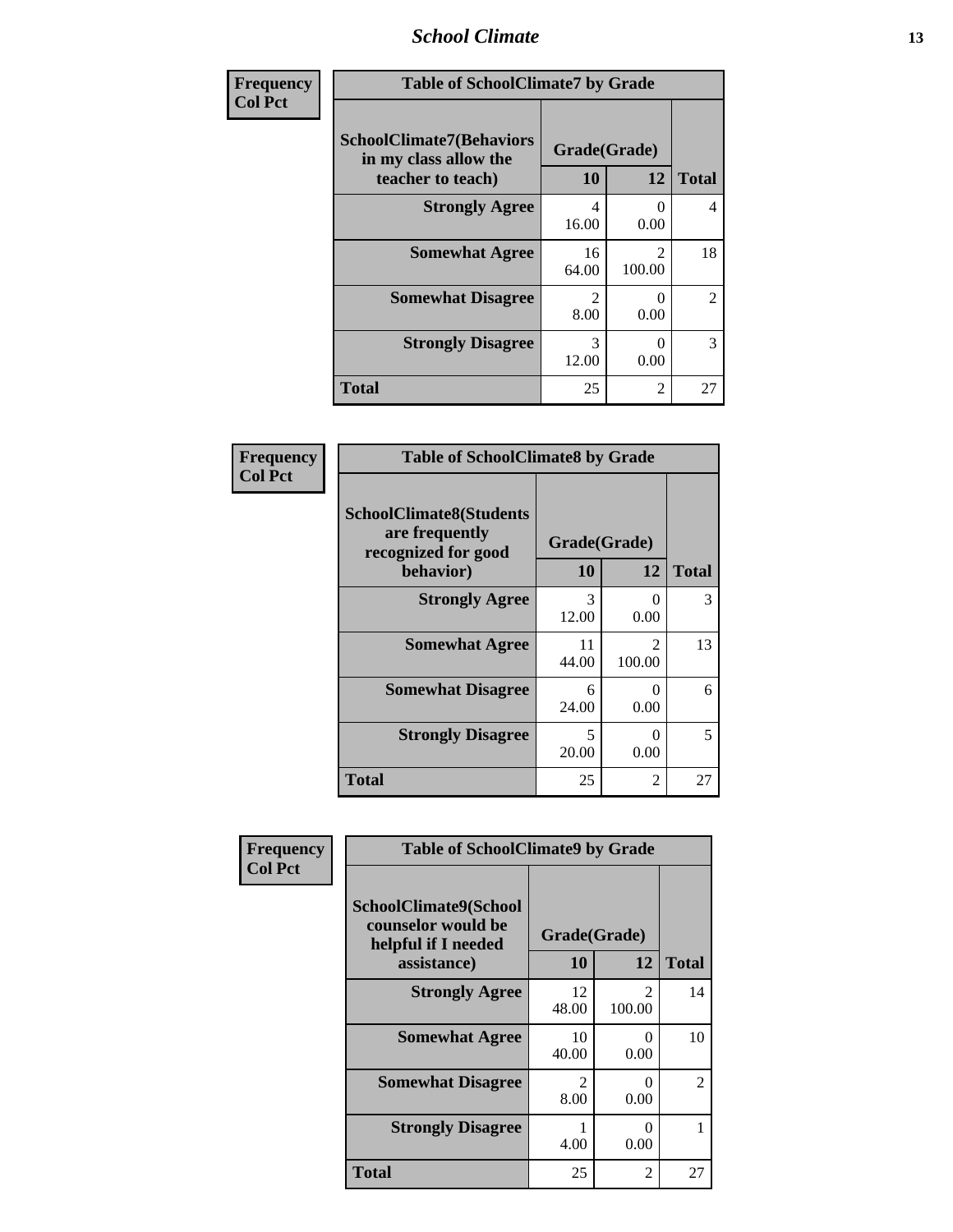| Frequency<br>Col Pct | Table of SchoolClimate7 by Grade | | |
|---|---|---|---|
| **SchoolClimate7(Behaviors in my class allow the teacher to teach)** | **Grade(Grade)** | | |
| | **10** | **12** | **Total** |
| **Strongly Agree** | 4<br>16.00 | 0<br>0.00 | 4 |
| **Somewhat Agree** | 16<br>64.00 | 2<br>100.00 | 18 |
| **Somewhat Disagree** | 2<br>8.00 | 0<br>0.00 | 2 |
| **Strongly Disagree** | 3<br>12.00 | 0<br>0.00 | 3 |
| **Total** | 25 | 2 | 27 |

| Frequency<br>Col Pct | Table of SchoolClimate8 by Grade | | |
|---|---|---|---|
| **SchoolClimate8(Students are frequently recognized for good behavior)** | **Grade(Grade)** | | |
| | **10** | **12** | **Total** |
| **Strongly Agree** | 3<br>12.00 | 0<br>0.00 | 3 |
| **Somewhat Agree** | 11<br>44.00 | 2<br>100.00 | 13 |
| **Somewhat Disagree** | 6<br>24.00 | 0<br>0.00 | 6 |
| **Strongly Disagree** | 5<br>20.00 | 0<br>0.00 | 5 |
| **Total** | 25 | 2 | 27 |

| Frequency<br>Col Pct | Table of SchoolClimate9 by Grade | | |
|---|---|---|---|
| **SchoolClimate9(School counselor would be helpful if I needed assistance)** | **Grade(Grade)** | | |
| | **10** | **12** | **Total** |
| **Strongly Agree** | 12<br>48.00 | 2<br>100.00 | 14 |
| **Somewhat Agree** | 10<br>40.00 | 0<br>0.00 | 10 |
| **Somewhat Disagree** | 2<br>8.00 | 0<br>0.00 | 2 |
| **Strongly Disagree** | 1<br>4.00 | 0<br>0.00 | 1 |
| **Total** | 25 | 2 | 27 |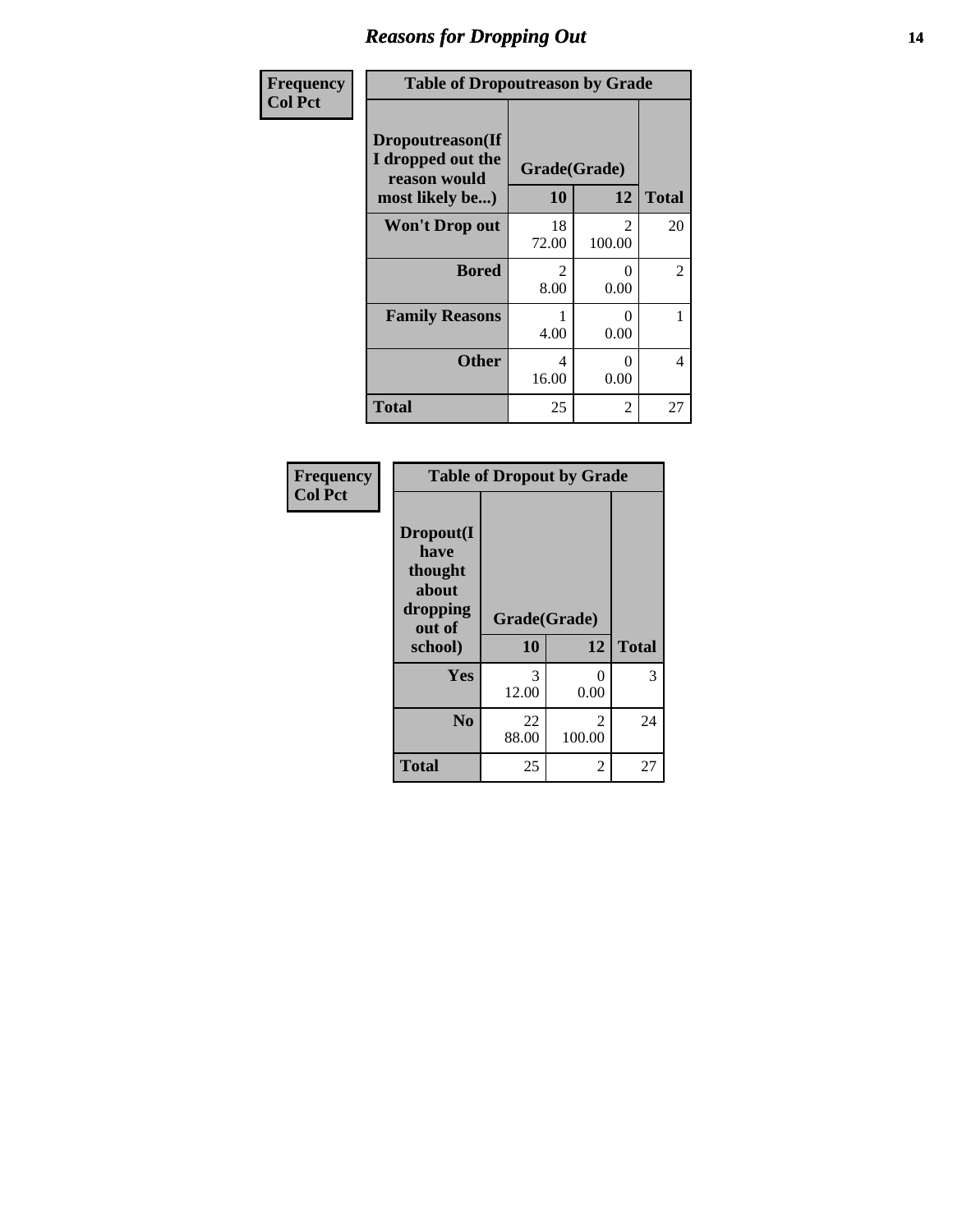# Reasons for Dropping Out

| Frequency<br>Col Pct | | | |
|---|---|---|---|
| **Table of Dropoutreason by Grade** | | | |
| **Dropoutreason(If I dropped out the reason would most likely be...)** | **Grade(Grade)** | | |
| | **10** | **12** | **Total** |
| **Won't Drop out** | 18<br>72.00 | 2<br>100.00 | 20 |
| **Bored** | 2<br>8.00 | 0<br>0.00 | 2 |
| **Family Reasons** | 1<br>4.00 | 0<br>0.00 | 1 |
| **Other** | 4<br>16.00 | 0<br>0.00 | 4 |
| **Total** | 25 | 2 | 27 |

| Frequency<br>Col Pct | | | |
|---|---|---|---|
| **Table of Dropout by Grade** | | | |
| **Dropout(I have thought about dropping out of school)** | **Grade(Grade)** | | |
| | **10** | **12** | **Total** |
| **Yes** | 3<br>12.00 | 0<br>0.00 | 3 |
| **No** | 22<br>88.00 | 2<br>100.00 | 24 |
| **Total** | 25 | 2 | 27 |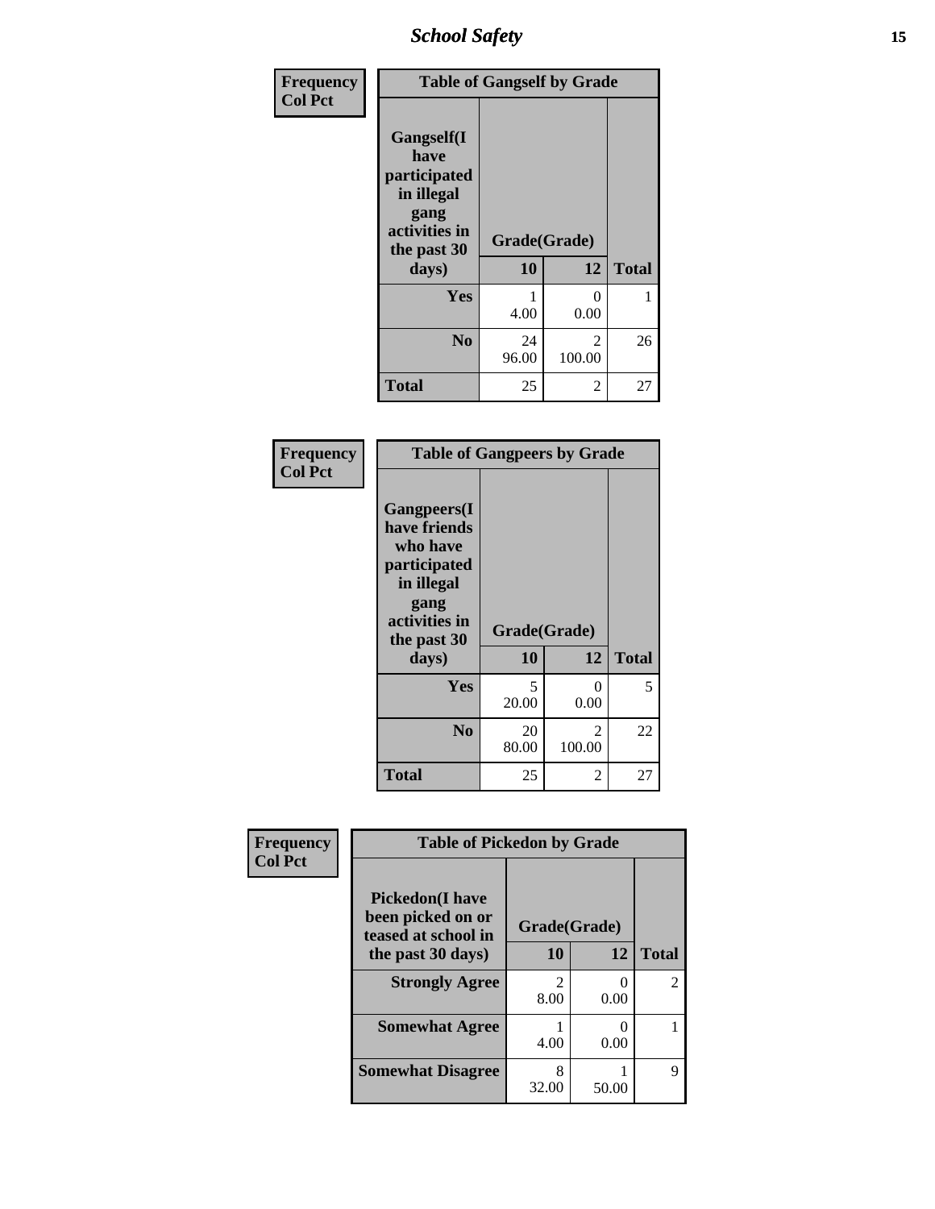| Frequency<br>Col Pct | Table of Gangself by Grade | | |
|---|---|---|---|
| Gangself(I have participated in illegal gang activities in the past 30 days) | Grade(Grade) | | |
| | 10 | 12 | Total |
| Yes | 1<br>4.00 | 0<br>0.00 | 1 |
| No | 24<br>96.00 | 2<br>100.00 | 26 |
| Total | 25 | 2 | 27 |

| Frequency<br>Col Pct | Table of Gangpeers by Grade | | |
|---|---|---|---|
| Gangpeers(I have friends who have participated in illegal gang activities in the past 30 days) | Grade(Grade) | | |
| | 10 | 12 | Total |
| Yes | 5<br>20.00 | 0<br>0.00 | 5 |
| No | 20<br>80.00 | 2<br>100.00 | 22 |
| Total | 25 | 2 | 27 |

| Frequency<br>Col Pct | Table of Pickedon by Grade | | |
|---|---|---|---|
| Pickedon(I have been picked on or teased at school in the past 30 days) | Grade(Grade) | | |
| | 10 | 12 | Total |
| Strongly Agree | 2<br>8.00 | 0<br>0.00 | 2 |
| Somewhat Agree | 1<br>4.00 | 0<br>0.00 | 1 |
| Somewhat Disagree | 8<br>32.00 | 1<br>50.00 | 9 |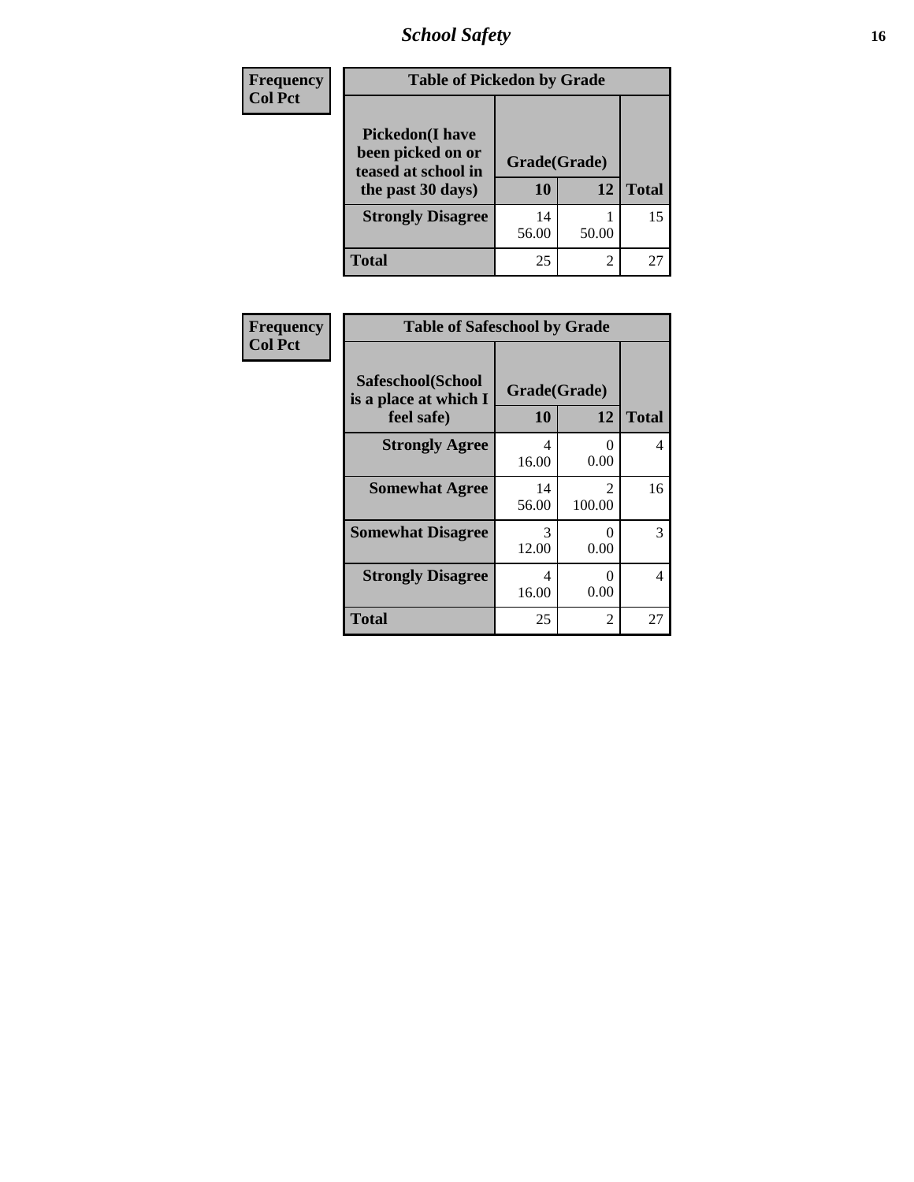**Frequency**
**Col Pct**

| Table of Pickedon by Grade | | | |
|---|---|---|---|
| **Pickedon(I have been picked on or teased at school in the past 30 days)** | **Grade(Grade)** | | **Total** |
| | **10** | **12** | |
| **Strongly Disagree** | 14<br>56.00 | 1<br>50.00 | 15 |
| **Total** | 25 | 2 | 27 |

**Frequency**
**Col Pct**

| Table of Safeschool by Grade | | | |
|---|---|---|---|
| **Safeschool(School is a place at which I feel safe)** | **Grade(Grade)** | | **Total** |
| | **10** | **12** | |
| **Strongly Agree** | 4<br>16.00 | 0<br>0.00 | 4 |
| **Somewhat Agree** | 14<br>56.00 | 2<br>100.00 | 16 |
| **Somewhat Disagree** | 3<br>12.00 | 0<br>0.00 | 3 |
| **Strongly Disagree** | 4<br>16.00 | 0<br>0.00 | 4 |
| **Total** | 25 | 2 | 27 |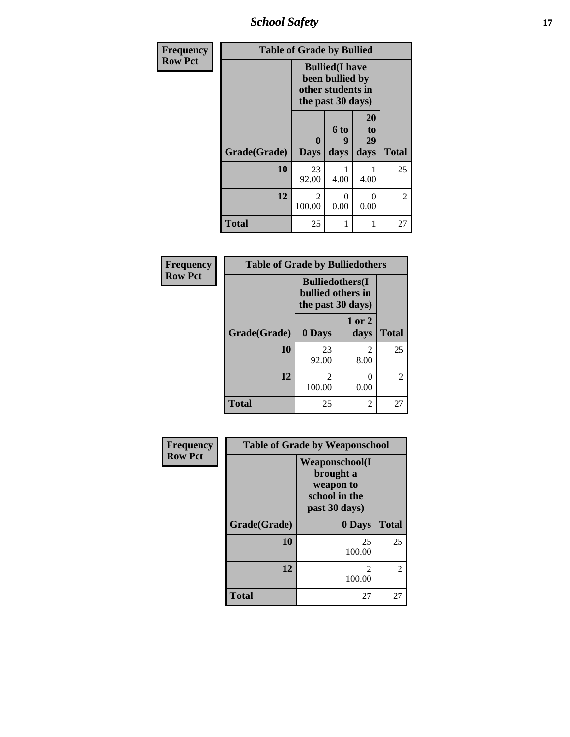## School Safety

**Frequency Row Pct**

| Table of Grade by Bullied | | | | |
|---|---|---|---|---|
| | Bullied(I have been bullied by other students in the past 30 days) | | | |
| Grade(Grade) | 0 Days | 6 to 9 days | 20 to 29 days | Total |
| 10 | 23<br>92.00 | 1<br>4.00 | 1<br>4.00 | 25 |
| 12 | 2<br>100.00 | 0<br>0.00 | 0<br>0.00 | 2 |
| Total | 25 | 1 | 1 | 27 |

**Frequency Row Pct**

| Table of Grade by Bulliedothers | | | |
|---|---|---|---|
| | Bulliedothers(I bullied others in the past 30 days) | | |
| Grade(Grade) | 0 Days | 1 or 2 days | Total |
| 10 | 23<br>92.00 | 2<br>8.00 | 25 |
| 12 | 2<br>100.00 | 0<br>0.00 | 2 |
| Total | 25 | 2 | 27 |

**Frequency Row Pct**

| Table of Grade by Weaponschool | | |
|---|---|---|
| | Weaponschool(I brought a weapon to school in the past 30 days) | |
| Grade(Grade) | 0 Days | Total |
| 10 | 25<br>100.00 | 25 |
| 12 | 2<br>100.00 | 2 |
| Total | 27 | 27 |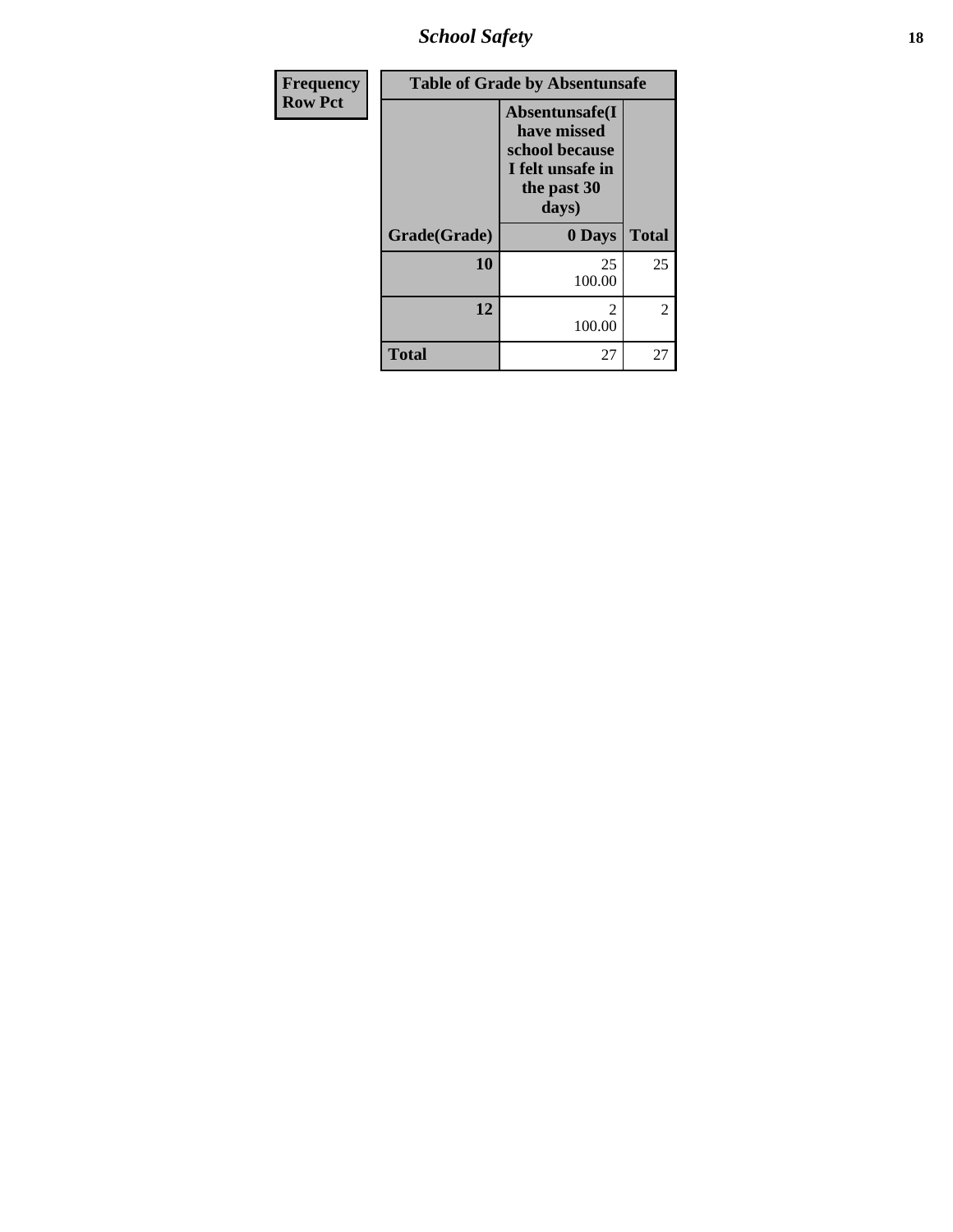| Frequency<br>Row Pct | Table of Grade by Absentunsafe | |
|---|---|---|
| | Absentunsafe(I have missed school because I felt unsafe in the past 30 days) | |
| Grade(Grade) | 0 Days | Total |
| 10 | 25<br>100.00 | 25 |
| 12 | 2<br>100.00 | 2 |
| Total | 27 | 27 |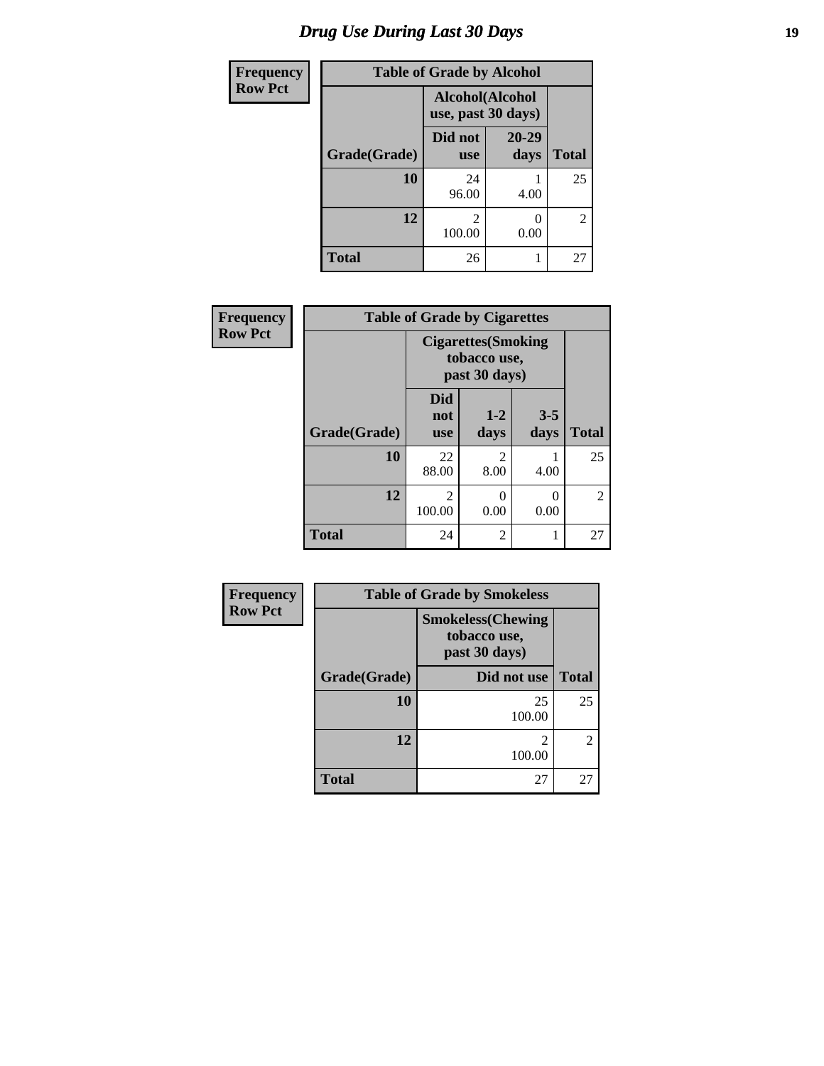# Drug Use During Last 30 Days

| Frequency<br>Row Pct |
|---|

**Table of Grade by Alcohol**

| Grade(Grade) | Alcohol(Alcohol use, past 30 days) | | Total |
|---|---|---|---|
| | Did not use | 20-29 days | |
| 10 | 24<br>96.00 | 1<br>4.00 | 25 |
| 12 | 2<br>100.00 | 0<br>0.00 | 2 |
| Total | 26 | 1 | 27 |

| Frequency<br>Row Pct |
|---|

**Table of Grade by Cigarettes**

| Grade(Grade) | Cigarettes(Smoking tobacco use, past 30 days) | | | Total |
|---|---|---|---|---|
| | Did not use | 1-2 days | 3-5 days | |
| 10 | 22<br>88.00 | 2<br>8.00 | 1<br>4.00 | 25 |
| 12 | 2<br>100.00 | 0<br>0.00 | 0<br>0.00 | 2 |
| Total | 24 | 2 | 1 | 27 |

| Frequency<br>Row Pct |
|---|

**Table of Grade by Smokeless**

| Grade(Grade) | Smokeless(Chewing tobacco use, past 30 days) | Total |
|---|---|---|
| | Did not use | |
| 10 | 25<br>100.00 | 25 |
| 12 | 2<br>100.00 | 2 |
| Total | 27 | 27 |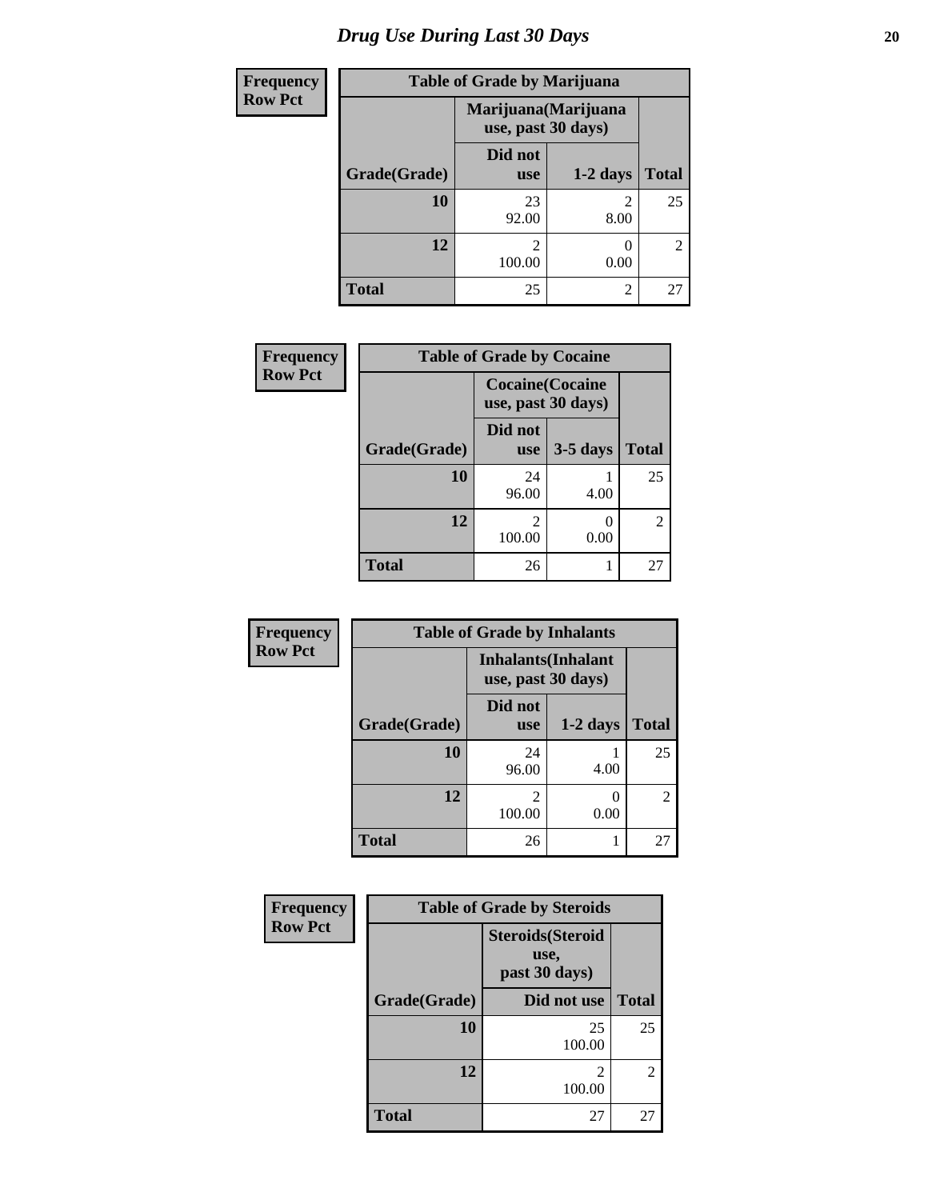# *Drug Use During Last 30 Days*

| Frequency<br>Row Pct | | | |
|---|---|---|---|
| **Table of Grade by Marijuana** | | | |
| | **Marijuana(Marijuana use, past 30 days)** | | |
| **Grade(Grade)** | **Did not use** | **1-2 days** | **Total** |
| **10** | 23<br>92.00 | 2<br>8.00 | 25 |
| **12** | 2<br>100.00 | 0<br>0.00 | 2 |
| **Total** | 25 | 2 | 27 |

| Frequency<br>Row Pct | | | |
|---|---|---|---|
| **Table of Grade by Cocaine** | | | |
| | **Cocaine(Cocaine use, past 30 days)** | | |
| **Grade(Grade)** | **Did not use** | **3-5 days** | **Total** |
| **10** | 24<br>96.00 | 1<br>4.00 | 25 |
| **12** | 2<br>100.00 | 0<br>0.00 | 2 |
| **Total** | 26 | 1 | 27 |

| Frequency<br>Row Pct | | | |
|---|---|---|---|
| **Table of Grade by Inhalants** | | | |
| | **Inhalants(Inhalant use, past 30 days)** | | |
| **Grade(Grade)** | **Did not use** | **1-2 days** | **Total** |
| **10** | 24<br>96.00 | 1<br>4.00 | 25 |
| **12** | 2<br>100.00 | 0<br>0.00 | 2 |
| **Total** | 26 | 1 | 27 |

| Frequency<br>Row Pct | | |
|---|---|---|
| **Table of Grade by Steroids** | | |
| | **Steroids(Steroid use, past 30 days)** | |
| **Grade(Grade)** | **Did not use** | **Total** |
| **10** | 25<br>100.00 | 25 |
| **12** | 2<br>100.00 | 2 |
| **Total** | 27 | 27 |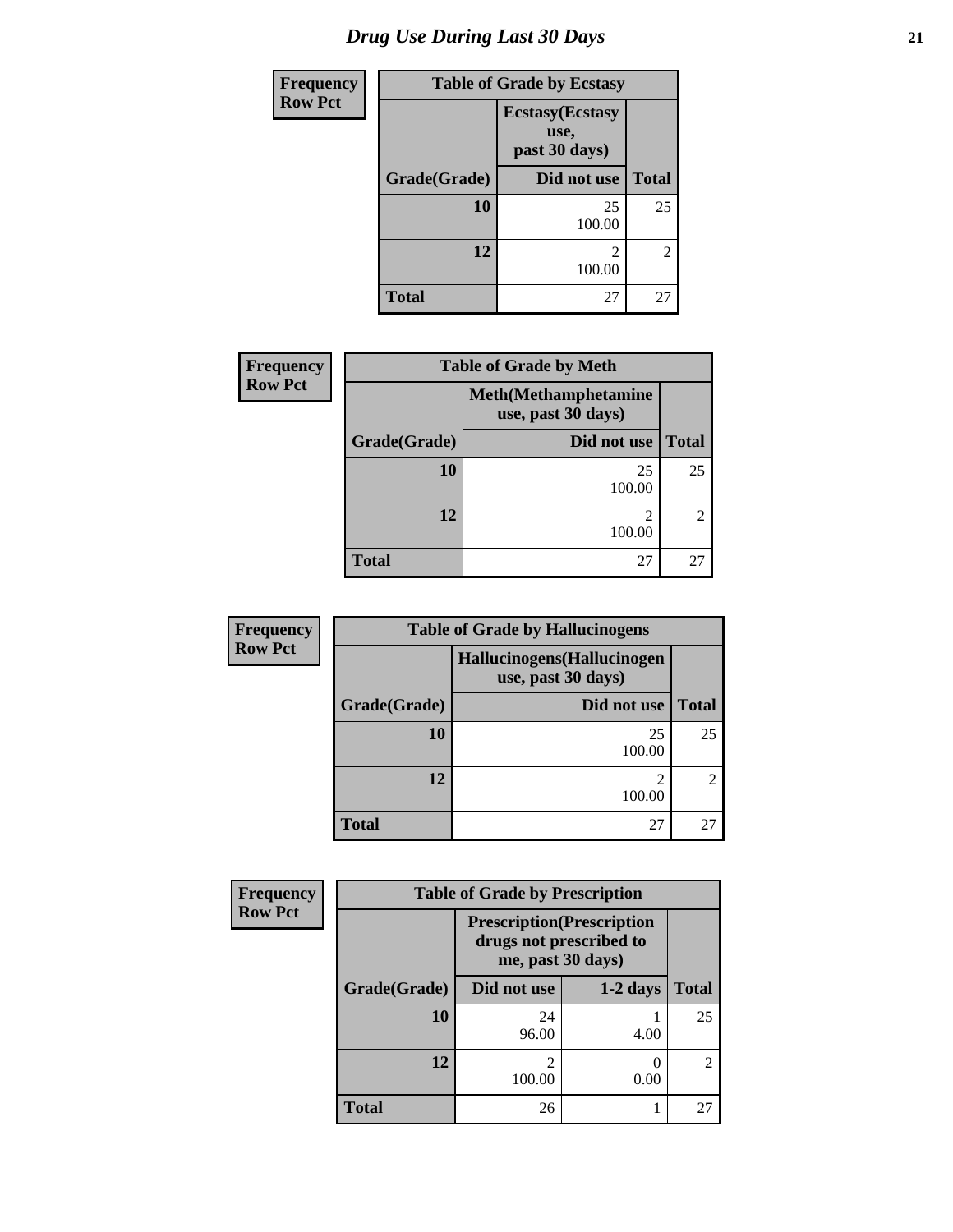# Drug Use During Last 30 Days

Frequency
Row Pct

| Table of Grade by Ecstasy | | |
|---|---|---|
| | Ecstasy(Ecstasy use, past 30 days) | |
| Grade(Grade) | Did not use | Total |
| 10 | 25<br>100.00 | 25 |
| 12 | 2<br>100.00 | 2 |
| Total | 27 | 27 |

Frequency
Row Pct

| Table of Grade by Meth | | |
|---|---|---|
| | Meth(Methamphetamine use, past 30 days) | |
| Grade(Grade) | Did not use | Total |
| 10 | 25<br>100.00 | 25 |
| 12 | 2<br>100.00 | 2 |
| Total | 27 | 27 |

Frequency
Row Pct

| Table of Grade by Hallucinogens | | |
|---|---|---|
| | Hallucinogens(Hallucinogen use, past 30 days) | |
| Grade(Grade) | Did not use | Total |
| 10 | 25<br>100.00 | 25 |
| 12 | 2<br>100.00 | 2 |
| Total | 27 | 27 |

Frequency
Row Pct

| Table of Grade by Prescription | | | |
|---|---|---|---|
| | Prescription(Prescription drugs not prescribed to me, past 30 days) | | |
| Grade(Grade) | Did not use | 1-2 days | Total |
| 10 | 24<br>96.00 | 1<br>4.00 | 25 |
| 12 | 2<br>100.00 | 0<br>0.00 | 2 |
| Total | 26 | 1 | 27 |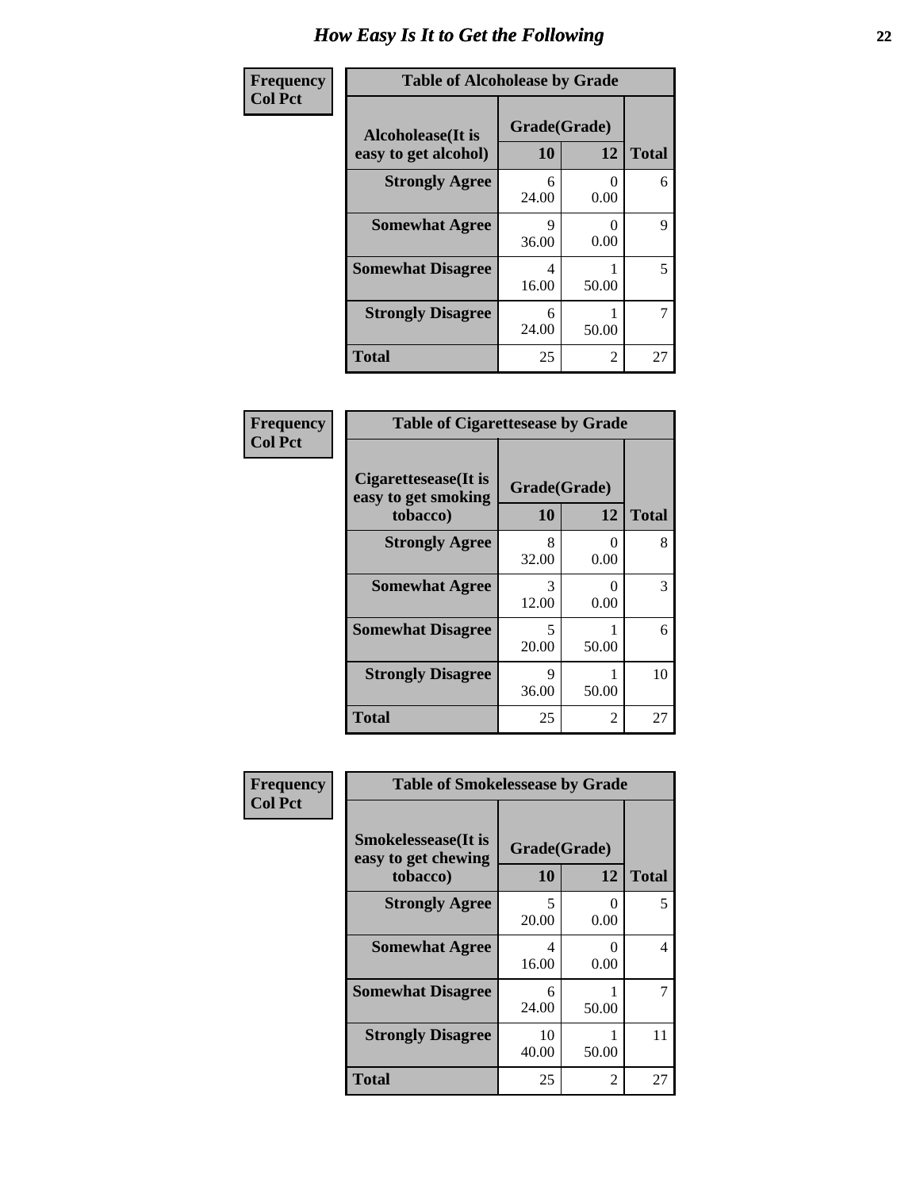# How Easy Is It to Get the Following

**Frequency**
**Col Pct**

**Table of Alcoholease by Grade**

| Alcoholease(It is easy to get alcohol) | Grade(Grade) | | Total |
|---|---|---|---|
| | 10 | 12 | |
| Strongly Agree | 6<br>24.00 | 0<br>0.00 | 6 |
| Somewhat Agree | 9<br>36.00 | 0<br>0.00 | 9 |
| Somewhat Disagree | 4<br>16.00 | 1<br>50.00 | 5 |
| Strongly Disagree | 6<br>24.00 | 1<br>50.00 | 7 |
| Total | 25 | 2 | 27 |

**Frequency**
**Col Pct**

**Table of Cigarettesease by Grade**

| Cigarettesease(It is easy to get smoking tobacco) | Grade(Grade) | | Total |
|---|---|---|---|
| | 10 | 12 | |
| Strongly Agree | 8<br>32.00 | 0<br>0.00 | 8 |
| Somewhat Agree | 3<br>12.00 | 0<br>0.00 | 3 |
| Somewhat Disagree | 5<br>20.00 | 1<br>50.00 | 6 |
| Strongly Disagree | 9<br>36.00 | 1<br>50.00 | 10 |
| Total | 25 | 2 | 27 |

**Frequency**
**Col Pct**

**Table of Smokelessease by Grade**

| Smokelessease(It is easy to get chewing tobacco) | Grade(Grade) | | Total |
|---|---|---|---|
| | 10 | 12 | |
| Strongly Agree | 5<br>20.00 | 0<br>0.00 | 5 |
| Somewhat Agree | 4<br>16.00 | 0<br>0.00 | 4 |
| Somewhat Disagree | 6<br>24.00 | 1<br>50.00 | 7 |
| Strongly Disagree | 10<br>40.00 | 1<br>50.00 | 11 |
| Total | 25 | 2 | 27 |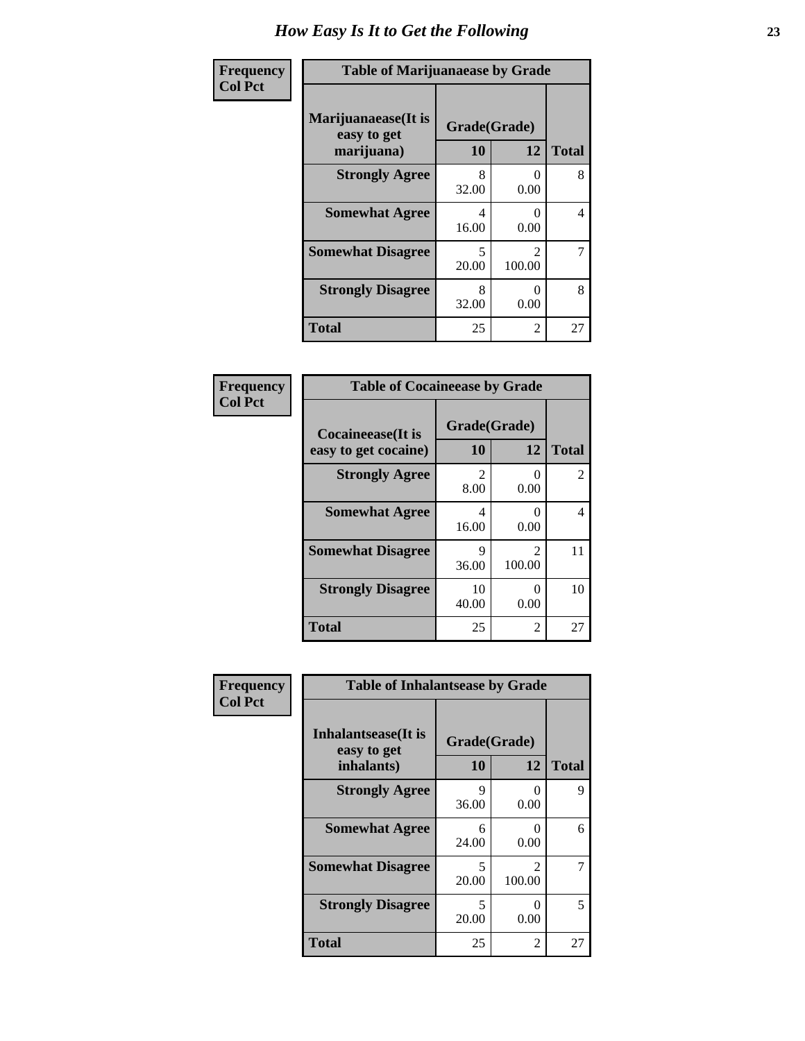# How Easy Is It to Get the Following

**Frequency**
**Col Pct**

**Table of Marijuanaease by Grade**

| Marijuanaease(It is easy to get marijuana) | Grade(Grade) | | Total |
|---|---|---|---|
| | 10 | 12 | |
| Strongly Agree | 8<br>32.00 | 0<br>0.00 | 8 |
| Somewhat Agree | 4<br>16.00 | 0<br>0.00 | 4 |
| Somewhat Disagree | 5<br>20.00 | 2<br>100.00 | 7 |
| Strongly Disagree | 8<br>32.00 | 0<br>0.00 | 8 |
| Total | 25 | 2 | 27 |

**Frequency**
**Col Pct**

**Table of Cocaineease by Grade**

| Cocaineease(It is easy to get cocaine) | Grade(Grade) | | Total |
|---|---|---|---|
| | 10 | 12 | |
| Strongly Agree | 2<br>8.00 | 0<br>0.00 | 2 |
| Somewhat Agree | 4<br>16.00 | 0<br>0.00 | 4 |
| Somewhat Disagree | 9<br>36.00 | 2<br>100.00 | 11 |
| Strongly Disagree | 10<br>40.00 | 0<br>0.00 | 10 |
| Total | 25 | 2 | 27 |

**Frequency**
**Col Pct**

**Table of Inhalantsease by Grade**

| Inhalantsease(It is easy to get inhalants) | Grade(Grade) | | Total |
|---|---|---|---|
| | 10 | 12 | |
| Strongly Agree | 9<br>36.00 | 0<br>0.00 | 9 |
| Somewhat Agree | 6<br>24.00 | 0<br>0.00 | 6 |
| Somewhat Disagree | 5<br>20.00 | 2<br>100.00 | 7 |
| Strongly Disagree | 5<br>20.00 | 0<br>0.00 | 5 |
| Total | 25 | 2 | 27 |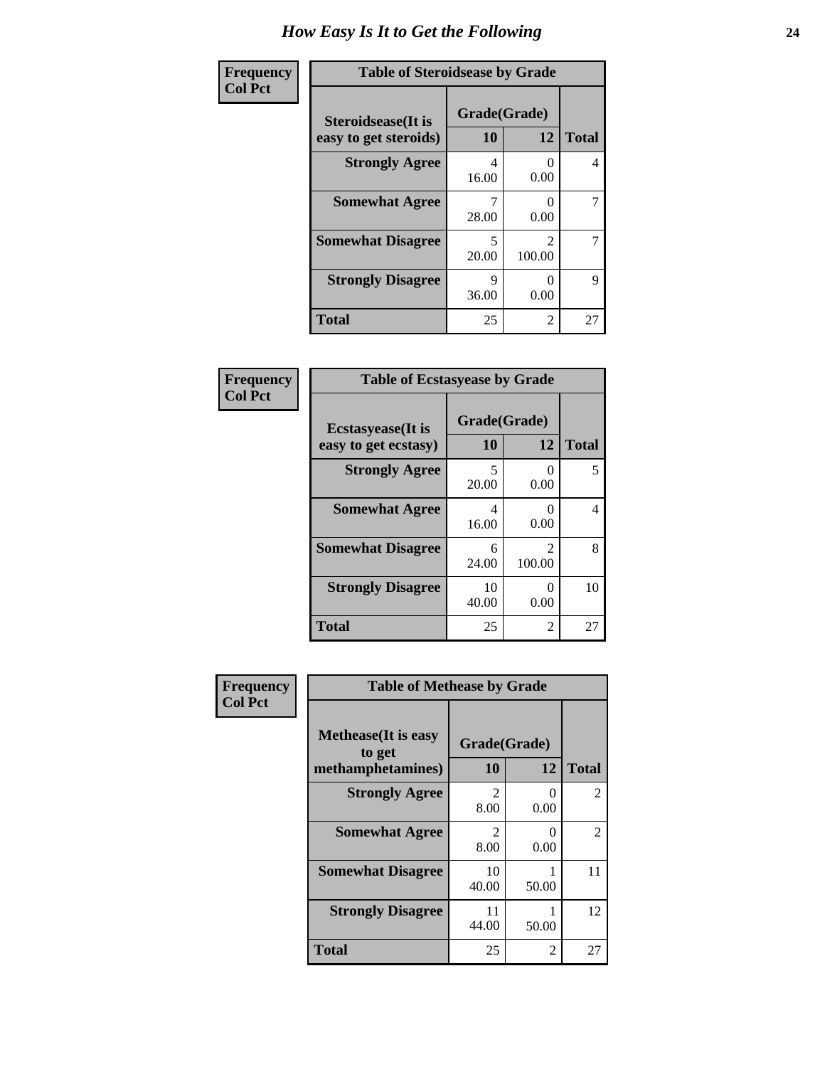# How Easy Is It to Get the Following

**Frequency**
**Col Pct**

| Table of Steroidsease by Grade | | | |
|---|---|---|---|
| **Steroidsease(It is easy to get steroids)** | **Grade(Grade)** | | |
| | **10** | **12** | **Total** |
| **Strongly Agree** | 4<br>16.00 | 0<br>0.00 | 4 |
| **Somewhat Agree** | 7<br>28.00 | 0<br>0.00 | 7 |
| **Somewhat Disagree** | 5<br>20.00 | 2<br>100.00 | 7 |
| **Strongly Disagree** | 9<br>36.00 | 0<br>0.00 | 9 |
| **Total** | 25 | 2 | 27 |

**Frequency**
**Col Pct**

| Table of Ecstasyease by Grade | | | |
|---|---|---|---|
| **Ecstasyease(It is easy to get ecstasy)** | **Grade(Grade)** | | |
| | **10** | **12** | **Total** |
| **Strongly Agree** | 5<br>20.00 | 0<br>0.00 | 5 |
| **Somewhat Agree** | 4<br>16.00 | 0<br>0.00 | 4 |
| **Somewhat Disagree** | 6<br>24.00 | 2<br>100.00 | 8 |
| **Strongly Disagree** | 10<br>40.00 | 0<br>0.00 | 10 |
| **Total** | 25 | 2 | 27 |

**Frequency**
**Col Pct**

| Table of Methease by Grade | | | |
|---|---|---|---|
| **Methease(It is easy to get methamphetamines)** | **Grade(Grade)** | | |
| | **10** | **12** | **Total** |
| **Strongly Agree** | 2<br>8.00 | 0<br>0.00 | 2 |
| **Somewhat Agree** | 2<br>8.00 | 0<br>0.00 | 2 |
| **Somewhat Disagree** | 10<br>40.00 | 1<br>50.00 | 11 |
| **Strongly Disagree** | 11<br>44.00 | 1<br>50.00 | 12 |
| **Total** | 25 | 2 | 27 |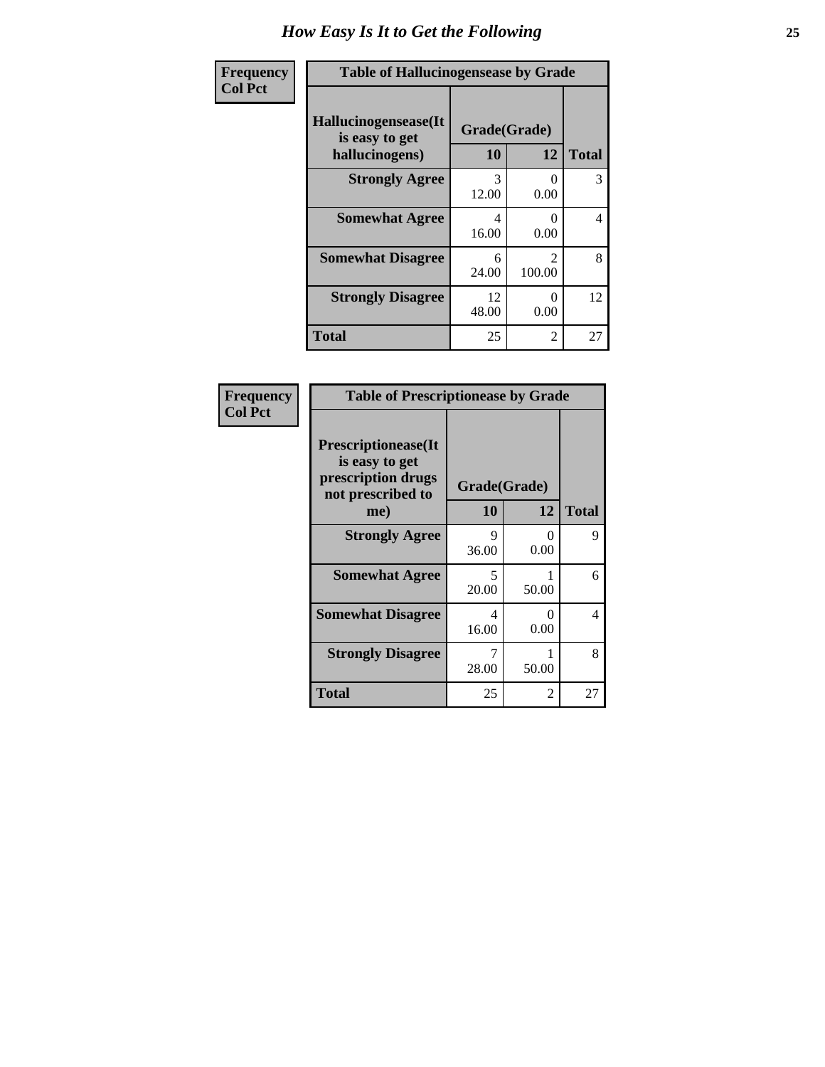# How Easy Is It to Get the Following

**Frequency**
**Col Pct**

| Table of Hallucinogensease by Grade | | | |
|---|---|---|---|
| **Hallucinogensease(It is easy to get hallucinogens)** | **Grade(Grade)** | | |
| | **10** | **12** | **Total** |
| **Strongly Agree** | 3<br>12.00 | 0<br>0.00 | 3 |
| **Somewhat Agree** | 4<br>16.00 | 0<br>0.00 | 4 |
| **Somewhat Disagree** | 6<br>24.00 | 2<br>100.00 | 8 |
| **Strongly Disagree** | 12<br>48.00 | 0<br>0.00 | 12 |
| **Total** | 25 | 2 | 27 |

**Frequency**
**Col Pct**

| Table of Prescriptionease by Grade | | | |
|---|---|---|---|
| **Prescriptionease(It is easy to get prescription drugs not prescribed to me)** | **Grade(Grade)** | | |
| | **10** | **12** | **Total** |
| **Strongly Agree** | 9<br>36.00 | 0<br>0.00 | 9 |
| **Somewhat Agree** | 5<br>20.00 | 1<br>50.00 | 6 |
| **Somewhat Disagree** | 4<br>16.00 | 0<br>0.00 | 4 |
| **Strongly Disagree** | 7<br>28.00 | 1<br>50.00 | 8 |
| **Total** | 25 | 2 | 27 |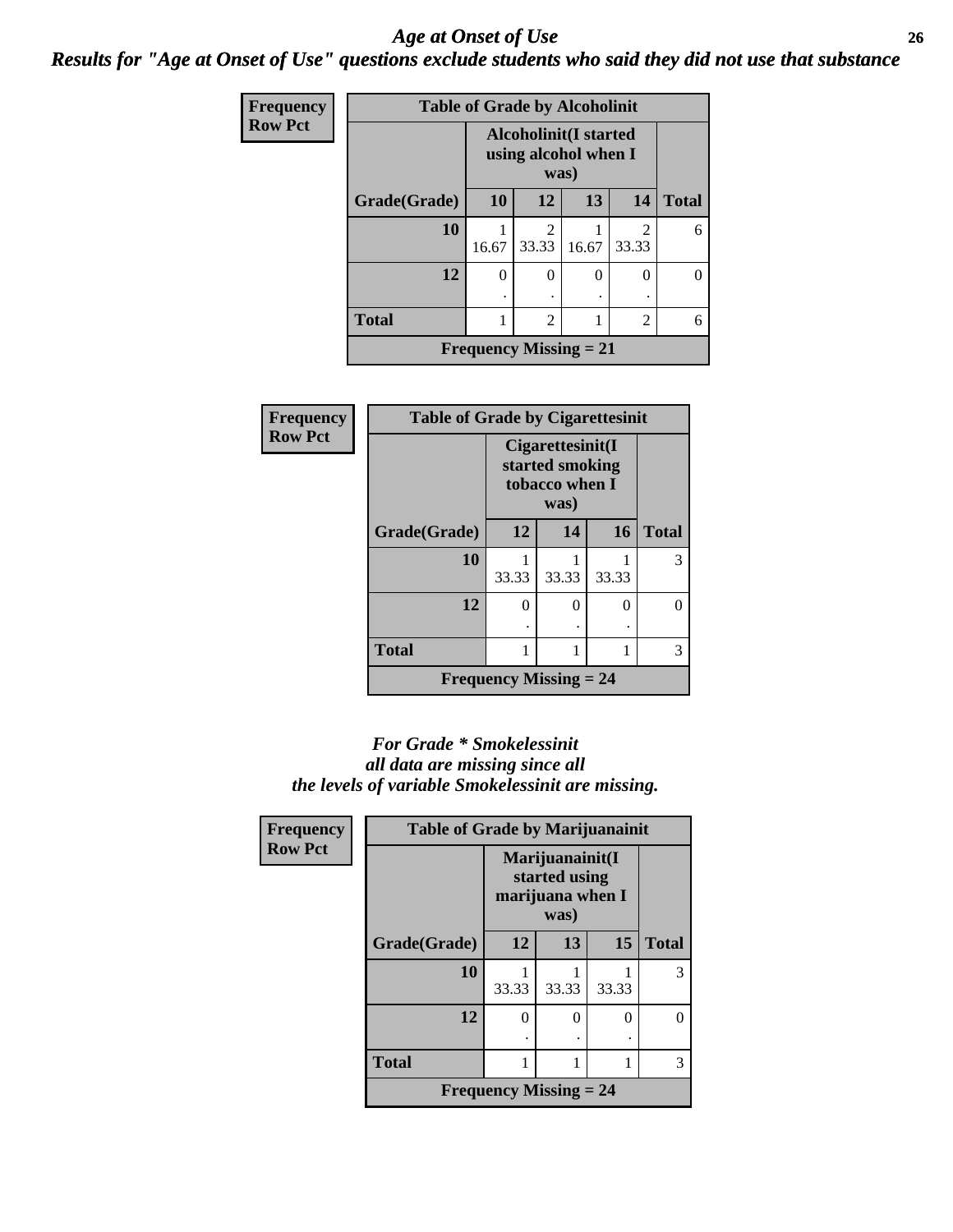# *Age at Onset of Use*

***Results for "Age at Onset of Use" questions exclude students who said they did not use that substance***

**Frequency**
**Row Pct**

| Table of Grade by Alcoholinit | | | | | |
|---|---|---|---|---|---|
| | Alcoholinit(I started using alcohol when I was) | | | | |
| Grade(Grade) | 10 | 12 | 13 | 14 | Total |
| 10 | 1<br>16.67 | 2<br>33.33 | 1<br>16.67 | 2<br>33.33 | 6 |
| 12 | 0<br>. | 0<br>. | 0<br>. | 0<br>. | 0 |
| Total | 1 | 2 | 1 | 2 | 6 |
| Frequency Missing = 21 | | | | | |

**Frequency**
**Row Pct**

| Table of Grade by Cigarettesinit | | | | |
|---|---|---|---|---|
| | Cigarettesinit(I started smoking tobacco when I was) | | | |
| Grade(Grade) | 12 | 14 | 16 | Total |
| 10 | 1<br>33.33 | 1<br>33.33 | 1<br>33.33 | 3 |
| 12 | 0<br>. | 0<br>. | 0<br>. | 0 |
| Total | 1 | 1 | 1 | 3 |
| Frequency Missing = 24 | | | | |

***For Grade * Smokelessinit all data are missing since all the levels of variable Smokelessinit are missing.***

**Frequency**
**Row Pct**

| Table of Grade by Marijuanainit | | | | |
|---|---|---|---|---|
| | Marijuanainit(I started using marijuana when I was) | | | |
| Grade(Grade) | 12 | 13 | 15 | Total |
| 10 | 1<br>33.33 | 1<br>33.33 | 1<br>33.33 | 3 |
| 12 | 0<br>. | 0<br>. | 0<br>. | 0 |
| Total | 1 | 1 | 1 | 3 |
| Frequency Missing = 24 | | | | |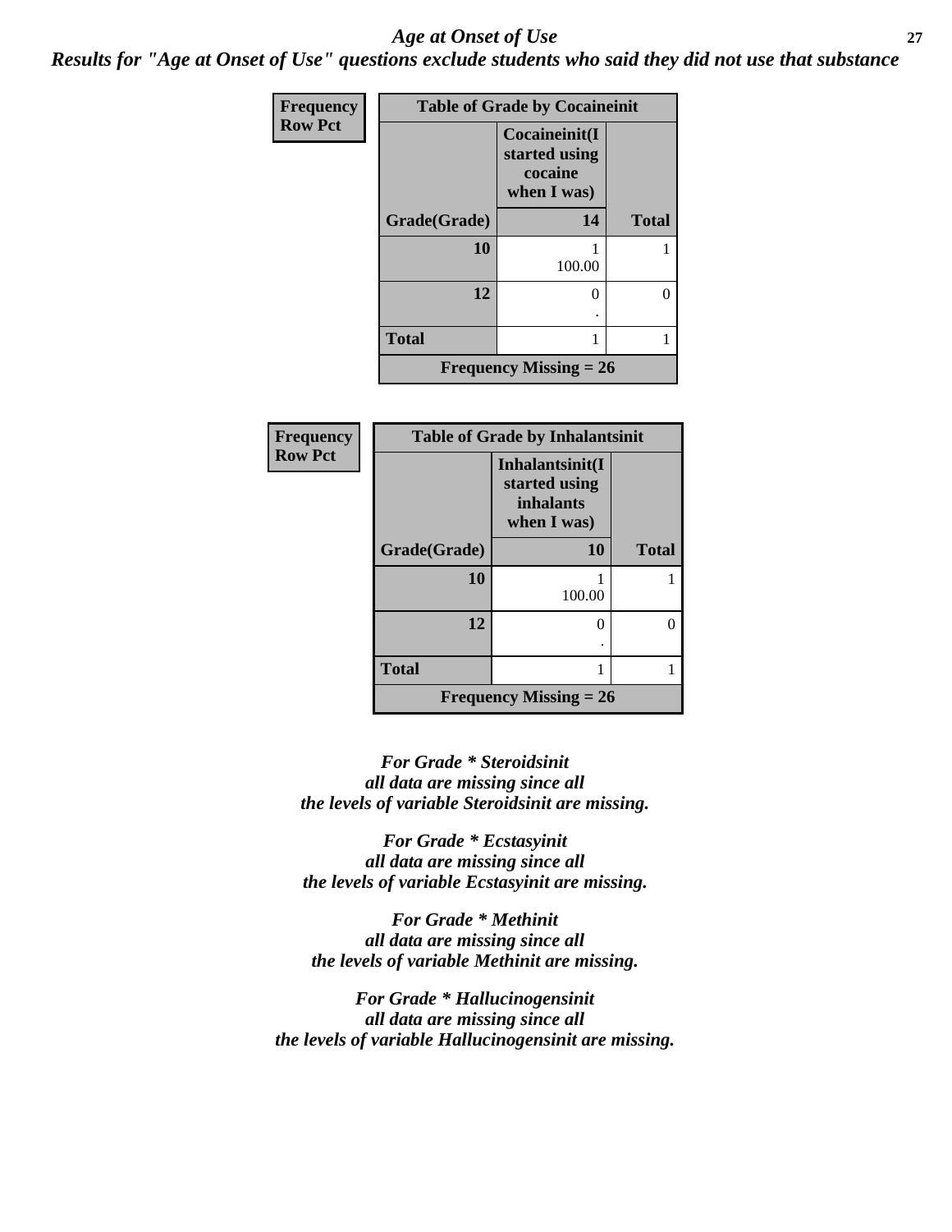# *Age at Onset of Use*

***Results for "Age at Onset of Use" questions exclude students who said they did not use that substance***

| Frequency Row Pct | Table of Grade by Cocaineinit | |
|---|---|---|
| | Cocaineinit(I started using cocaine when I was) | |
| Grade(Grade) | 14 | Total |
| 10 | 1<br>100.00 | 1 |
| 12 | 0<br>. | 0 |
| Total | 1 | 1 |
| | Frequency Missing = 26 | |

| Frequency Row Pct | Table of Grade by Inhalantsinit | |
|---|---|---|
| | Inhalantsinit(I started using inhalants when I was) | |
| Grade(Grade) | 10 | Total |
| 10 | 1<br>100.00 | 1 |
| 12 | 0<br>. | 0 |
| Total | 1 | 1 |
| | Frequency Missing = 26 | |

***For Grade * Steroidsinit all data are missing since all the levels of variable Steroidsinit are missing.***

***For Grade * Ecstasyinit all data are missing since all the levels of variable Ecstasyinit are missing.***

***For Grade * Methinit all data are missing since all the levels of variable Methinit are missing.***

***For Grade * Hallucinogensinit all data are missing since all the levels of variable Hallucinogensinit are missing.***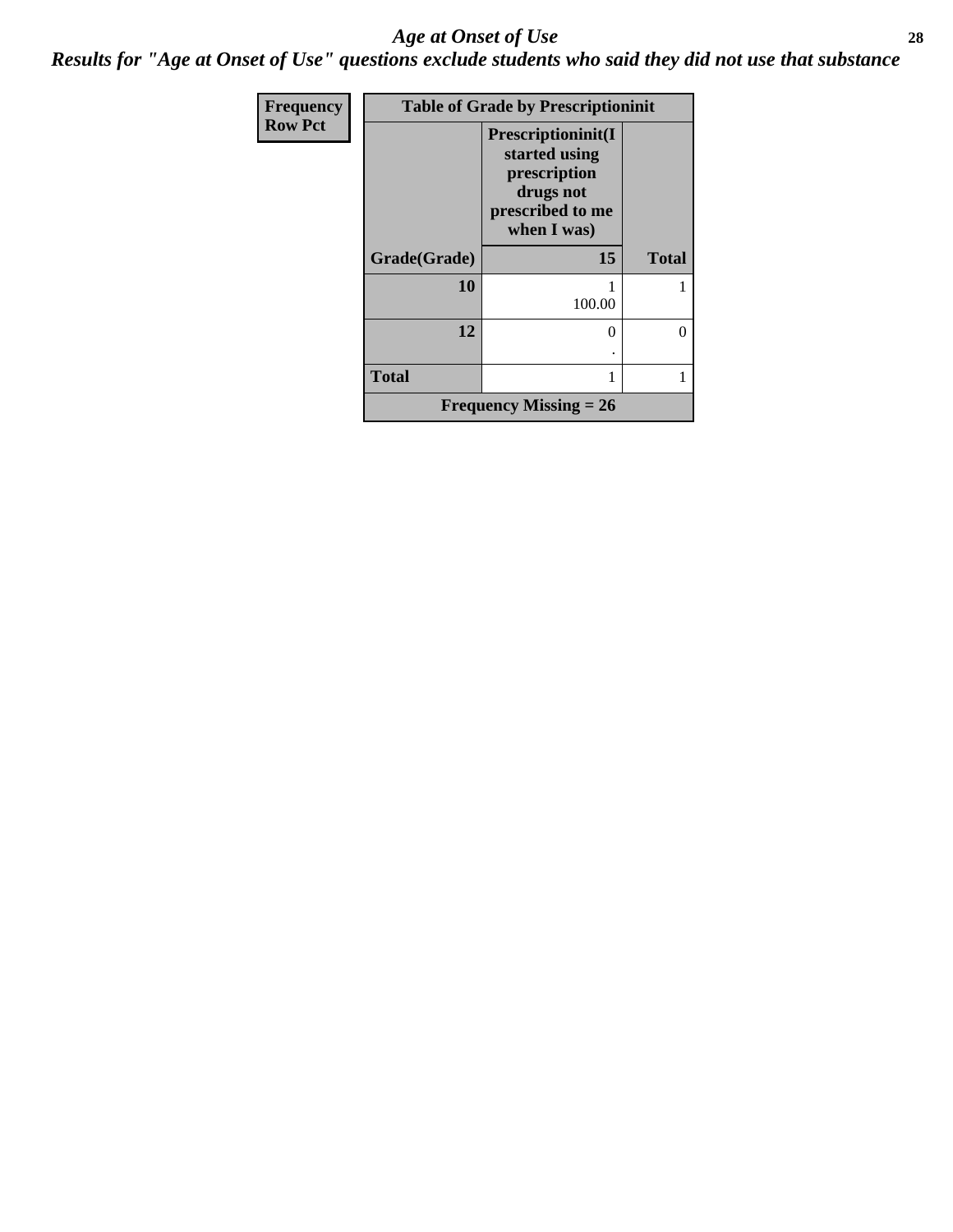# *Age at Onset of Use*

## *Results for "Age at Onset of Use" questions exclude students who said they did not use that substance*

| Frequency<br>Row Pct | Table of Grade by Prescriptioninit | |
|---|---|---|
| | Prescriptioninit(I started using prescription drugs not prescribed to me when I was) | |
| Grade(Grade) | 15 | Total |
| 10 | 1<br>100.00 | 1 |
| 12 | 0<br>. | 0 |
| Total | 1 | 1 |
| Frequency Missing = 26 | | |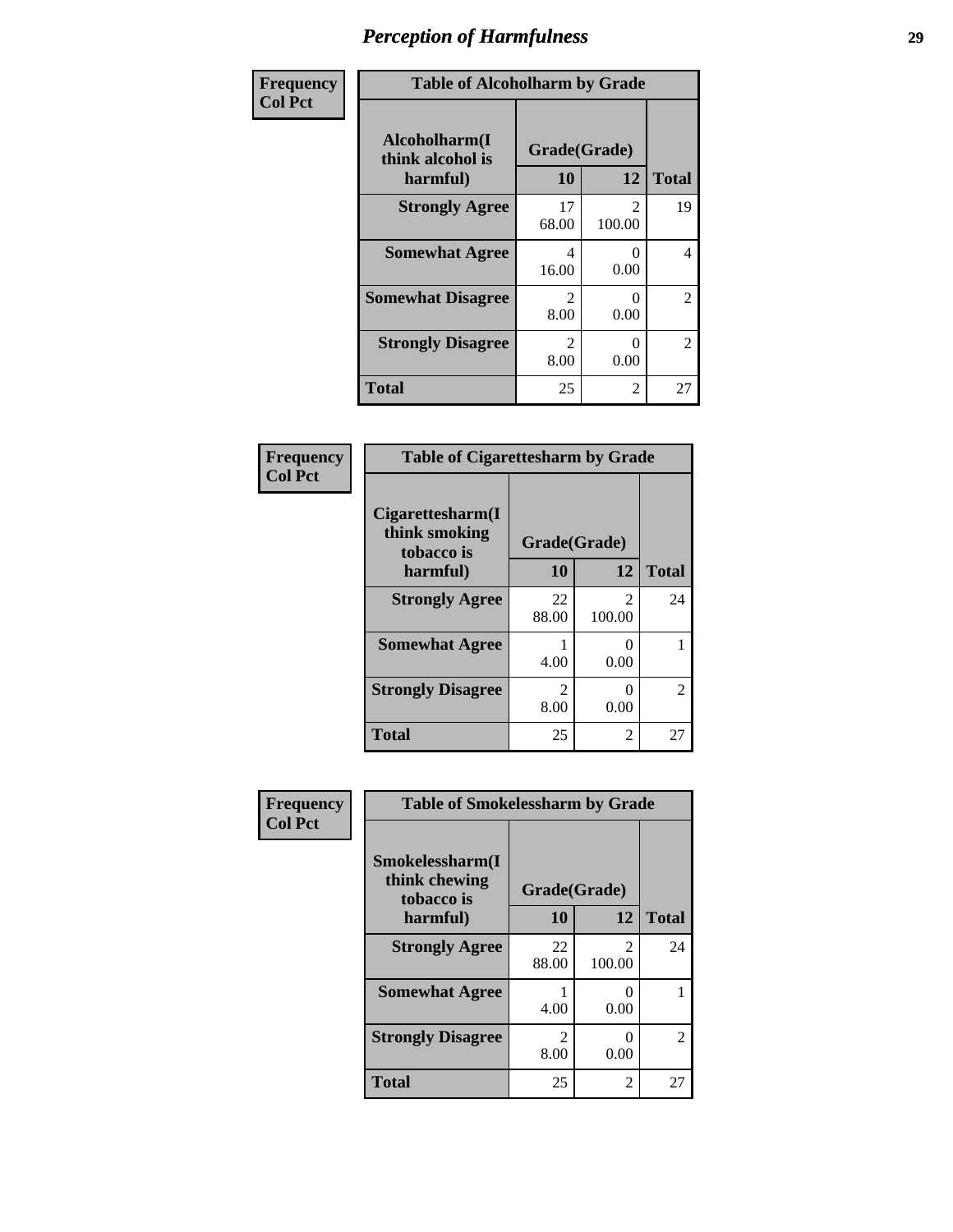# Perception of Harmfulness

| Frequency Col Pct | Table of Alcoholharm by Grade | | |
|---|---|---|---|
| Alcoholharm(I think alcohol is harmful) | Grade(Grade) | | |
| | 10 | 12 | Total |
| Strongly Agree | 17<br>68.00 | 2<br>100.00 | 19 |
| Somewhat Agree | 4<br>16.00 | 0<br>0.00 | 4 |
| Somewhat Disagree | 2<br>8.00 | 0<br>0.00 | 2 |
| Strongly Disagree | 2<br>8.00 | 0<br>0.00 | 2 |
| Total | 25 | 2 | 27 |

| Frequency Col Pct | Table of Cigarettesharm by Grade | | |
|---|---|---|---|
| Cigarettesharm(I think smoking tobacco is harmful) | Grade(Grade) | | |
| | 10 | 12 | Total |
| Strongly Agree | 22<br>88.00 | 2<br>100.00 | 24 |
| Somewhat Agree | 1<br>4.00 | 0<br>0.00 | 1 |
| Strongly Disagree | 2<br>8.00 | 0<br>0.00 | 2 |
| Total | 25 | 2 | 27 |

| Frequency Col Pct | Table of Smokelessharm by Grade | | |
|---|---|---|---|
| Smokelessharm(I think chewing tobacco is harmful) | Grade(Grade) | | |
| | 10 | 12 | Total |
| Strongly Agree | 22<br>88.00 | 2<br>100.00 | 24 |
| Somewhat Agree | 1<br>4.00 | 0<br>0.00 | 1 |
| Strongly Disagree | 2<br>8.00 | 0<br>0.00 | 2 |
| Total | 25 | 2 | 27 |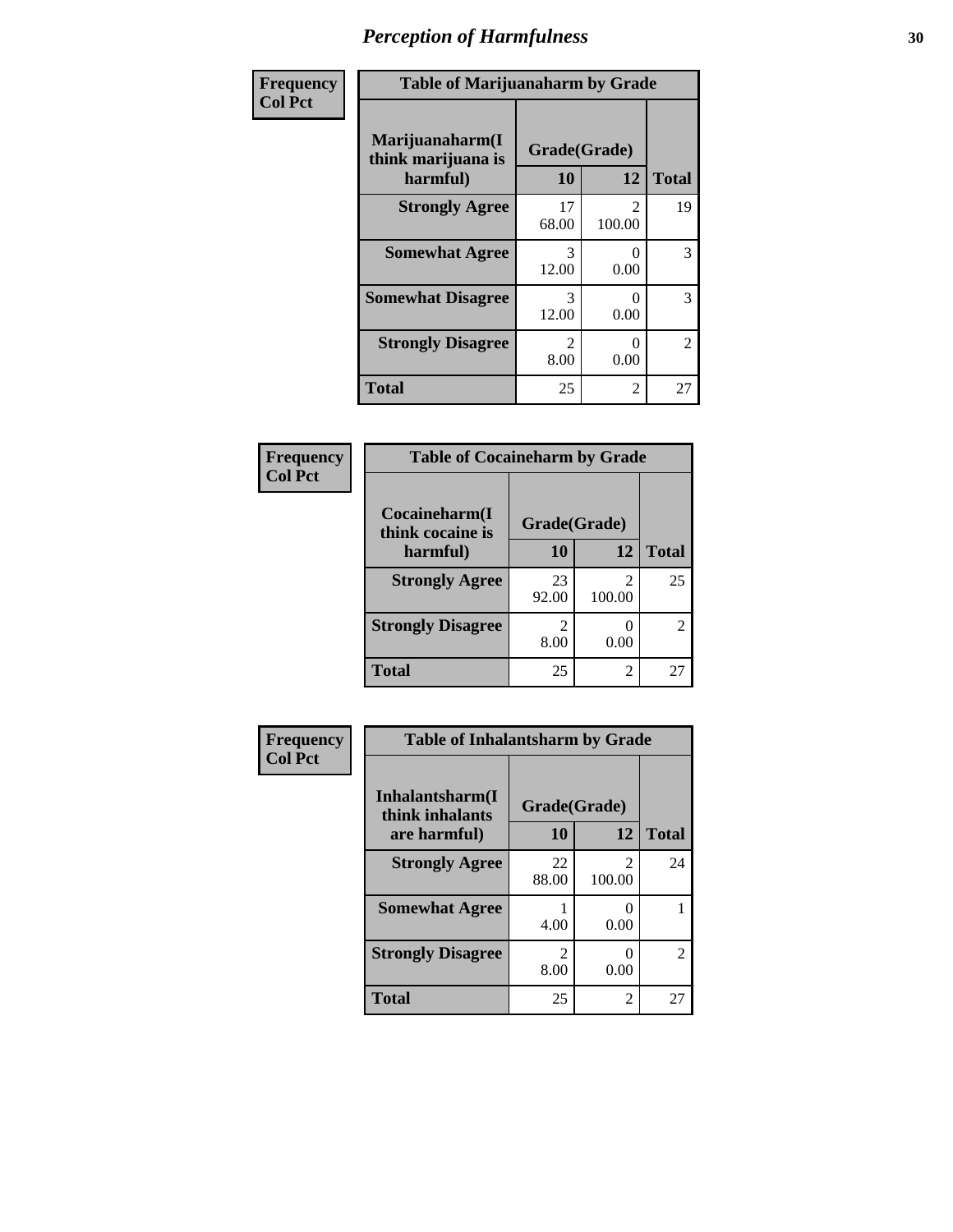# *Perception of Harmfulness*

**Frequency**
**Col Pct**

| Table of Marijuanaharm by Grade | | | |
|---|---|---|---|
| **Marijuanaharm(I think marijuana is harmful)** | **Grade(Grade)** | | **Total** |
| | **10** | **12** | |
| **Strongly Agree** | 17<br>68.00 | 2<br>100.00 | 19 |
| **Somewhat Agree** | 3<br>12.00 | 0<br>0.00 | 3 |
| **Somewhat Disagree** | 3<br>12.00 | 0<br>0.00 | 3 |
| **Strongly Disagree** | 2<br>8.00 | 0<br>0.00 | 2 |
| **Total** | 25 | 2 | 27 |

**Frequency**
**Col Pct**

| Table of Cocaineharm by Grade | | | |
|---|---|---|---|
| **Cocaineharm(I think cocaine is harmful)** | **Grade(Grade)** | | **Total** |
| | **10** | **12** | |
| **Strongly Agree** | 23<br>92.00 | 2<br>100.00 | 25 |
| **Strongly Disagree** | 2<br>8.00 | 0<br>0.00 | 2 |
| **Total** | 25 | 2 | 27 |

**Frequency**
**Col Pct**

| Table of Inhalantsharm by Grade | | | |
|---|---|---|---|
| **Inhalantsharm(I think inhalants are harmful)** | **Grade(Grade)** | | **Total** |
| | **10** | **12** | |
| **Strongly Agree** | 22<br>88.00 | 2<br>100.00 | 24 |
| **Somewhat Agree** | 1<br>4.00 | 0<br>0.00 | 1 |
| **Strongly Disagree** | 2<br>8.00 | 0<br>0.00 | 2 |
| **Total** | 25 | 2 | 27 |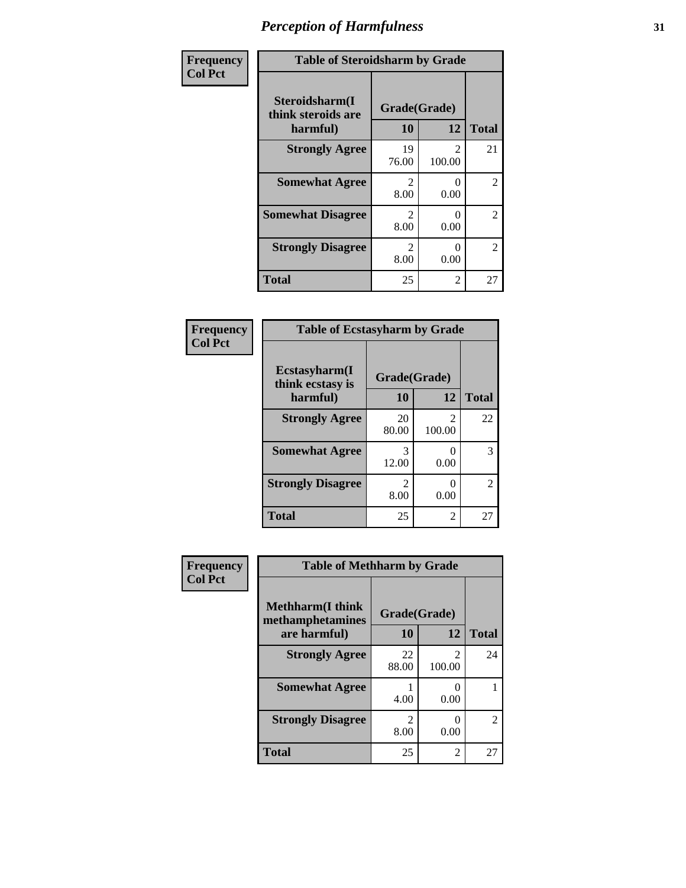# Perception of Harmfulness

**Frequency**
**Col Pct**

| Table of Steroidsharm by Grade | | | |
|---|---|---|---|
| Steroidsharm(I think steroids are harmful) | Grade(Grade) | | |
| | 10 | 12 | Total |
| Strongly Agree | 19<br>76.00 | 2<br>100.00 | 21 |
| Somewhat Agree | 2<br>8.00 | 0<br>0.00 | 2 |
| Somewhat Disagree | 2<br>8.00 | 0<br>0.00 | 2 |
| Strongly Disagree | 2<br>8.00 | 0<br>0.00 | 2 |
| Total | 25 | 2 | 27 |

**Frequency**
**Col Pct**

| Table of Ecstasyharm by Grade | | | |
|---|---|---|---|
| Ecstasyharm(I think ecstasy is harmful) | Grade(Grade) | | |
| | 10 | 12 | Total |
| Strongly Agree | 20<br>80.00 | 2<br>100.00 | 22 |
| Somewhat Agree | 3<br>12.00 | 0<br>0.00 | 3 |
| Strongly Disagree | 2<br>8.00 | 0<br>0.00 | 2 |
| Total | 25 | 2 | 27 |

**Frequency**
**Col Pct**

| Table of Methharm by Grade | | | |
|---|---|---|---|
| Methharm(I think methamphetamines are harmful) | Grade(Grade) | | |
| | 10 | 12 | Total |
| Strongly Agree | 22<br>88.00 | 2<br>100.00 | 24 |
| Somewhat Agree | 1<br>4.00 | 0<br>0.00 | 1 |
| Strongly Disagree | 2<br>8.00 | 0<br>0.00 | 2 |
| Total | 25 | 2 | 27 |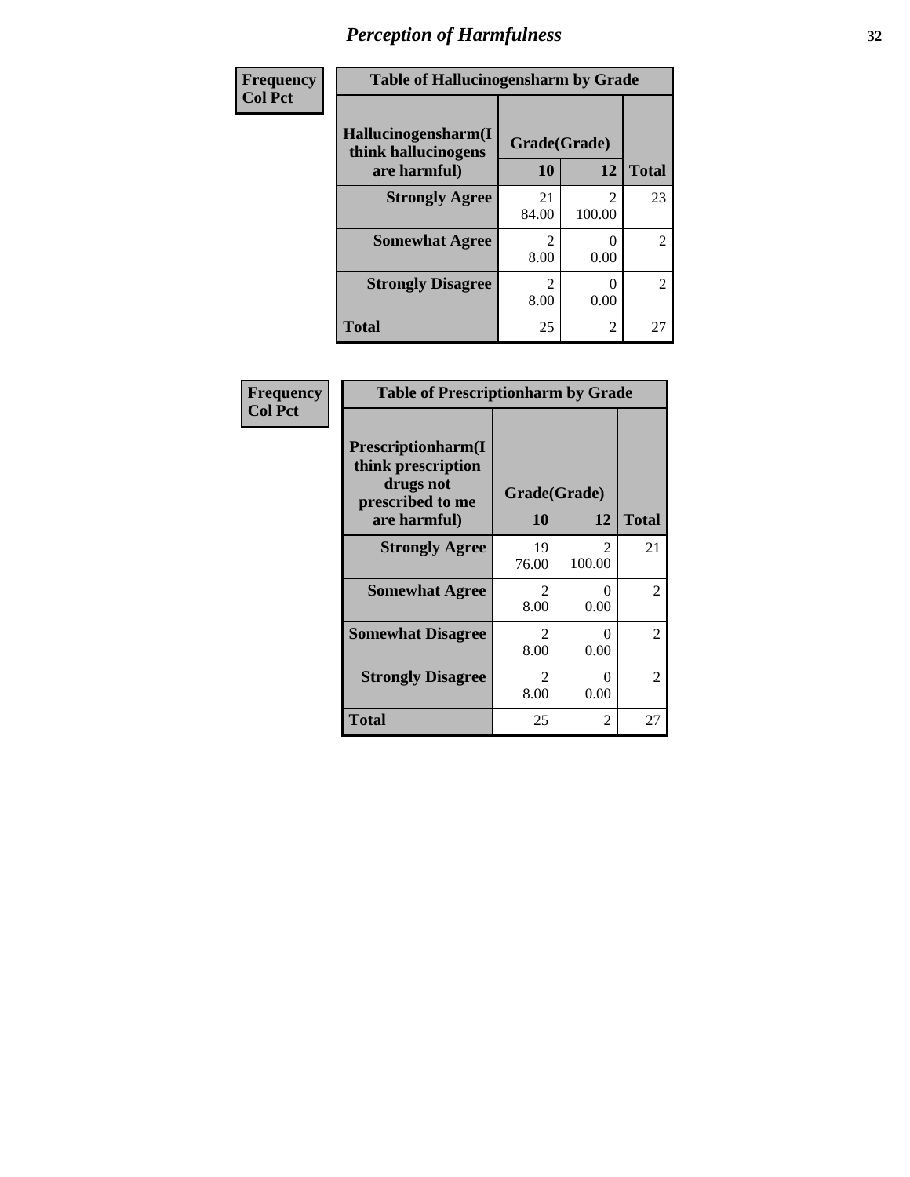# Perception of Harmfulness

| Frequency<br>Col Pct | | | |
|---|---|---|---|
| **Table of Hallucinogensharm by Grade** | | | |
| **Hallucinogensharm(I think hallucinogens are harmful)** | **Grade(Grade)** | | **Total** |
| | **10** | **12** | |
| **Strongly Agree** | 21<br>84.00 | 2<br>100.00 | 23 |
| **Somewhat Agree** | 2<br>8.00 | 0<br>0.00 | 2 |
| **Strongly Disagree** | 2<br>8.00 | 0<br>0.00 | 2 |
| **Total** | 25 | 2 | 27 |

| Frequency<br>Col Pct | | | |
|---|---|---|---|
| **Table of Prescriptionharm by Grade** | | | |
| **Prescriptionharm(I think prescription drugs not prescribed to me are harmful)** | **Grade(Grade)** | | **Total** |
| | **10** | **12** | |
| **Strongly Agree** | 19<br>76.00 | 2<br>100.00 | 21 |
| **Somewhat Agree** | 2<br>8.00 | 0<br>0.00 | 2 |
| **Somewhat Disagree** | 2<br>8.00 | 0<br>0.00 | 2 |
| **Strongly Disagree** | 2<br>8.00 | 0<br>0.00 | 2 |
| **Total** | 25 | 2 | 27 |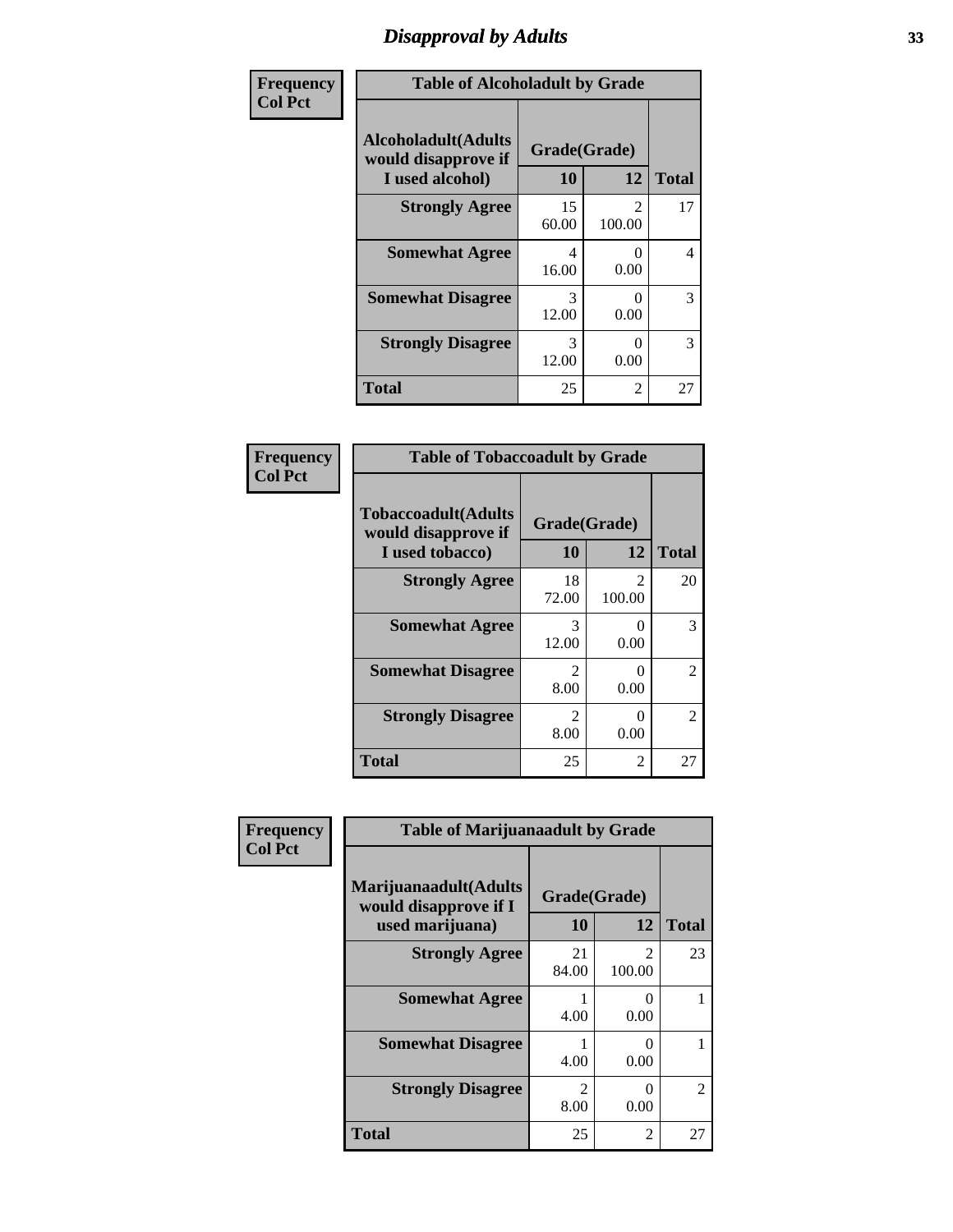## Disapproval by Adults

| Frequency<br>Col Pct | Table of Alcoholadult by Grade | | |
|---|---|---|---|
| **Alcoholadult(Adults would disapprove if I used alcohol)** | **Grade(Grade) 10** | **12** | **Total** |
| **Strongly Agree** | 15<br>60.00 | 2<br>100.00 | 17 |
| **Somewhat Agree** | 4<br>16.00 | 0<br>0.00 | 4 |
| **Somewhat Disagree** | 3<br>12.00 | 0<br>0.00 | 3 |
| **Strongly Disagree** | 3<br>12.00 | 0<br>0.00 | 3 |
| **Total** | 25 | 2 | 27 |

| Frequency<br>Col Pct | Table of Tobaccoadult by Grade | | |
|---|---|---|---|
| **Tobaccoadult(Adults would disapprove if I used tobacco)** | **Grade(Grade) 10** | **12** | **Total** |
| **Strongly Agree** | 18<br>72.00 | 2<br>100.00 | 20 |
| **Somewhat Agree** | 3<br>12.00 | 0<br>0.00 | 3 |
| **Somewhat Disagree** | 2<br>8.00 | 0<br>0.00 | 2 |
| **Strongly Disagree** | 2<br>8.00 | 0<br>0.00 | 2 |
| **Total** | 25 | 2 | 27 |

| Frequency<br>Col Pct | Table of Marijuanaadult by Grade | | |
|---|---|---|---|
| **Marijuanaadult(Adults would disapprove if I used marijuana)** | **Grade(Grade) 10** | **12** | **Total** |
| **Strongly Agree** | 21<br>84.00 | 2<br>100.00 | 23 |
| **Somewhat Agree** | 1<br>4.00 | 0<br>0.00 | 1 |
| **Somewhat Disagree** | 1<br>4.00 | 0<br>0.00 | 1 |
| **Strongly Disagree** | 2<br>8.00 | 0<br>0.00 | 2 |
| **Total** | 25 | 2 | 27 |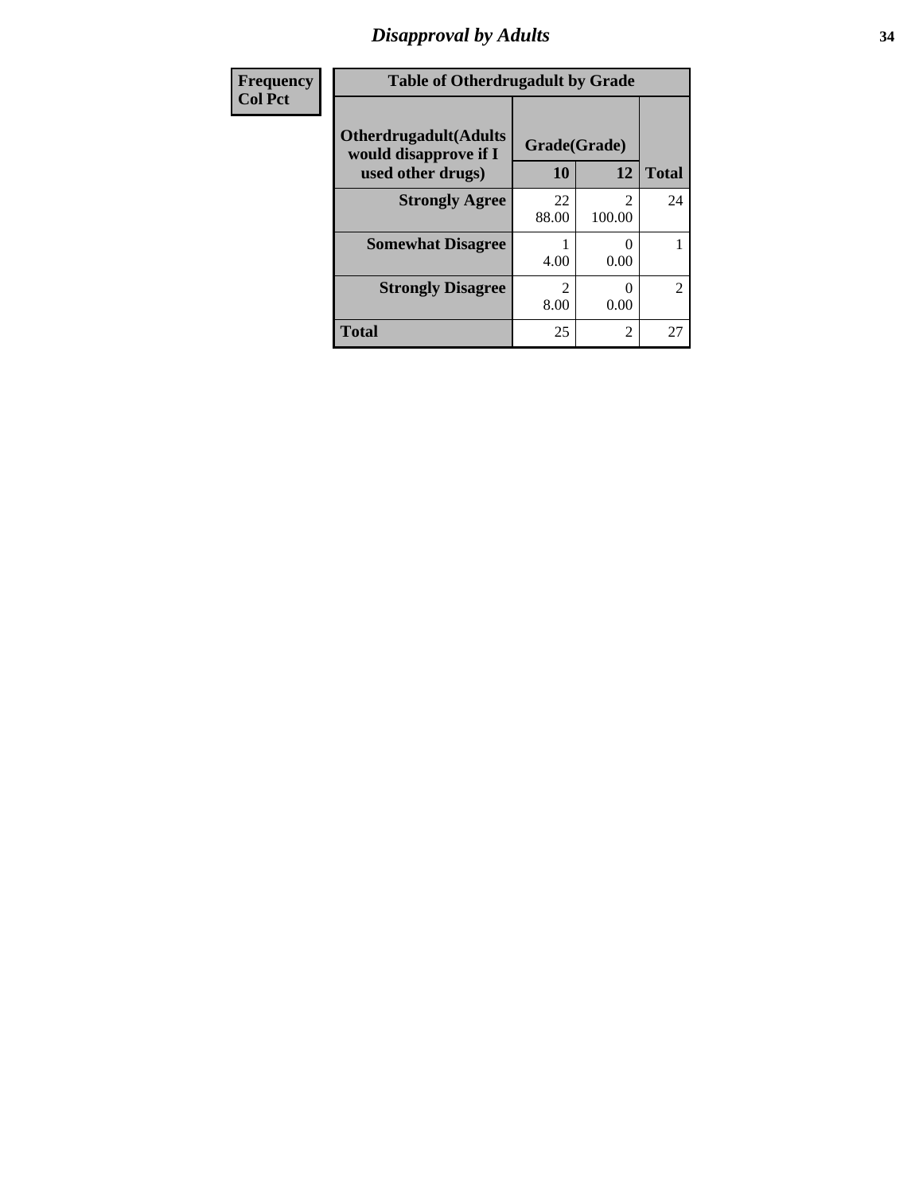# Disapproval by Adults

| Frequency<br>Col Pct | | | |
|---|---|---|---|

**Table of Otherdrugadult by Grade**

| Otherdrugadult(Adults would disapprove if I used other drugs) | Grade(Grade) | | |
|---|---|---|---|
| | 10 | 12 | Total |
| Strongly Agree | 22<br>88.00 | 2<br>100.00 | 24 |
| Somewhat Disagree | 1<br>4.00 | 0<br>0.00 | 1 |
| Strongly Disagree | 2<br>8.00 | 0<br>0.00 | 2 |
| Total | 25 | 2 | 27 |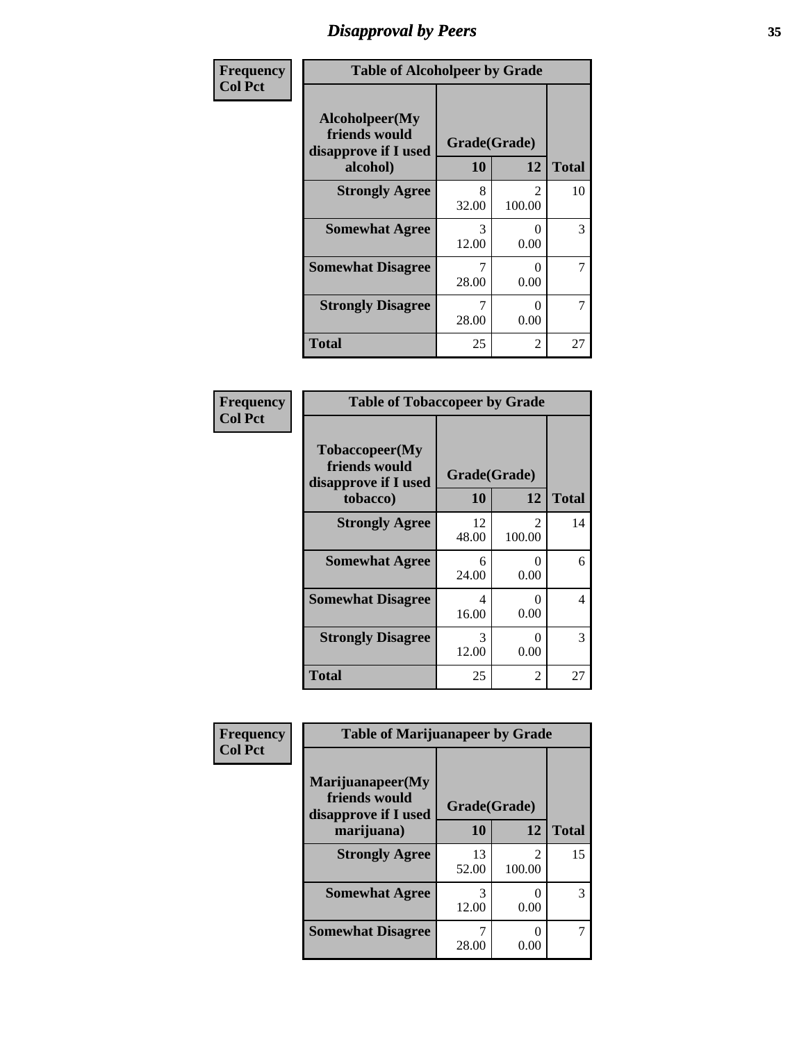## Disapproval by Peers

**Frequency**
**Col Pct**

| Table of Alcoholpeer by Grade | | | |
|---|---|---|---|
| **Alcoholpeer(My friends would disapprove if I used alcohol)** | **Grade(Grade)** | | |
| | **10** | **12** | **Total** |
| **Strongly Agree** | 8<br>32.00 | 2<br>100.00 | 10 |
| **Somewhat Agree** | 3<br>12.00 | 0<br>0.00 | 3 |
| **Somewhat Disagree** | 7<br>28.00 | 0<br>0.00 | 7 |
| **Strongly Disagree** | 7<br>28.00 | 0<br>0.00 | 7 |
| **Total** | 25 | 2 | 27 |

**Frequency**
**Col Pct**

| Table of Tobaccopeer by Grade | | | |
|---|---|---|---|
| **Tobaccopeer(My friends would disapprove if I used tobacco)** | **Grade(Grade)** | | |
| | **10** | **12** | **Total** |
| **Strongly Agree** | 12<br>48.00 | 2<br>100.00 | 14 |
| **Somewhat Agree** | 6<br>24.00 | 0<br>0.00 | 6 |
| **Somewhat Disagree** | 4<br>16.00 | 0<br>0.00 | 4 |
| **Strongly Disagree** | 3<br>12.00 | 0<br>0.00 | 3 |
| **Total** | 25 | 2 | 27 |

**Frequency**
**Col Pct**

| Table of Marijuanapeer by Grade | | | |
|---|---|---|---|
| **Marijuanapeer(My friends would disapprove if I used marijuana)** | **Grade(Grade)** | | |
| | **10** | **12** | **Total** |
| **Strongly Agree** | 13<br>52.00 | 2<br>100.00 | 15 |
| **Somewhat Agree** | 3<br>12.00 | 0<br>0.00 | 3 |
| **Somewhat Disagree** | 7<br>28.00 | 0<br>0.00 | 7 |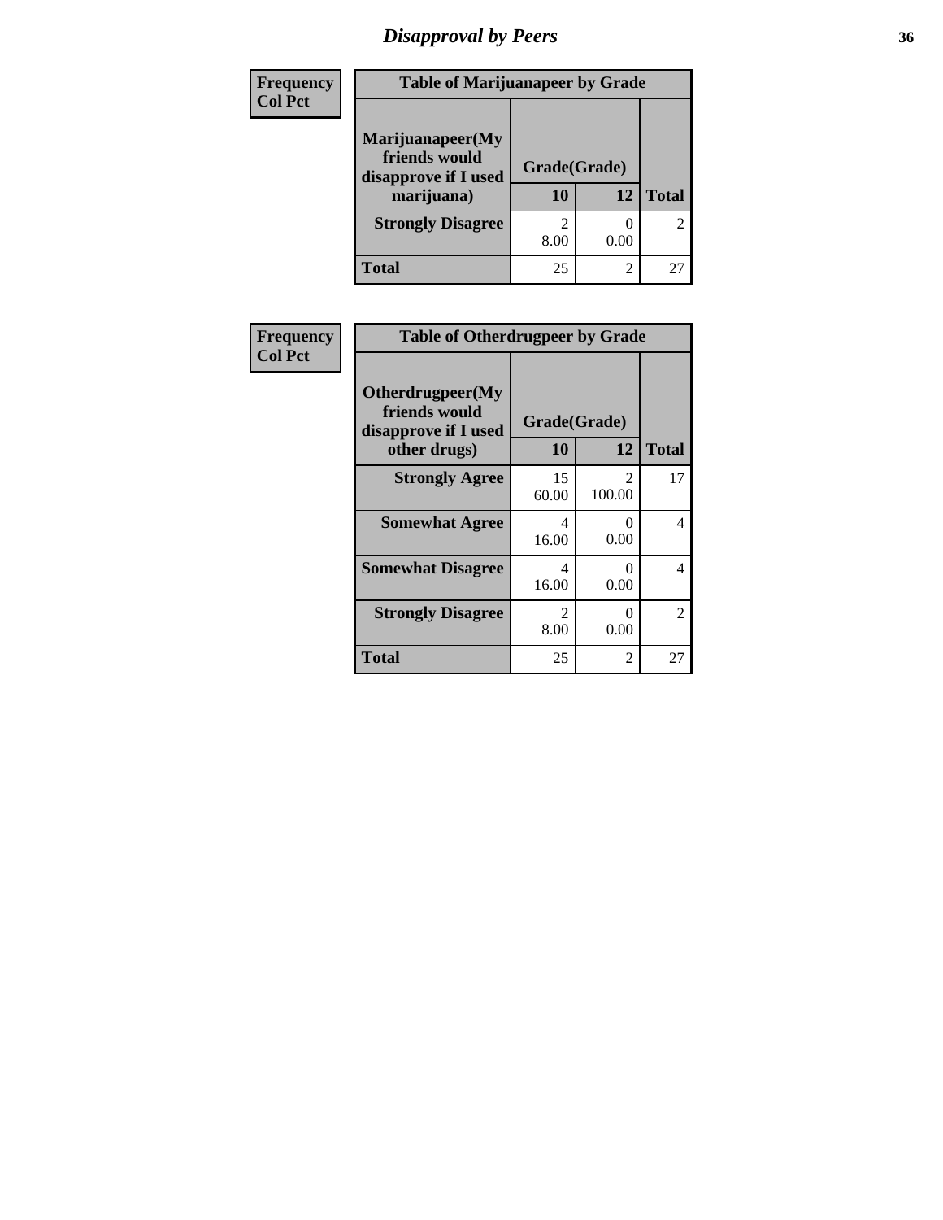## Disapproval by Peers

**Frequency**
**Col Pct**

| Table of Marijuanapeer by Grade | | | |
|---|---|---|---|
| **Marijuanapeer(My friends would disapprove if I used marijuana)** | **Grade(Grade)** | | |
| | **10** | **12** | **Total** |
| **Strongly Disagree** | 2<br>8.00 | 0<br>0.00 | 2 |
| **Total** | 25 | 2 | 27 |

**Frequency**
**Col Pct**

| Table of Otherdrugpeer by Grade | | | |
|---|---|---|---|
| **Otherdrugpeer(My friends would disapprove if I used other drugs)** | **Grade(Grade)** | | |
| | **10** | **12** | **Total** |
| **Strongly Agree** | 15<br>60.00 | 2<br>100.00 | 17 |
| **Somewhat Agree** | 4<br>16.00 | 0<br>0.00 | 4 |
| **Somewhat Disagree** | 4<br>16.00 | 0<br>0.00 | 4 |
| **Strongly Disagree** | 2<br>8.00 | 0<br>0.00 | 2 |
| **Total** | 25 | 2 | 27 |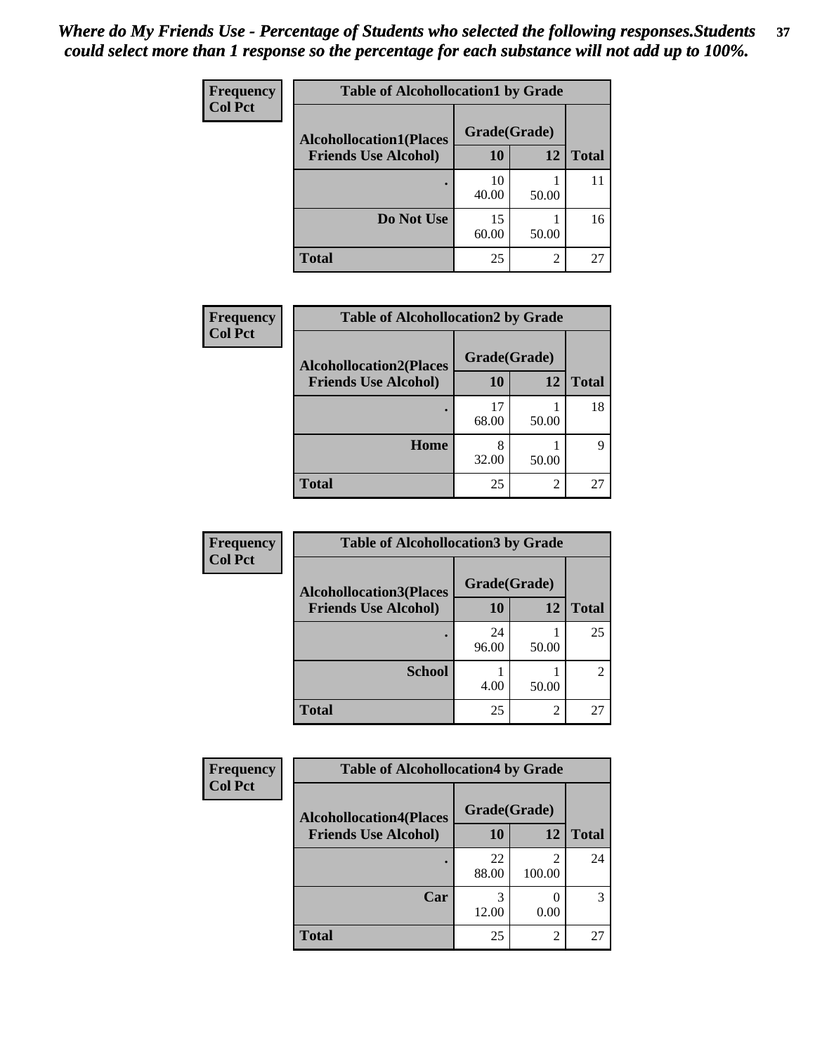*Where do My Friends Use - Percentage of Students who selected the following responses.Students could select more than 1 response so the percentage for each substance will not add up to 100%.*

**Frequency**
**Col Pct**

| Table of Alcohollocation1 by Grade | | | |
|---|---|---|---|
| **Alcohollocation1(Places Friends Use Alcohol)** | **Grade(Grade)** | | |
| | **10** | **12** | **Total** |
| **.** | 10<br>40.00 | 1<br>50.00 | 11 |
| **Do Not Use** | 15<br>60.00 | 1<br>50.00 | 16 |
| **Total** | 25 | 2 | 27 |

**Frequency**
**Col Pct**

| Table of Alcohollocation2 by Grade | | | |
|---|---|---|---|
| **Alcohollocation2(Places Friends Use Alcohol)** | **Grade(Grade)** | | |
| | **10** | **12** | **Total** |
| **.** | 17<br>68.00 | 1<br>50.00 | 18 |
| **Home** | 8<br>32.00 | 1<br>50.00 | 9 |
| **Total** | 25 | 2 | 27 |

**Frequency**
**Col Pct**

| Table of Alcohollocation3 by Grade | | | |
|---|---|---|---|
| **Alcohollocation3(Places Friends Use Alcohol)** | **Grade(Grade)** | | |
| | **10** | **12** | **Total** |
| **.** | 24<br>96.00 | 1<br>50.00 | 25 |
| **School** | 1<br>4.00 | 1<br>50.00 | 2 |
| **Total** | 25 | 2 | 27 |

**Frequency**
**Col Pct**

| Table of Alcohollocation4 by Grade | | | |
|---|---|---|---|
| **Alcohollocation4(Places Friends Use Alcohol)** | **Grade(Grade)** | | |
| | **10** | **12** | **Total** |
| **.** | 22<br>88.00 | 2<br>100.00 | 24 |
| **Car** | 3<br>12.00 | 0<br>0.00 | 3 |
| **Total** | 25 | 2 | 27 |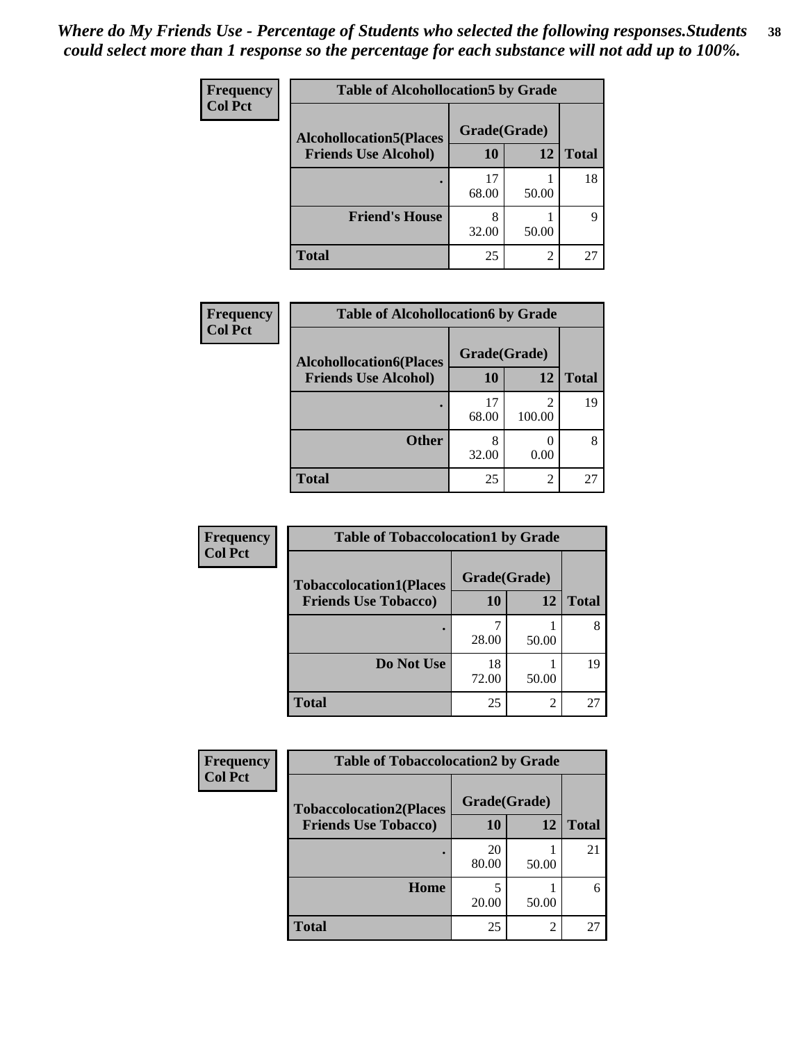*Where do My Friends Use - Percentage of Students who selected the following responses.Students could select more than 1 response so the percentage for each substance will not add up to 100%.*

| Frequency<br>Col Pct | | | |
|---|---|---|---|

**Table of Alcohollocation5 by Grade**

| Alcohollocation5(Places Friends Use Alcohol) | Grade(Grade) 10 | 12 | Total |
|---|---|---|---|
| . | 17<br>68.00 | 1<br>50.00 | 18 |
| Friend's House | 8<br>32.00 | 1<br>50.00 | 9 |
| Total | 25 | 2 | 27 |

**Table of Alcohollocation6 by Grade**

| Alcohollocation6(Places Friends Use Alcohol) | Grade(Grade) 10 | 12 | Total |
|---|---|---|---|
| . | 17<br>68.00 | 2<br>100.00 | 19 |
| Other | 8<br>32.00 | 0<br>0.00 | 8 |
| Total | 25 | 2 | 27 |

**Table of Tobaccolocation1 by Grade**

| Tobaccolocation1(Places Friends Use Tobacco) | Grade(Grade) 10 | 12 | Total |
|---|---|---|---|
| . | 7<br>28.00 | 1<br>50.00 | 8 |
| Do Not Use | 18<br>72.00 | 1<br>50.00 | 19 |
| Total | 25 | 2 | 27 |

**Table of Tobaccolocation2 by Grade**

| Tobaccolocation2(Places Friends Use Tobacco) | Grade(Grade) 10 | 12 | Total |
|---|---|---|---|
| . | 20<br>80.00 | 1<br>50.00 | 21 |
| Home | 5<br>20.00 | 1<br>50.00 | 6 |
| Total | 25 | 2 | 27 |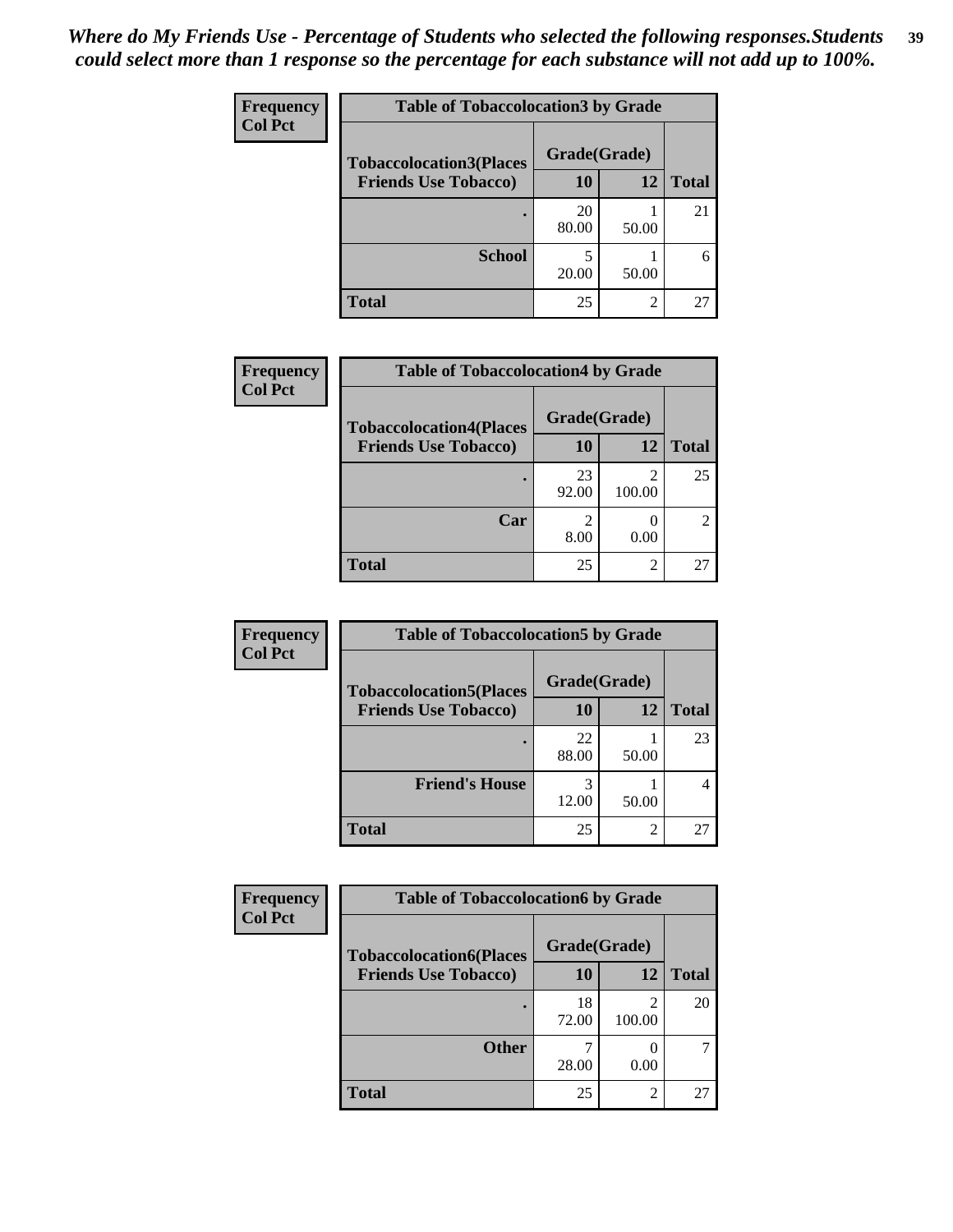*Where do My Friends Use - Percentage of Students who selected the following responses.Students could select more than 1 response so the percentage for each substance will not add up to 100%.*

**Frequency**
**Col Pct**

| Table of Tobaccolocation3 by Grade | | | |
|---|---|---|---|
| **Tobaccolocation3(Places Friends Use Tobacco)** | **Grade(Grade)** | | **Total** |
| | **10** | **12** | |
| **.** | 20<br>80.00 | 1<br>50.00 | 21 |
| **School** | 5<br>20.00 | 1<br>50.00 | 6 |
| **Total** | 25 | 2 | 27 |

**Frequency**
**Col Pct**

| Table of Tobaccolocation4 by Grade | | | |
|---|---|---|---|
| **Tobaccolocation4(Places Friends Use Tobacco)** | **Grade(Grade)** | | **Total** |
| | **10** | **12** | |
| **.** | 23<br>92.00 | 2<br>100.00 | 25 |
| **Car** | 2<br>8.00 | 0<br>0.00 | 2 |
| **Total** | 25 | 2 | 27 |

**Frequency**
**Col Pct**

| Table of Tobaccolocation5 by Grade | | | |
|---|---|---|---|
| **Tobaccolocation5(Places Friends Use Tobacco)** | **Grade(Grade)** | | **Total** |
| | **10** | **12** | |
| **.** | 22<br>88.00 | 1<br>50.00 | 23 |
| **Friend's House** | 3<br>12.00 | 1<br>50.00 | 4 |
| **Total** | 25 | 2 | 27 |

**Frequency**
**Col Pct**

| Table of Tobaccolocation6 by Grade | | | |
|---|---|---|---|
| **Tobaccolocation6(Places Friends Use Tobacco)** | **Grade(Grade)** | | **Total** |
| | **10** | **12** | |
| **.** | 18<br>72.00 | 2<br>100.00 | 20 |
| **Other** | 7<br>28.00 | 0<br>0.00 | 7 |
| **Total** | 25 | 2 | 27 |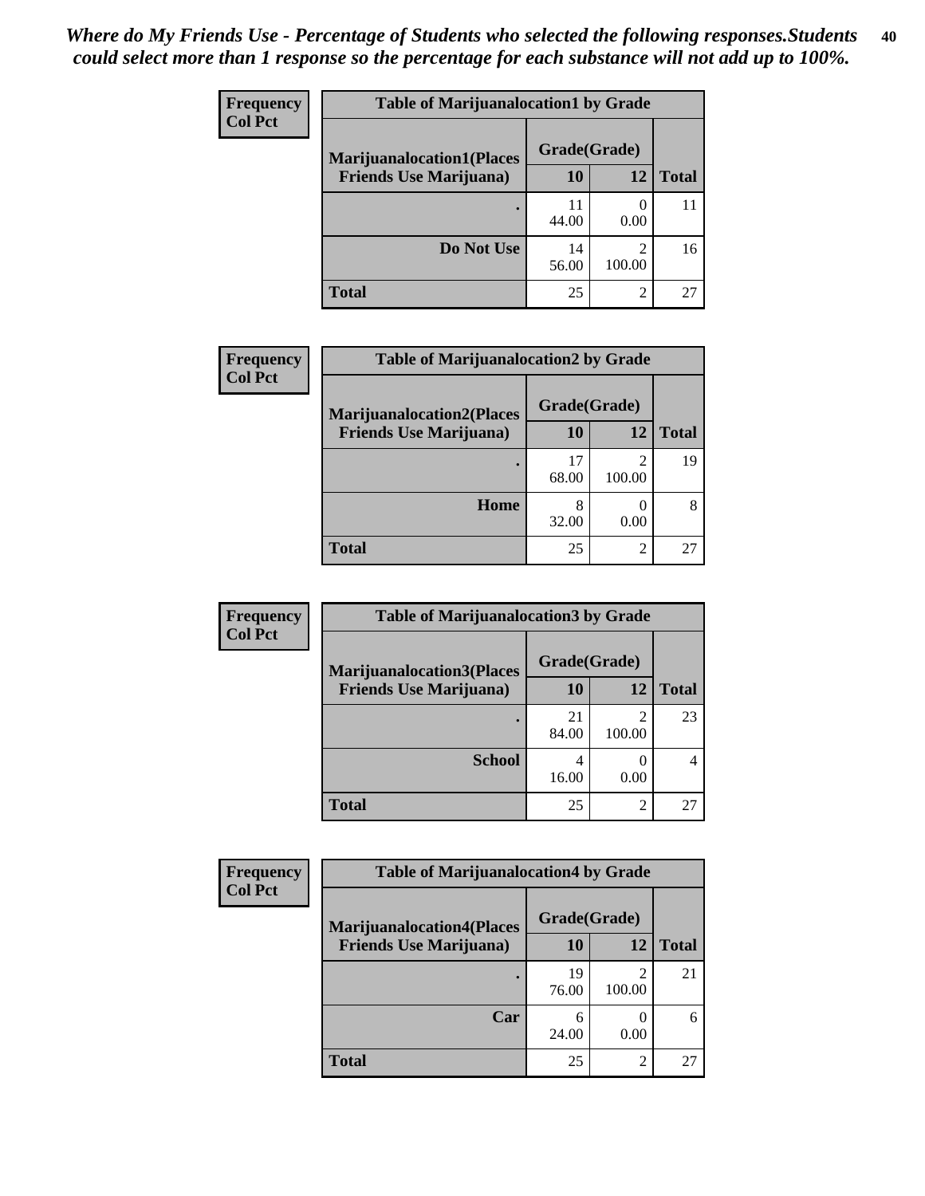*Where do My Friends Use - Percentage of Students who selected the following responses.Students could select more than 1 response so the percentage for each substance will not add up to 100%.*

**Frequency**
**Col Pct**

| Table of Marijuanalocation1 by Grade | | | |
|---|---|---|---|
| **Marijuanalocation1(Places Friends Use Marijuana)** | **Grade(Grade)** | | **Total** |
| | **10** | **12** | |
| **.** | 11<br>44.00 | 0<br>0.00 | 11 |
| **Do Not Use** | 14<br>56.00 | 2<br>100.00 | 16 |
| **Total** | 25 | 2 | 27 |

**Frequency**
**Col Pct**

| Table of Marijuanalocation2 by Grade | | | |
|---|---|---|---|
| **Marijuanalocation2(Places Friends Use Marijuana)** | **Grade(Grade)** | | **Total** |
| | **10** | **12** | |
| **.** | 17<br>68.00 | 2<br>100.00 | 19 |
| **Home** | 8<br>32.00 | 0<br>0.00 | 8 |
| **Total** | 25 | 2 | 27 |

**Frequency**
**Col Pct**

| Table of Marijuanalocation3 by Grade | | | |
|---|---|---|---|
| **Marijuanalocation3(Places Friends Use Marijuana)** | **Grade(Grade)** | | **Total** |
| | **10** | **12** | |
| **.** | 21<br>84.00 | 2<br>100.00 | 23 |
| **School** | 4<br>16.00 | 0<br>0.00 | 4 |
| **Total** | 25 | 2 | 27 |

**Frequency**
**Col Pct**

| Table of Marijuanalocation4 by Grade | | | |
|---|---|---|---|
| **Marijuanalocation4(Places Friends Use Marijuana)** | **Grade(Grade)** | | **Total** |
| | **10** | **12** | |
| **.** | 19<br>76.00 | 2<br>100.00 | 21 |
| **Car** | 6<br>24.00 | 0<br>0.00 | 6 |
| **Total** | 25 | 2 | 27 |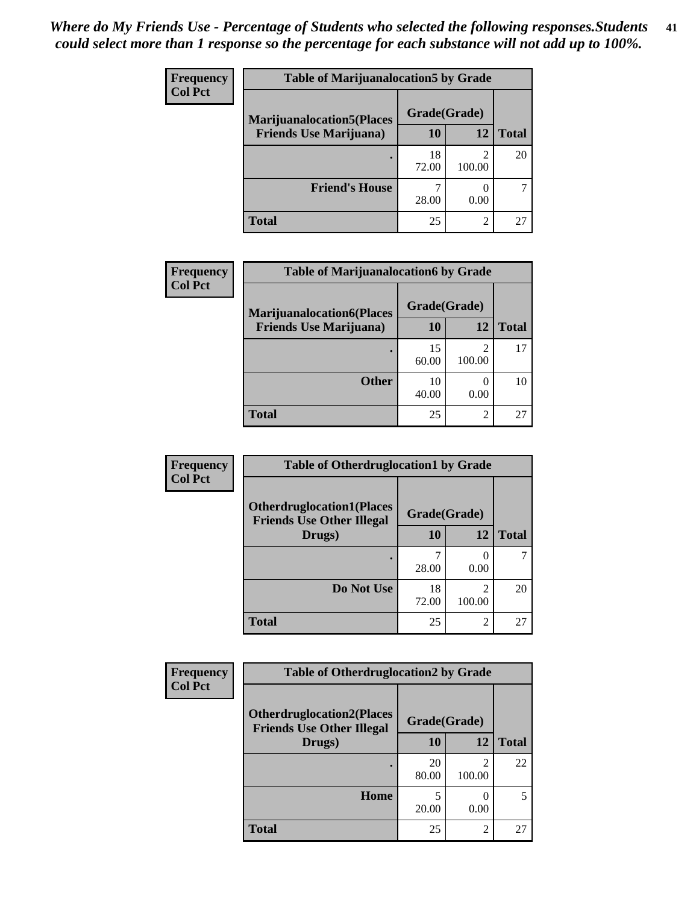*Where do My Friends Use - Percentage of Students who selected the following responses.Students could select more than 1 response so the percentage for each substance will not add up to 100%.*

| Frequency Col Pct | Table of Marijuanalocation5 by Grade | | |
|---|---|---|---|
| Marijuanalocation5(Places Friends Use Marijuana) | Grade(Grade) 10 | 12 | Total |
| . | 18<br>72.00 | 2<br>100.00 | 20 |
| Friend's House | 7<br>28.00 | 0<br>0.00 | 7 |
| Total | 25 | 2 | 27 |

| Frequency Col Pct | Table of Marijuanalocation6 by Grade | | |
|---|---|---|---|
| Marijuanalocation6(Places Friends Use Marijuana) | Grade(Grade) 10 | 12 | Total |
| . | 15<br>60.00 | 2<br>100.00 | 17 |
| Other | 10<br>40.00 | 0<br>0.00 | 10 |
| Total | 25 | 2 | 27 |

| Frequency Col Pct | Table of Otherdruglocation1 by Grade | | |
|---|---|---|---|
| Otherdruglocation1(Places Friends Use Other Illegal Drugs) | Grade(Grade) 10 | 12 | Total |
| . | 7<br>28.00 | 0<br>0.00 | 7 |
| Do Not Use | 18<br>72.00 | 2<br>100.00 | 20 |
| Total | 25 | 2 | 27 |

| Frequency Col Pct | Table of Otherdruglocation2 by Grade | | |
|---|---|---|---|
| Otherdruglocation2(Places Friends Use Other Illegal Drugs) | Grade(Grade) 10 | 12 | Total |
| . | 20<br>80.00 | 2<br>100.00 | 22 |
| Home | 5<br>20.00 | 0<br>0.00 | 5 |
| Total | 25 | 2 | 27 |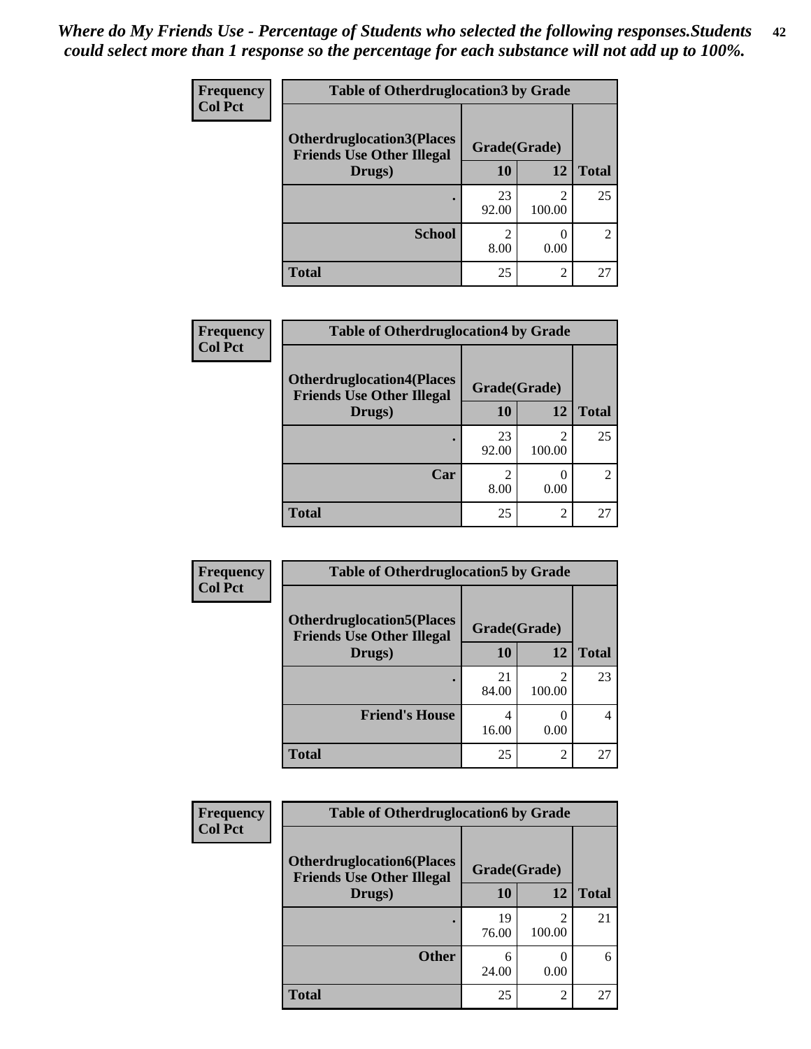*Where do My Friends Use - Percentage of Students who selected the following responses.Students could select more than 1 response so the percentage for each substance will not add up to 100%.*

**Frequency**
**Col Pct**

| Table of Otherdruglocation3 by Grade | | | |
|---|---|---|---|
| Otherdruglocation3(Places Friends Use Other Illegal Drugs) | Grade(Grade) | | Total |
| | 10 | 12 | |
| . | 23<br>92.00 | 2<br>100.00 | 25 |
| School | 2<br>8.00 | 0<br>0.00 | 2 |
| Total | 25 | 2 | 27 |

**Frequency**
**Col Pct**

| Table of Otherdruglocation4 by Grade | | | |
|---|---|---|---|
| Otherdruglocation4(Places Friends Use Other Illegal Drugs) | Grade(Grade) | | Total |
| | 10 | 12 | |
| . | 23<br>92.00 | 2<br>100.00 | 25 |
| Car | 2<br>8.00 | 0<br>0.00 | 2 |
| Total | 25 | 2 | 27 |

**Frequency**
**Col Pct**

| Table of Otherdruglocation5 by Grade | | | |
|---|---|---|---|
| Otherdruglocation5(Places Friends Use Other Illegal Drugs) | Grade(Grade) | | Total |
| | 10 | 12 | |
| . | 21<br>84.00 | 2<br>100.00 | 23 |
| Friend's House | 4<br>16.00 | 0<br>0.00 | 4 |
| Total | 25 | 2 | 27 |

**Frequency**
**Col Pct**

| Table of Otherdruglocation6 by Grade | | | |
|---|---|---|---|
| Otherdruglocation6(Places Friends Use Other Illegal Drugs) | Grade(Grade) | | Total |
| | 10 | 12 | |
| . | 19<br>76.00 | 2<br>100.00 | 21 |
| Other | 6<br>24.00 | 0<br>0.00 | 6 |
| Total | 25 | 2 | 27 |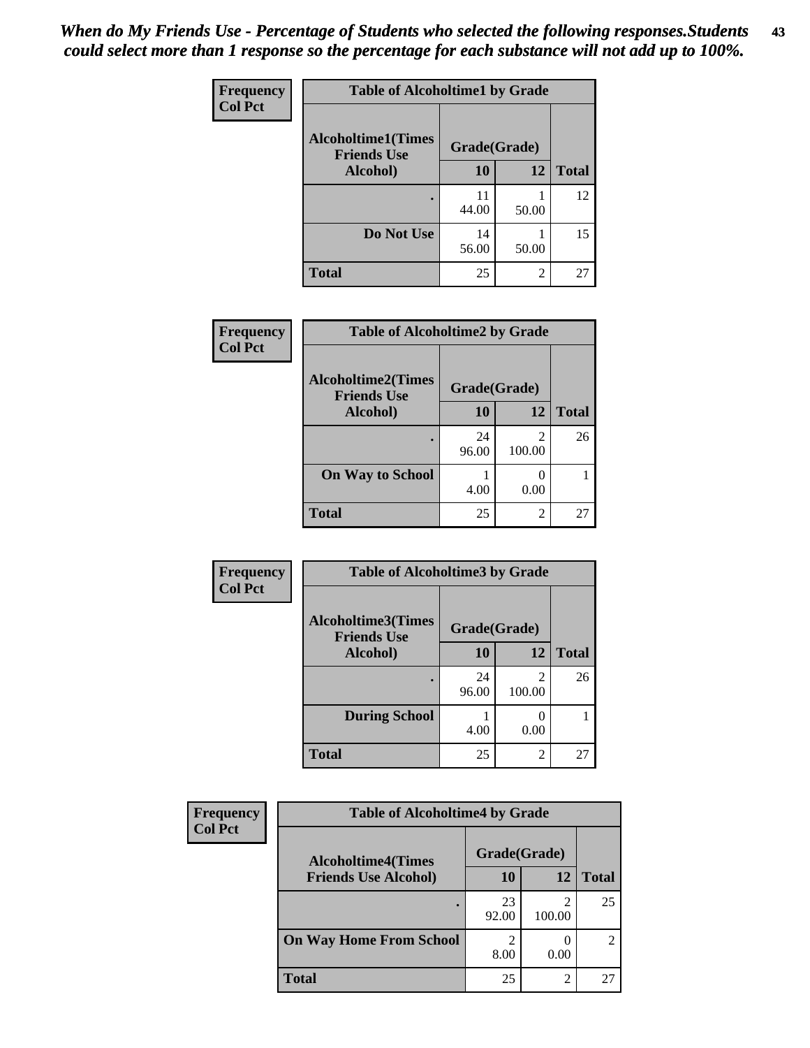*When do My Friends Use - Percentage of Students who selected the following responses.Students could select more than 1 response so the percentage for each substance will not add up to 100%.*

**Frequency**
**Col Pct**

| Table of Alcoholtime1 by Grade | | | |
|---|---|---|---|
| Alcoholtime1(Times Friends Use Alcohol) | Grade(Grade) | | |
| | 10 | 12 | Total |
| . | 11<br>44.00 | 1<br>50.00 | 12 |
| Do Not Use | 14<br>56.00 | 1<br>50.00 | 15 |
| Total | 25 | 2 | 27 |

**Frequency**
**Col Pct**

| Table of Alcoholtime2 by Grade | | | |
|---|---|---|---|
| Alcoholtime2(Times Friends Use Alcohol) | Grade(Grade) | | |
| | 10 | 12 | Total |
| . | 24<br>96.00 | 2<br>100.00 | 26 |
| On Way to School | 1<br>4.00 | 0<br>0.00 | 1 |
| Total | 25 | 2 | 27 |

**Frequency**
**Col Pct**

| Table of Alcoholtime3 by Grade | | | |
|---|---|---|---|
| Alcoholtime3(Times Friends Use Alcohol) | Grade(Grade) | | |
| | 10 | 12 | Total |
| . | 24<br>96.00 | 2<br>100.00 | 26 |
| During School | 1<br>4.00 | 0<br>0.00 | 1 |
| Total | 25 | 2 | 27 |

**Frequency**
**Col Pct**

| Table of Alcoholtime4 by Grade | | | |
|---|---|---|---|
| Alcoholtime4(Times Friends Use Alcohol) | Grade(Grade) | | |
| | 10 | 12 | Total |
| . | 23<br>92.00 | 2<br>100.00 | 25 |
| On Way Home From School | 2<br>8.00 | 0<br>0.00 | 2 |
| Total | 25 | 2 | 27 |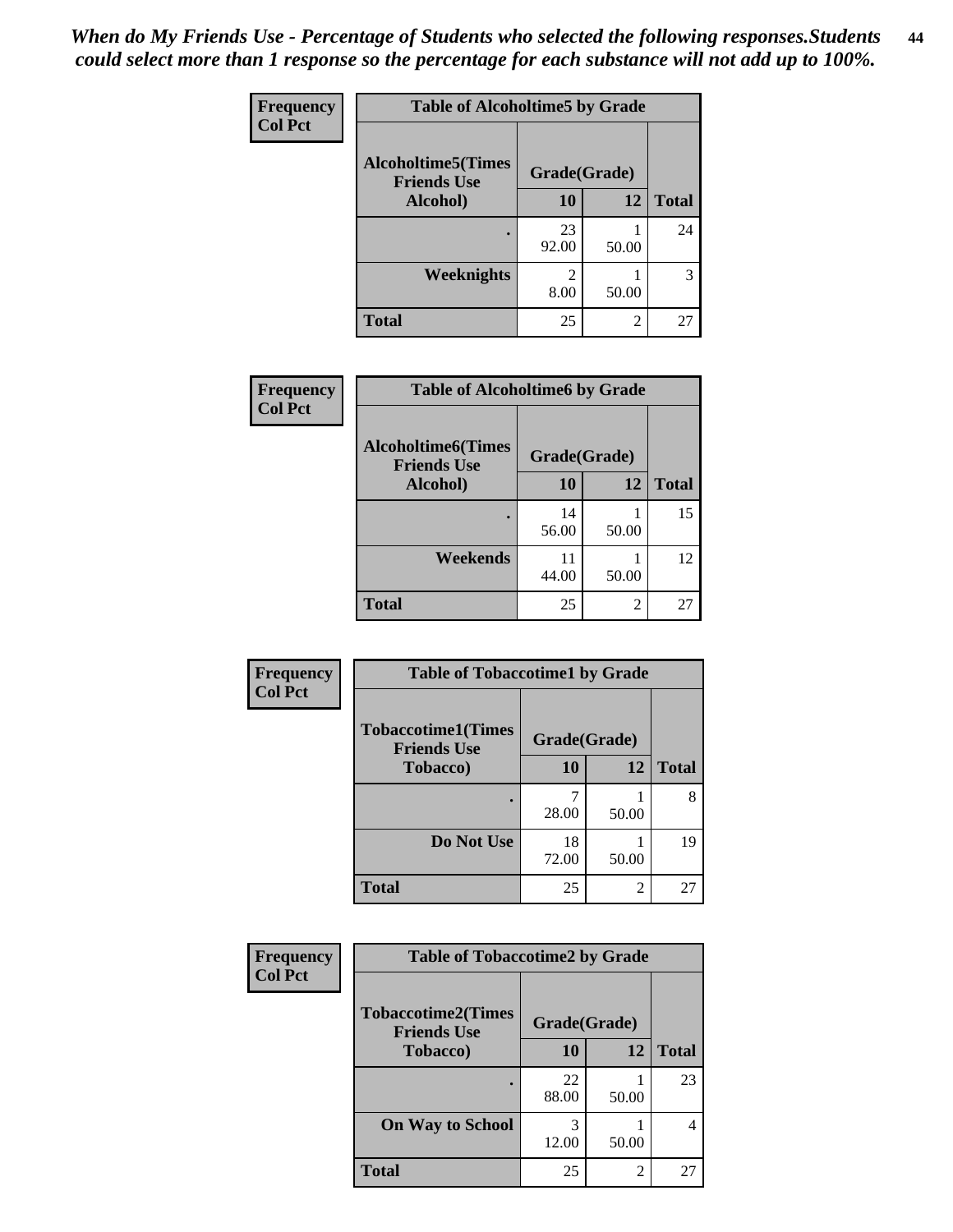*When do My Friends Use - Percentage of Students who selected the following responses.Students could select more than 1 response so the percentage for each substance will not add up to 100%.*

Frequency
Col Pct

| Table of Alcoholtime5 by Grade | | | |
|---|---|---|---|
| Alcoholtime5(Times Friends Use Alcohol) | Grade(Grade) | | Total |
| | 10 | 12 | |
| . | 23<br>92.00 | 1<br>50.00 | 24 |
| Weeknights | 2<br>8.00 | 1<br>50.00 | 3 |
| Total | 25 | 2 | 27 |

Frequency
Col Pct

| Table of Alcoholtime6 by Grade | | | |
|---|---|---|---|
| Alcoholtime6(Times Friends Use Alcohol) | Grade(Grade) | | Total |
| | 10 | 12 | |
| . | 14<br>56.00 | 1<br>50.00 | 15 |
| Weekends | 11<br>44.00 | 1<br>50.00 | 12 |
| Total | 25 | 2 | 27 |

Frequency
Col Pct

| Table of Tobaccotime1 by Grade | | | |
|---|---|---|---|
| Tobaccotime1(Times Friends Use Tobacco) | Grade(Grade) | | Total |
| | 10 | 12 | |
| . | 7<br>28.00 | 1<br>50.00 | 8 |
| Do Not Use | 18<br>72.00 | 1<br>50.00 | 19 |
| Total | 25 | 2 | 27 |

Frequency
Col Pct

| Table of Tobaccotime2 by Grade | | | |
|---|---|---|---|
| Tobaccotime2(Times Friends Use Tobacco) | Grade(Grade) | | Total |
| | 10 | 12 | |
| . | 22<br>88.00 | 1<br>50.00 | 23 |
| On Way to School | 3<br>12.00 | 1<br>50.00 | 4 |
| Total | 25 | 2 | 27 |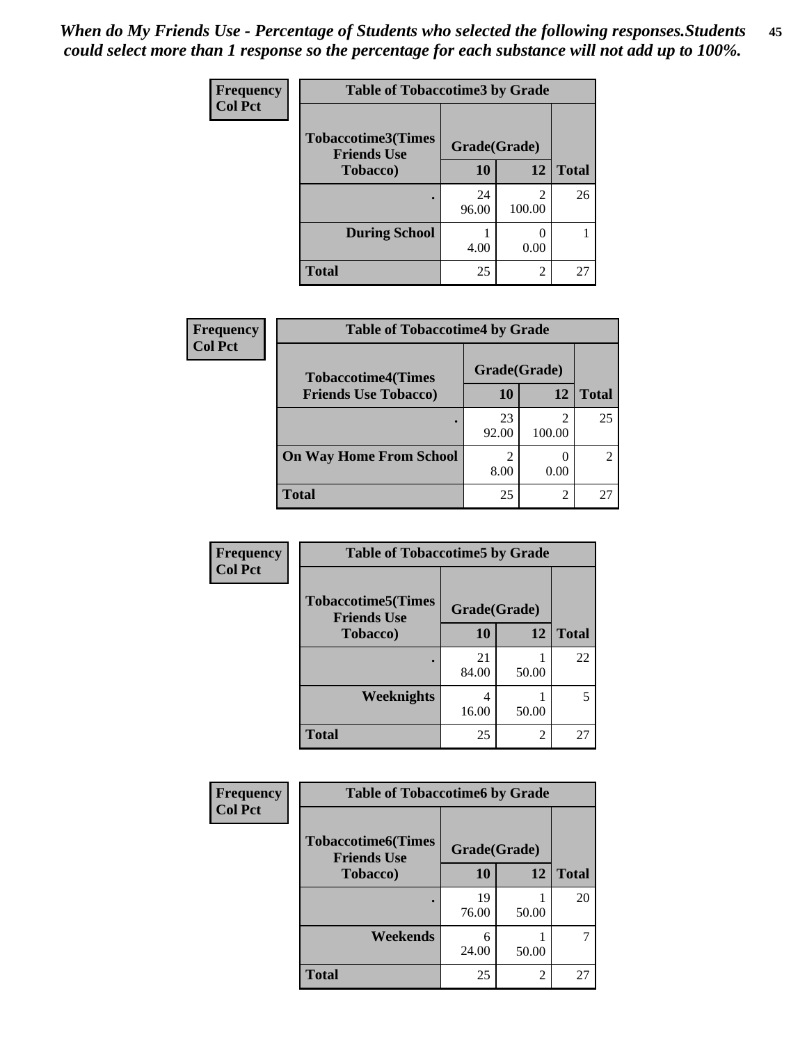*When do My Friends Use - Percentage of Students who selected the following responses.Students could select more than 1 response so the percentage for each substance will not add up to 100%.*

**Frequency**
**Col Pct**

| Table of Tobaccotime3 by Grade | | | |
|---|---|---|---|
| **Tobaccotime3(Times Friends Use Tobacco)** | **Grade(Grade)** | | **Total** |
| | **10** | **12** | |
| . | 24<br>96.00 | 2<br>100.00 | 26 |
| **During School** | 1<br>4.00 | 0<br>0.00 | 1 |
| **Total** | 25 | 2 | 27 |

**Frequency**
**Col Pct**

| Table of Tobaccotime4 by Grade | | | |
|---|---|---|---|
| **Tobaccotime4(Times Friends Use Tobacco)** | **Grade(Grade)** | | **Total** |
| | **10** | **12** | |
| . | 23<br>92.00 | 2<br>100.00 | 25 |
| **On Way Home From School** | 2<br>8.00 | 0<br>0.00 | 2 |
| **Total** | 25 | 2 | 27 |

**Frequency**
**Col Pct**

| Table of Tobaccotime5 by Grade | | | |
|---|---|---|---|
| **Tobaccotime5(Times Friends Use Tobacco)** | **Grade(Grade)** | | **Total** |
| | **10** | **12** | |
| . | 21<br>84.00 | 1<br>50.00 | 22 |
| **Weeknights** | 4<br>16.00 | 1<br>50.00 | 5 |
| **Total** | 25 | 2 | 27 |

**Frequency**
**Col Pct**

| Table of Tobaccotime6 by Grade | | | |
|---|---|---|---|
| **Tobaccotime6(Times Friends Use Tobacco)** | **Grade(Grade)** | | **Total** |
| | **10** | **12** | |
| . | 19<br>76.00 | 1<br>50.00 | 20 |
| **Weekends** | 6<br>24.00 | 1<br>50.00 | 7 |
| **Total** | 25 | 2 | 27 |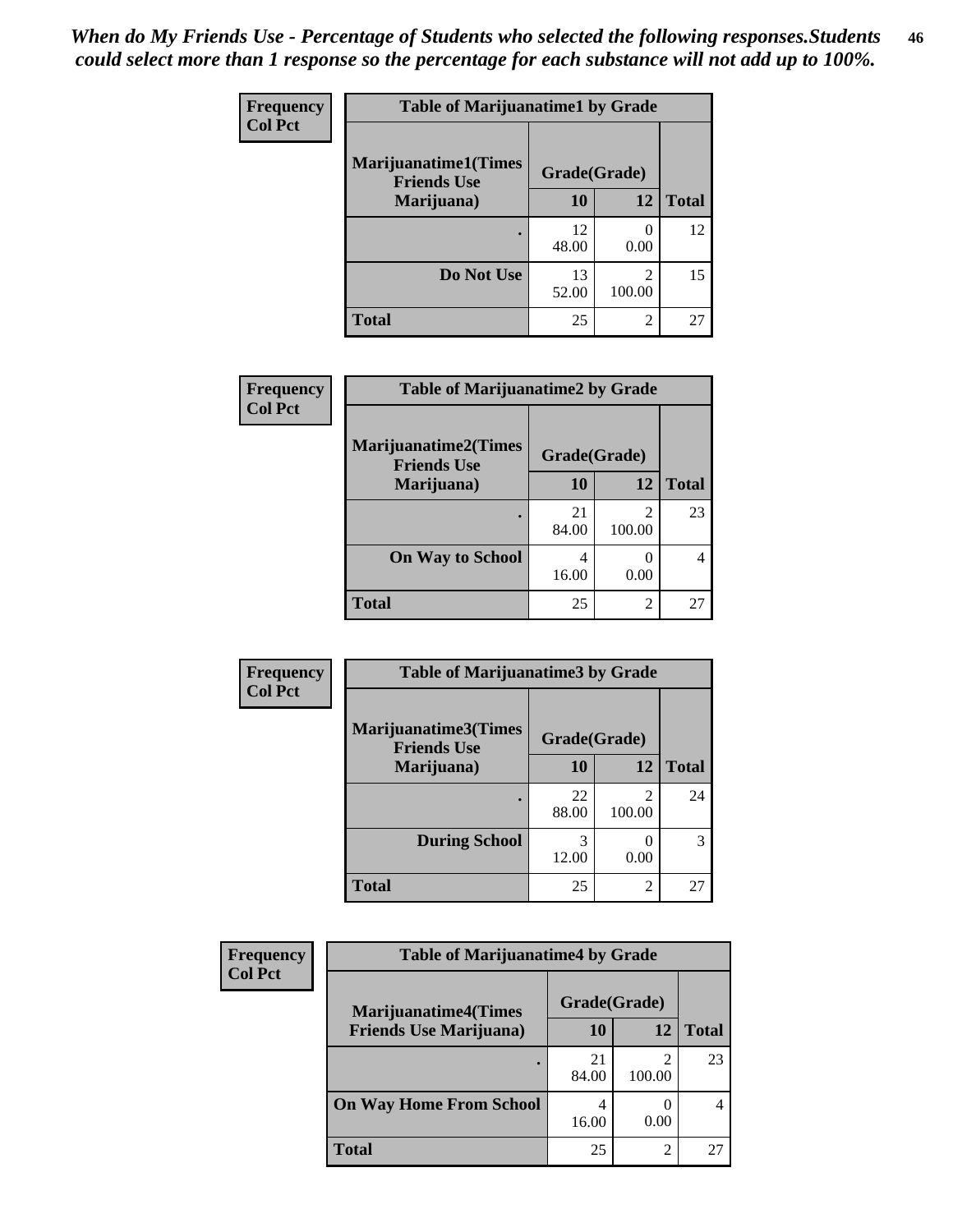*When do My Friends Use - Percentage of Students who selected the following responses.Students could select more than 1 response so the percentage for each substance will not add up to 100%.*

**Frequency**
**Col Pct**

| Table of Marijuanatime1 by Grade | | | |
|---|---|---|---|
| **Marijuanatime1(Times Friends Use Marijuana)** | **Grade(Grade)** | | |
| | **10** | **12** | **Total** |
| **.** | 12<br>48.00 | 0<br>0.00 | 12 |
| **Do Not Use** | 13<br>52.00 | 2<br>100.00 | 15 |
| **Total** | 25 | 2 | 27 |

**Frequency**
**Col Pct**

| Table of Marijuanatime2 by Grade | | | |
|---|---|---|---|
| **Marijuanatime2(Times Friends Use Marijuana)** | **Grade(Grade)** | | |
| | **10** | **12** | **Total** |
| **.** | 21<br>84.00 | 2<br>100.00 | 23 |
| **On Way to School** | 4<br>16.00 | 0<br>0.00 | 4 |
| **Total** | 25 | 2 | 27 |

**Frequency**
**Col Pct**

| Table of Marijuanatime3 by Grade | | | |
|---|---|---|---|
| **Marijuanatime3(Times Friends Use Marijuana)** | **Grade(Grade)** | | |
| | **10** | **12** | **Total** |
| **.** | 22<br>88.00 | 2<br>100.00 | 24 |
| **During School** | 3<br>12.00 | 0<br>0.00 | 3 |
| **Total** | 25 | 2 | 27 |

**Frequency**
**Col Pct**

| Table of Marijuanatime4 by Grade | | | |
|---|---|---|---|
| **Marijuanatime4(Times Friends Use Marijuana)** | **Grade(Grade)** | | |
| | **10** | **12** | **Total** |
| **.** | 21<br>84.00 | 2<br>100.00 | 23 |
| **On Way Home From School** | 4<br>16.00 | 0<br>0.00 | 4 |
| **Total** | 25 | 2 | 27 |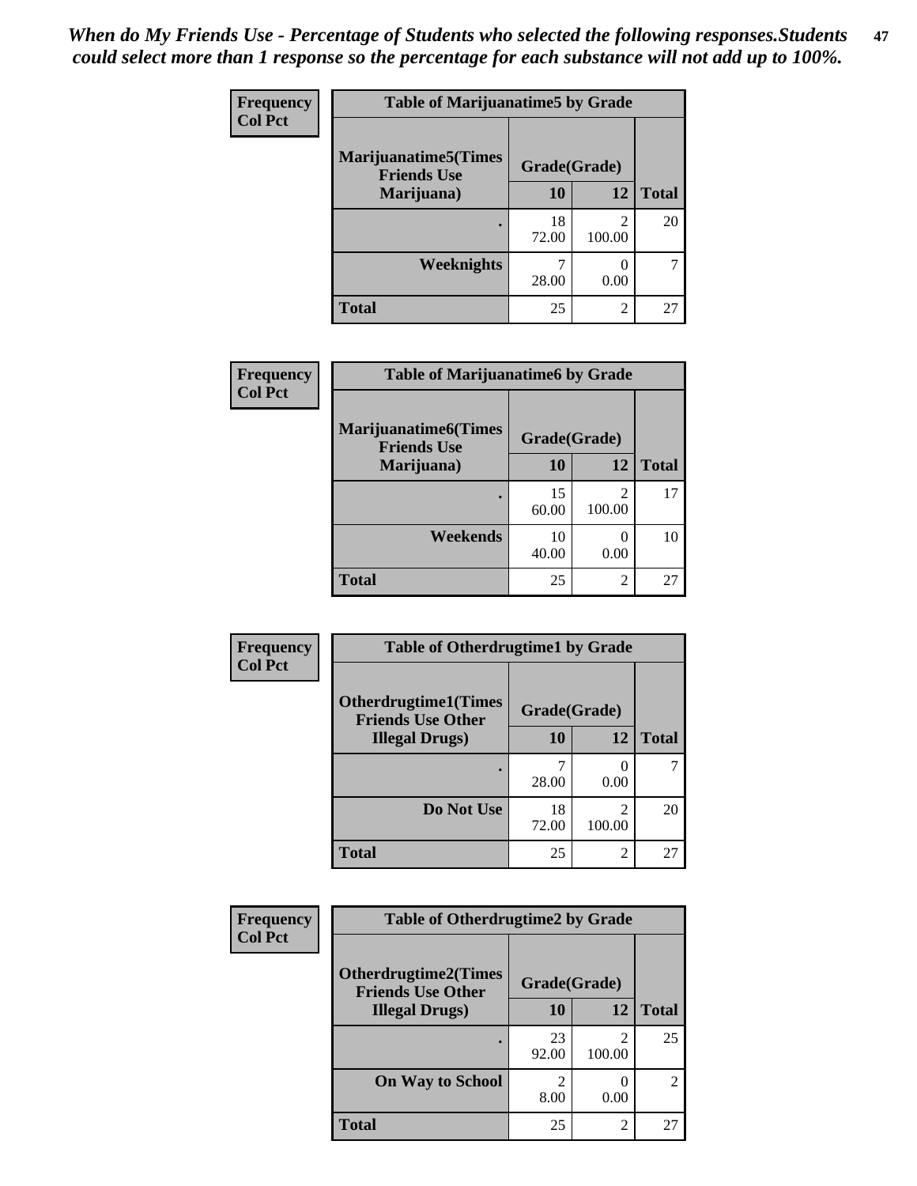*When do My Friends Use - Percentage of Students who selected the following responses.Students could select more than 1 response so the percentage for each substance will not add up to 100%.*

**Frequency**
**Col Pct**

| Table of Marijuanatime5 by Grade | | | |
|---|---|---|---|
| Marijuanatime5(Times Friends Use Marijuana) | Grade(Grade) | | |
| | 10 | 12 | Total |
| . | 18<br>72.00 | 2<br>100.00 | 20 |
| Weeknights | 7<br>28.00 | 0<br>0.00 | 7 |
| Total | 25 | 2 | 27 |

**Frequency**
**Col Pct**

| Table of Marijuanatime6 by Grade | | | |
|---|---|---|---|
| Marijuanatime6(Times Friends Use Marijuana) | Grade(Grade) | | |
| | 10 | 12 | Total |
| . | 15<br>60.00 | 2<br>100.00 | 17 |
| Weekends | 10<br>40.00 | 0<br>0.00 | 10 |
| Total | 25 | 2 | 27 |

**Frequency**
**Col Pct**

| Table of Otherdrugtime1 by Grade | | | |
|---|---|---|---|
| Otherdrugtime1(Times Friends Use Other Illegal Drugs) | Grade(Grade) | | |
| | 10 | 12 | Total |
| . | 7<br>28.00 | 0<br>0.00 | 7 |
| Do Not Use | 18<br>72.00 | 2<br>100.00 | 20 |
| Total | 25 | 2 | 27 |

**Frequency**
**Col Pct**

| Table of Otherdrugtime2 by Grade | | | |
|---|---|---|---|
| Otherdrugtime2(Times Friends Use Other Illegal Drugs) | Grade(Grade) | | |
| | 10 | 12 | Total |
| . | 23<br>92.00 | 2<br>100.00 | 25 |
| On Way to School | 2<br>8.00 | 0<br>0.00 | 2 |
| Total | 25 | 2 | 27 |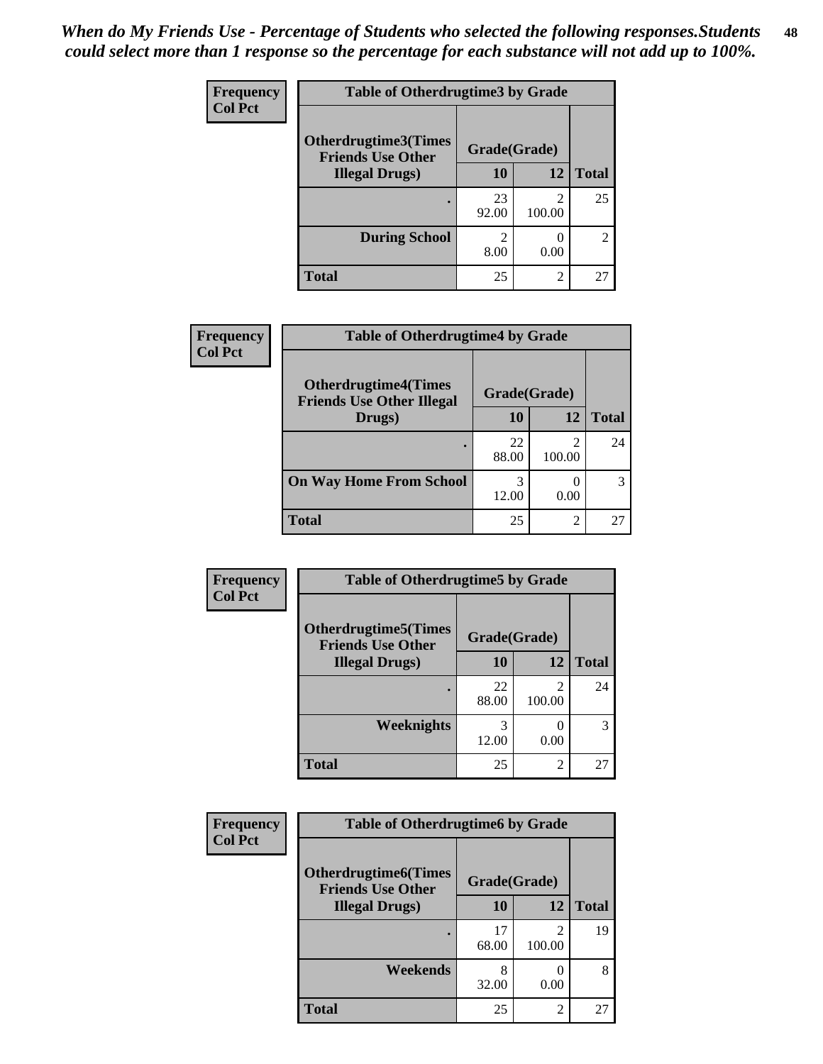*When do My Friends Use - Percentage of Students who selected the following responses.Students could select more than 1 response so the percentage for each substance will not add up to 100%.*

**Frequency**
**Col Pct**

| Table of Otherdrugtime3 by Grade | | | |
|---|---|---|---|
| **Otherdrugtime3(Times Friends Use Other Illegal Drugs)** | **Grade(Grade)** | | |
| | **10** | **12** | **Total** |
| **.** | 23<br>92.00 | 2<br>100.00 | 25 |
| **During School** | 2<br>8.00 | 0<br>0.00 | 2 |
| **Total** | 25 | 2 | 27 |

**Frequency**
**Col Pct**

| Table of Otherdrugtime4 by Grade | | | |
|---|---|---|---|
| **Otherdrugtime4(Times Friends Use Other Illegal Drugs)** | **Grade(Grade)** | | |
| | **10** | **12** | **Total** |
| **.** | 22<br>88.00 | 2<br>100.00 | 24 |
| **On Way Home From School** | 3<br>12.00 | 0<br>0.00 | 3 |
| **Total** | 25 | 2 | 27 |

**Frequency**
**Col Pct**

| Table of Otherdrugtime5 by Grade | | | |
|---|---|---|---|
| **Otherdrugtime5(Times Friends Use Other Illegal Drugs)** | **Grade(Grade)** | | |
| | **10** | **12** | **Total** |
| **.** | 22<br>88.00 | 2<br>100.00 | 24 |
| **Weeknights** | 3<br>12.00 | 0<br>0.00 | 3 |
| **Total** | 25 | 2 | 27 |

**Frequency**
**Col Pct**

| Table of Otherdrugtime6 by Grade | | | |
|---|---|---|---|
| **Otherdrugtime6(Times Friends Use Other Illegal Drugs)** | **Grade(Grade)** | | |
| | **10** | **12** | **Total** |
| **.** | 17<br>68.00 | 2<br>100.00 | 19 |
| **Weekends** | 8<br>32.00 | 0<br>0.00 | 8 |
| **Total** | 25 | 2 | 27 |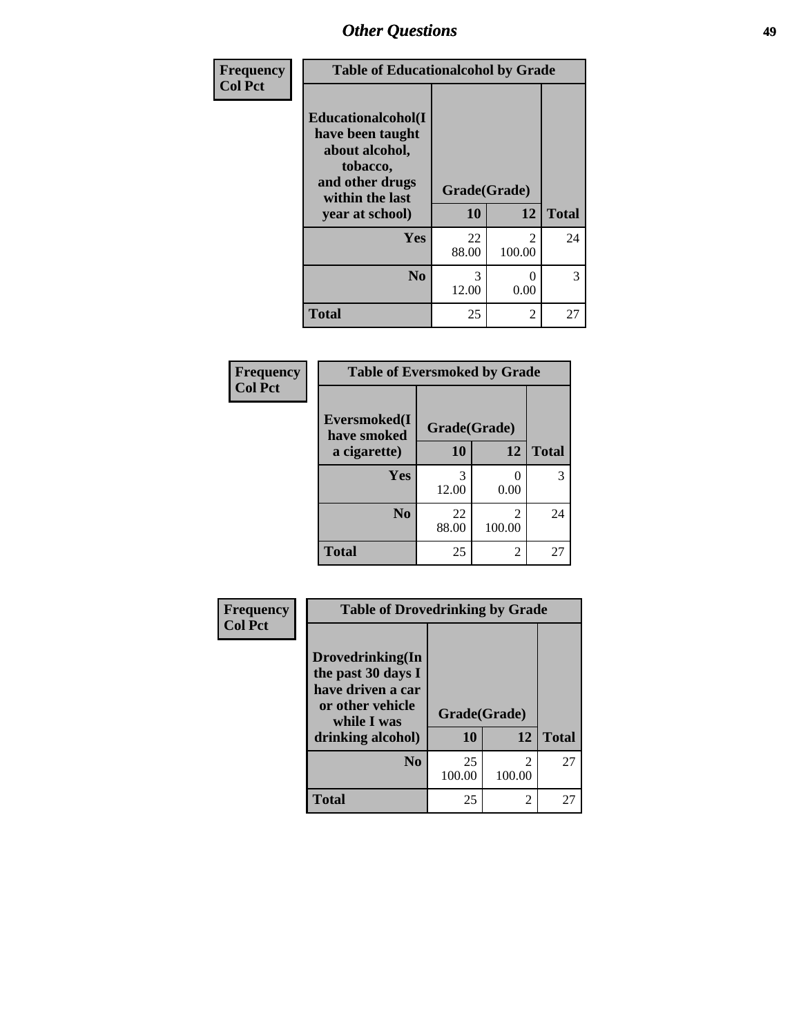## Other Questions

| Frequency<br>Col Pct | Table of Educationalcohol by Grade | | |
|---|---|---|---|
| Educationalcohol(I have been taught about alcohol, tobacco, and other drugs within the last year at school) | Grade(Grade) | | |
| | 10 | 12 | Total |
| Yes | 22<br>88.00 | 2<br>100.00 | 24 |
| No | 3<br>12.00 | 0<br>0.00 | 3 |
| Total | 25 | 2 | 27 |

| Frequency<br>Col Pct | Table of Eversmoked by Grade | | |
|---|---|---|---|
| Eversmoked(I have smoked a cigarette) | Grade(Grade) | | |
| | 10 | 12 | Total |
| Yes | 3<br>12.00 | 0<br>0.00 | 3 |
| No | 22<br>88.00 | 2<br>100.00 | 24 |
| Total | 25 | 2 | 27 |

| Frequency<br>Col Pct | Table of Drovedrinking by Grade | | |
|---|---|---|---|
| Drovedrinking(In the past 30 days I have driven a car or other vehicle while I was drinking alcohol) | Grade(Grade) | | |
| | 10 | 12 | Total |
| No | 25<br>100.00 | 2<br>100.00 | 27 |
| Total | 25 | 2 | 27 |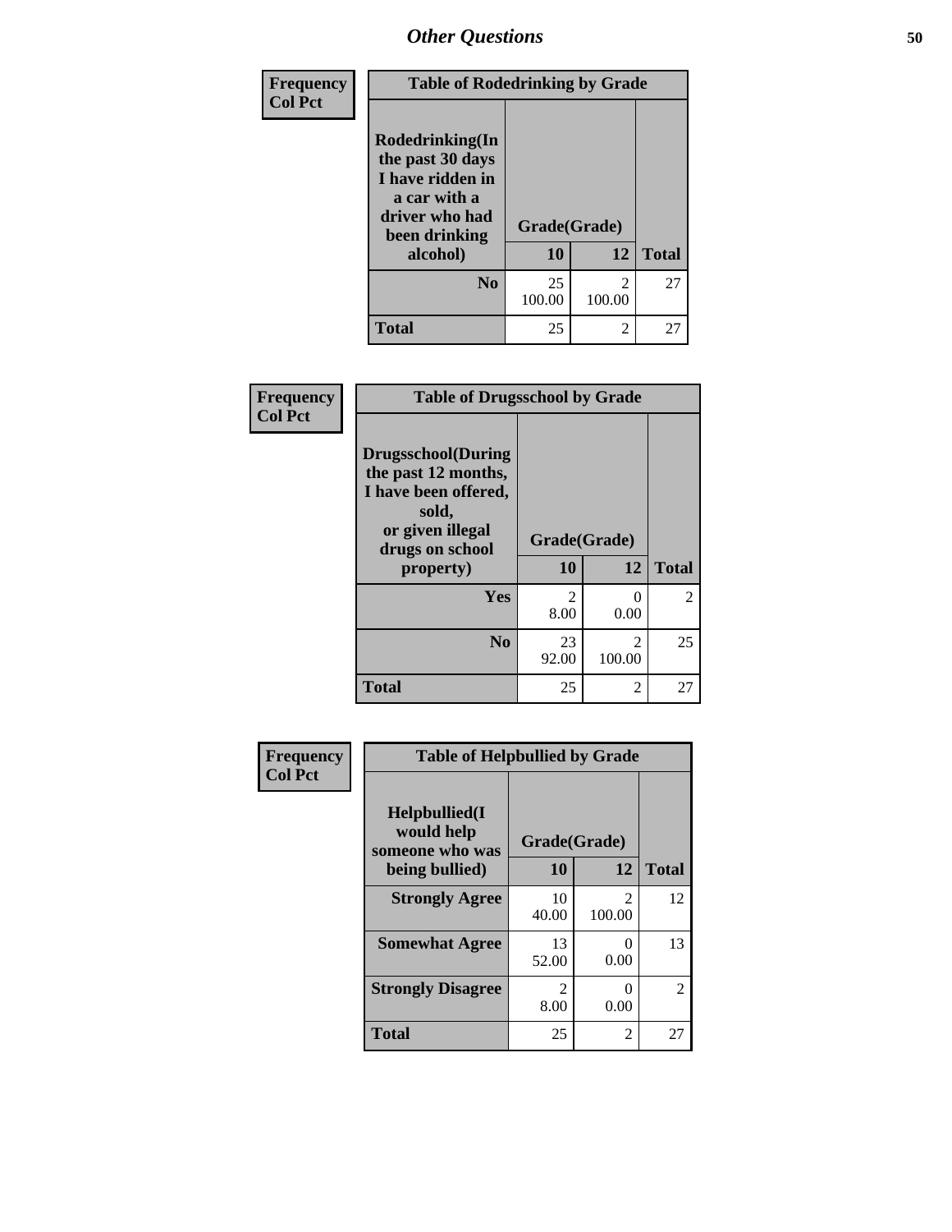| Frequency<br>Col Pct | Table of Rodedrinking by Grade | | |
|---|---|---|---|
| Rodedrinking(In the past 30 days I have ridden in a car with a driver who had been drinking alcohol) | Grade(Grade) | | |
| | 10 | 12 | Total |
| No | 25<br>100.00 | 2<br>100.00 | 27 |
| Total | 25 | 2 | 27 |

| Frequency<br>Col Pct | Table of Drugsschool by Grade | | |
|---|---|---|---|
| Drugsschool(During the past 12 months, I have been offered, sold, or given illegal drugs on school property) | Grade(Grade) | | |
| | 10 | 12 | Total |
| Yes | 2<br>8.00 | 0<br>0.00 | 2 |
| No | 23<br>92.00 | 2<br>100.00 | 25 |
| Total | 25 | 2 | 27 |

| Frequency<br>Col Pct | Table of Helpbullied by Grade | | |
|---|---|---|---|
| Helpbullied(I would help someone who was being bullied) | Grade(Grade) | | |
| | 10 | 12 | Total |
| Strongly Agree | 10<br>40.00 | 2<br>100.00 | 12 |
| Somewhat Agree | 13<br>52.00 | 0<br>0.00 | 13 |
| Strongly Disagree | 2<br>8.00 | 0<br>0.00 | 2 |
| Total | 25 | 2 | 27 |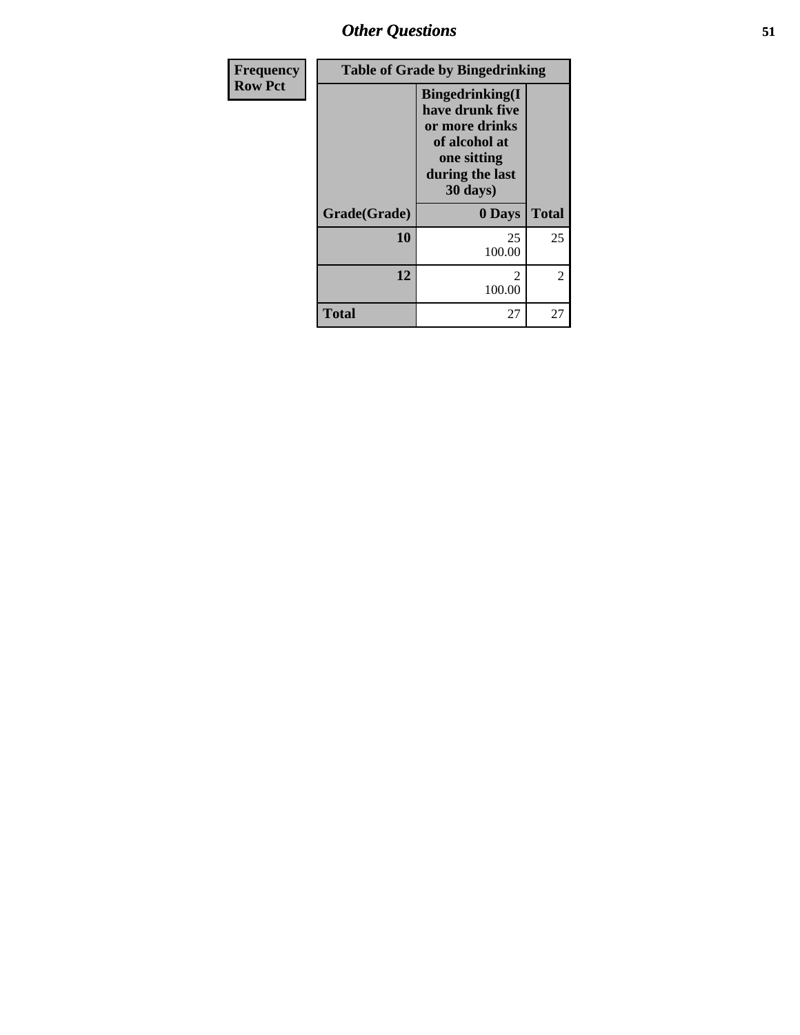## Other Questions

| Frequency<br>Row Pct |
|---|

| Table of Grade by Bingedrinking | | |
|---|---|---|
| | Bingedrinking(I have drunk five or more drinks of alcohol at one sitting during the last 30 days) | |
| Grade(Grade) | 0 Days | Total |
| 10 | 25<br>100.00 | 25 |
| 12 | 2<br>100.00 | 2 |
| Total | 27 | 27 |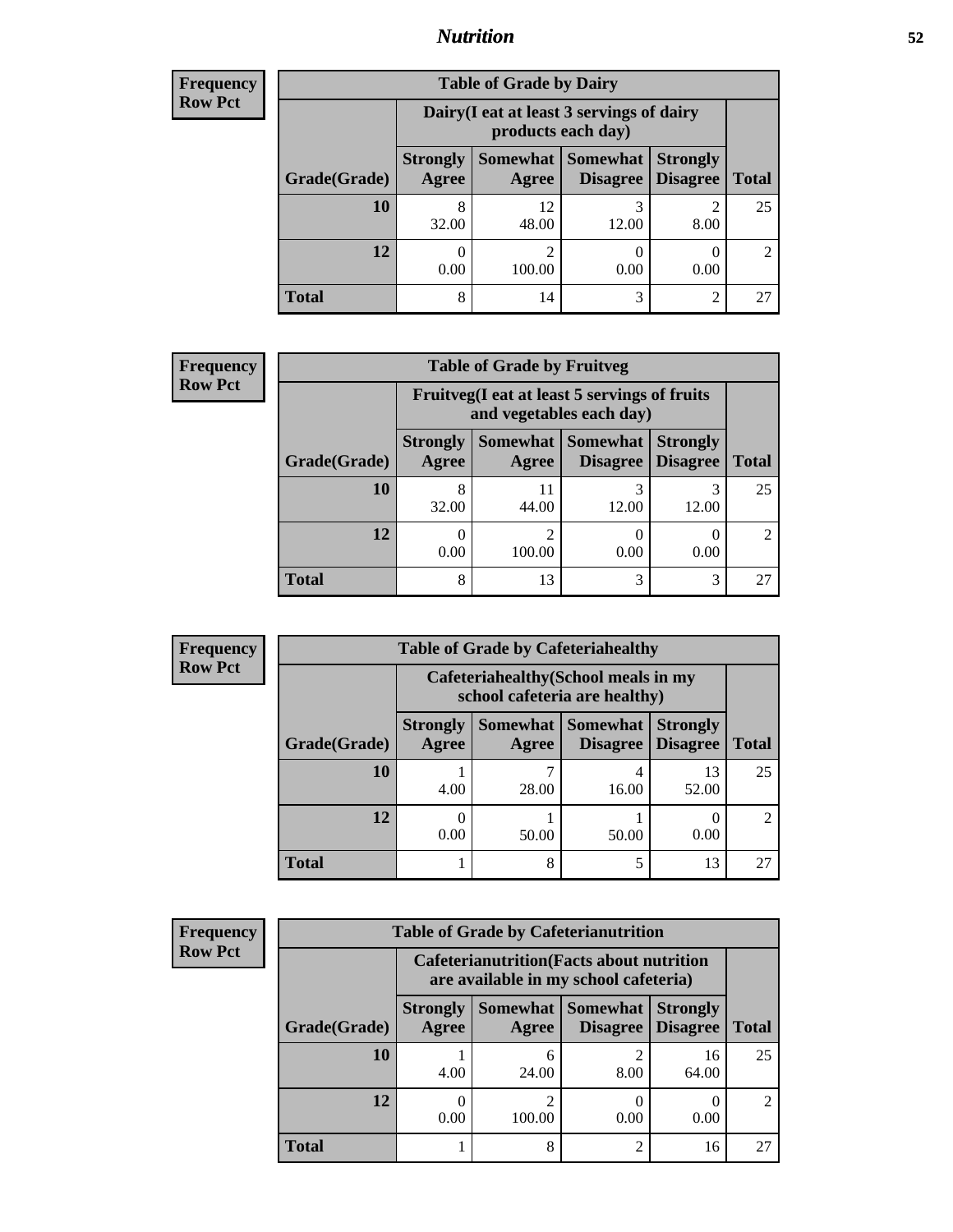## Nutrition

| Frequency Row Pct |
|---|

| Table of Grade by Dairy | | | | | |
|---|---|---|---|---|---|
| | Dairy(I eat at least 3 servings of dairy products each day) | | | | |
| Grade(Grade) | Strongly Agree | Somewhat Agree | Somewhat Disagree | Strongly Disagree | Total |
| 10 | 8<br>32.00 | 12<br>48.00 | 3<br>12.00 | 2<br>8.00 | 25 |
| 12 | 0<br>0.00 | 2<br>100.00 | 0<br>0.00 | 0<br>0.00 | 2 |
| Total | 8 | 14 | 3 | 2 | 27 |

| Frequency Row Pct |
|---|

| Table of Grade by Fruitveg | | | | | |
|---|---|---|---|---|---|
| | Fruitveg(I eat at least 5 servings of fruits and vegetables each day) | | | | |
| Grade(Grade) | Strongly Agree | Somewhat Agree | Somewhat Disagree | Strongly Disagree | Total |
| 10 | 8<br>32.00 | 11<br>44.00 | 3<br>12.00 | 3<br>12.00 | 25 |
| 12 | 0<br>0.00 | 2<br>100.00 | 0<br>0.00 | 0<br>0.00 | 2 |
| Total | 8 | 13 | 3 | 3 | 27 |

| Frequency Row Pct |
|---|

| Table of Grade by Cafeteriahealthy | | | | | |
|---|---|---|---|---|---|
| | Cafeteriahealthy(School meals in my school cafeteria are healthy) | | | | |
| Grade(Grade) | Strongly Agree | Somewhat Agree | Somewhat Disagree | Strongly Disagree | Total |
| 10 | 1<br>4.00 | 7<br>28.00 | 4<br>16.00 | 13<br>52.00 | 25 |
| 12 | 0<br>0.00 | 1<br>50.00 | 1<br>50.00 | 0<br>0.00 | 2 |
| Total | 1 | 8 | 5 | 13 | 27 |

| Frequency Row Pct |
|---|

| Table of Grade by Cafeterianutrition | | | | | |
|---|---|---|---|---|---|
| | Cafeterianutrition(Facts about nutrition are available in my school cafeteria) | | | | |
| Grade(Grade) | Strongly Agree | Somewhat Agree | Somewhat Disagree | Strongly Disagree | Total |
| 10 | 1<br>4.00 | 6<br>24.00 | 2<br>8.00 | 16<br>64.00 | 25 |
| 12 | 0<br>0.00 | 2<br>100.00 | 0<br>0.00 | 0<br>0.00 | 2 |
| Total | 1 | 8 | 2 | 16 | 27 |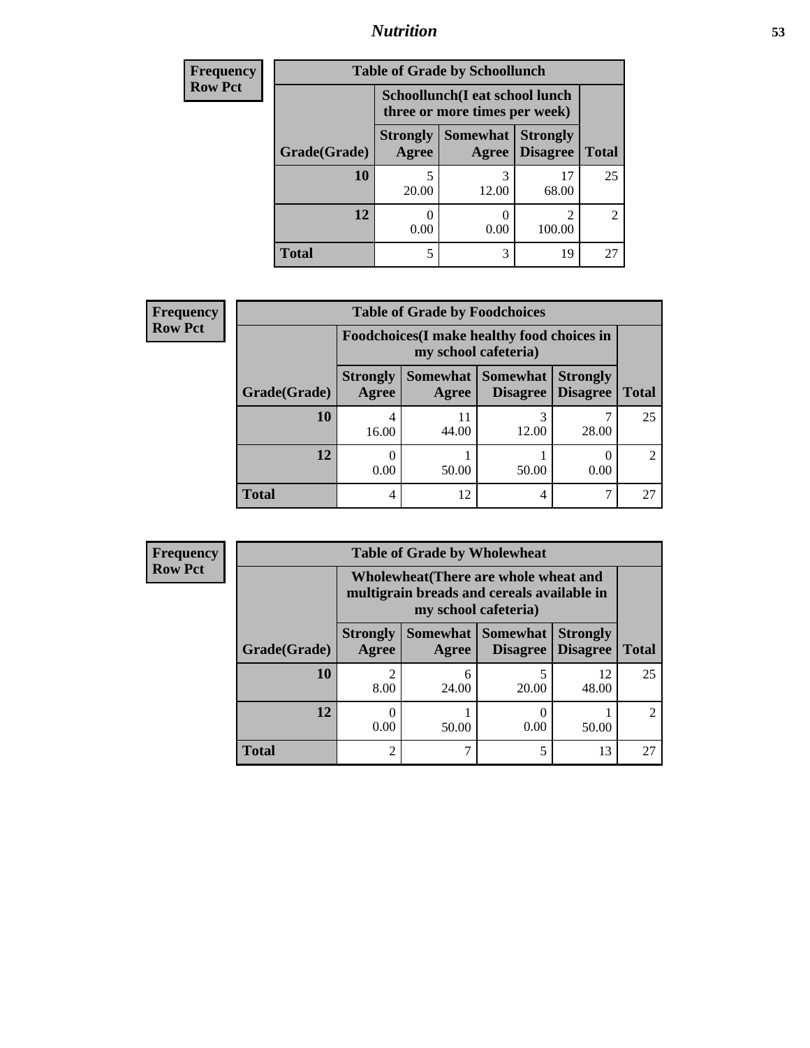## Nutrition

**Frequency**
**Row Pct**

| Table of Grade by Schoollunch | | | | |
|---|---|---|---|---|
| | Schoollunch(I eat school lunch three or more times per week) | | | |
| Grade(Grade) | Strongly Agree | Somewhat Agree | Strongly Disagree | Total |
| **10** | 5<br>20.00 | 3<br>12.00 | 17<br>68.00 | 25 |
| **12** | 0<br>0.00 | 0<br>0.00 | 2<br>100.00 | 2 |
| **Total** | 5 | 3 | 19 | 27 |

**Frequency**
**Row Pct**

| Table of Grade by Foodchoices | | | | | |
|---|---|---|---|---|---|
| | Foodchoices(I make healthy food choices in my school cafeteria) | | | | |
| Grade(Grade) | Strongly Agree | Somewhat Agree | Somewhat Disagree | Strongly Disagree | Total |
| **10** | 4<br>16.00 | 11<br>44.00 | 3<br>12.00 | 7<br>28.00 | 25 |
| **12** | 0<br>0.00 | 1<br>50.00 | 1<br>50.00 | 0<br>0.00 | 2 |
| **Total** | 4 | 12 | 4 | 7 | 27 |

**Frequency**
**Row Pct**

| Table of Grade by Wholewheat | | | | | |
|---|---|---|---|---|---|
| | Wholewheat(There are whole wheat and multigrain breads and cereals available in my school cafeteria) | | | | |
| Grade(Grade) | Strongly Agree | Somewhat Agree | Somewhat Disagree | Strongly Disagree | Total |
| **10** | 2<br>8.00 | 6<br>24.00 | 5<br>20.00 | 12<br>48.00 | 25 |
| **12** | 0<br>0.00 | 1<br>50.00 | 0<br>0.00 | 1<br>50.00 | 2 |
| **Total** | 2 | 7 | 5 | 13 | 27 |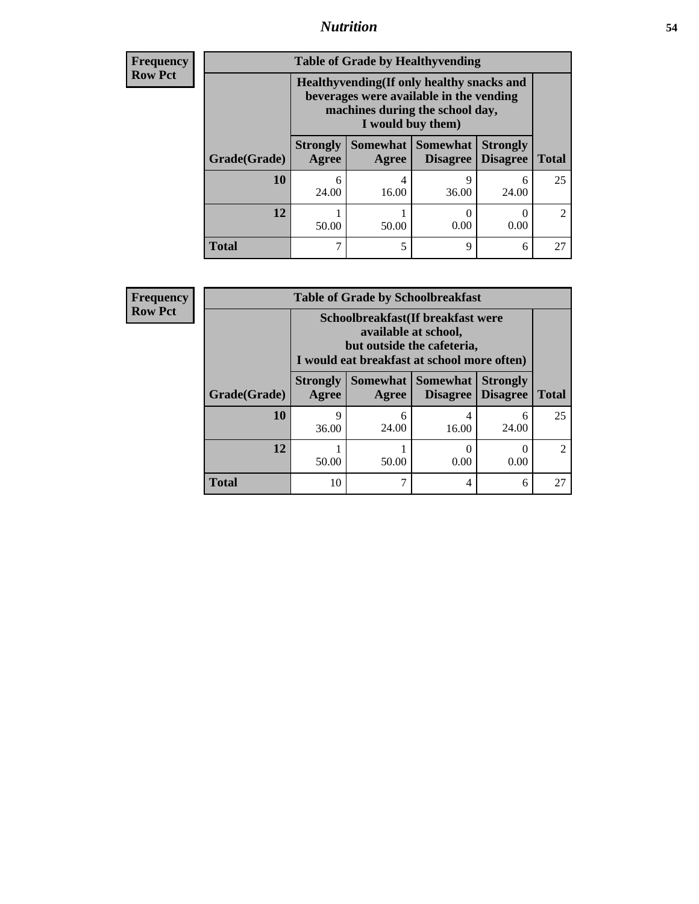# *Nutrition*

| Frequency<br>Row Pct | | | | | |
|---|---|---|---|---|---|

**Table of Grade by Healthyvending**

| | Healthyvending(If only healthy snacks and beverages were available in the vending machines during the school day, I would buy them) | | | | |
|---|---|---|---|---|---|
| **Grade(Grade)** | **Strongly Agree** | **Somewhat Agree** | **Somewhat Disagree** | **Strongly Disagree** | **Total** |
| **10** | 6<br>24.00 | 4<br>16.00 | 9<br>36.00 | 6<br>24.00 | 25 |
| **12** | 1<br>50.00 | 1<br>50.00 | 0<br>0.00 | 0<br>0.00 | 2 |
| **Total** | 7 | 5 | 9 | 6 | 27 |

| Frequency<br>Row Pct | | | | | |
|---|---|---|---|---|---|

**Table of Grade by Schoolbreakfast**

| | Schoolbreakfast(If breakfast were available at school, but outside the cafeteria, I would eat breakfast at school more often) | | | | |
|---|---|---|---|---|---|
| **Grade(Grade)** | **Strongly Agree** | **Somewhat Agree** | **Somewhat Disagree** | **Strongly Disagree** | **Total** |
| **10** | 9<br>36.00 | 6<br>24.00 | 4<br>16.00 | 6<br>24.00 | 25 |
| **12** | 1<br>50.00 | 1<br>50.00 | 0<br>0.00 | 0<br>0.00 | 2 |
| **Total** | 10 | 7 | 4 | 6 | 27 |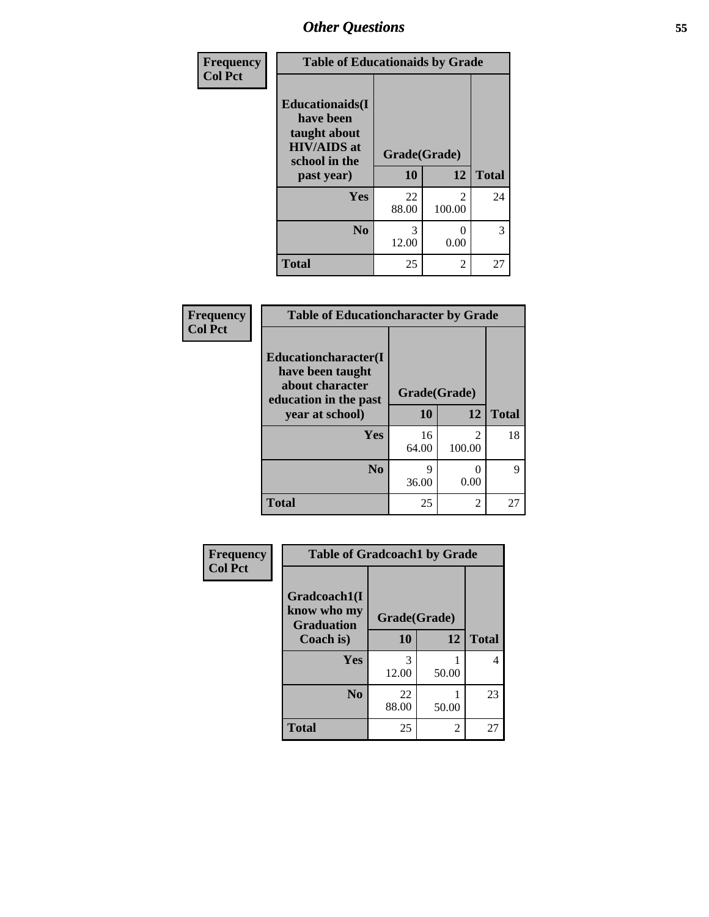## Other Questions

Frequency
Col Pct

| Table of Educationaids by Grade | | | |
|---|---|---|---|
| Educationaids(I have been taught about HIV/AIDS at school in the past year) | Grade(Grade) | | |
| | 10 | 12 | Total |
| Yes | 22<br>88.00 | 2<br>100.00 | 24 |
| No | 3<br>12.00 | 0<br>0.00 | 3 |
| Total | 25 | 2 | 27 |

Frequency
Col Pct

| Table of Educationcharacter by Grade | | | |
|---|---|---|---|
| Educationcharacter(I have been taught about character education in the past year at school) | Grade(Grade) | | |
| | 10 | 12 | Total |
| Yes | 16<br>64.00 | 2<br>100.00 | 18 |
| No | 9<br>36.00 | 0<br>0.00 | 9 |
| Total | 25 | 2 | 27 |

Frequency
Col Pct

| Table of Gradcoach1 by Grade | | | |
|---|---|---|---|
| Gradcoach1(I know who my Graduation Coach is) | Grade(Grade) | | |
| | 10 | 12 | Total |
| Yes | 3<br>12.00 | 1<br>50.00 | 4 |
| No | 22<br>88.00 | 1<br>50.00 | 23 |
| Total | 25 | 2 | 27 |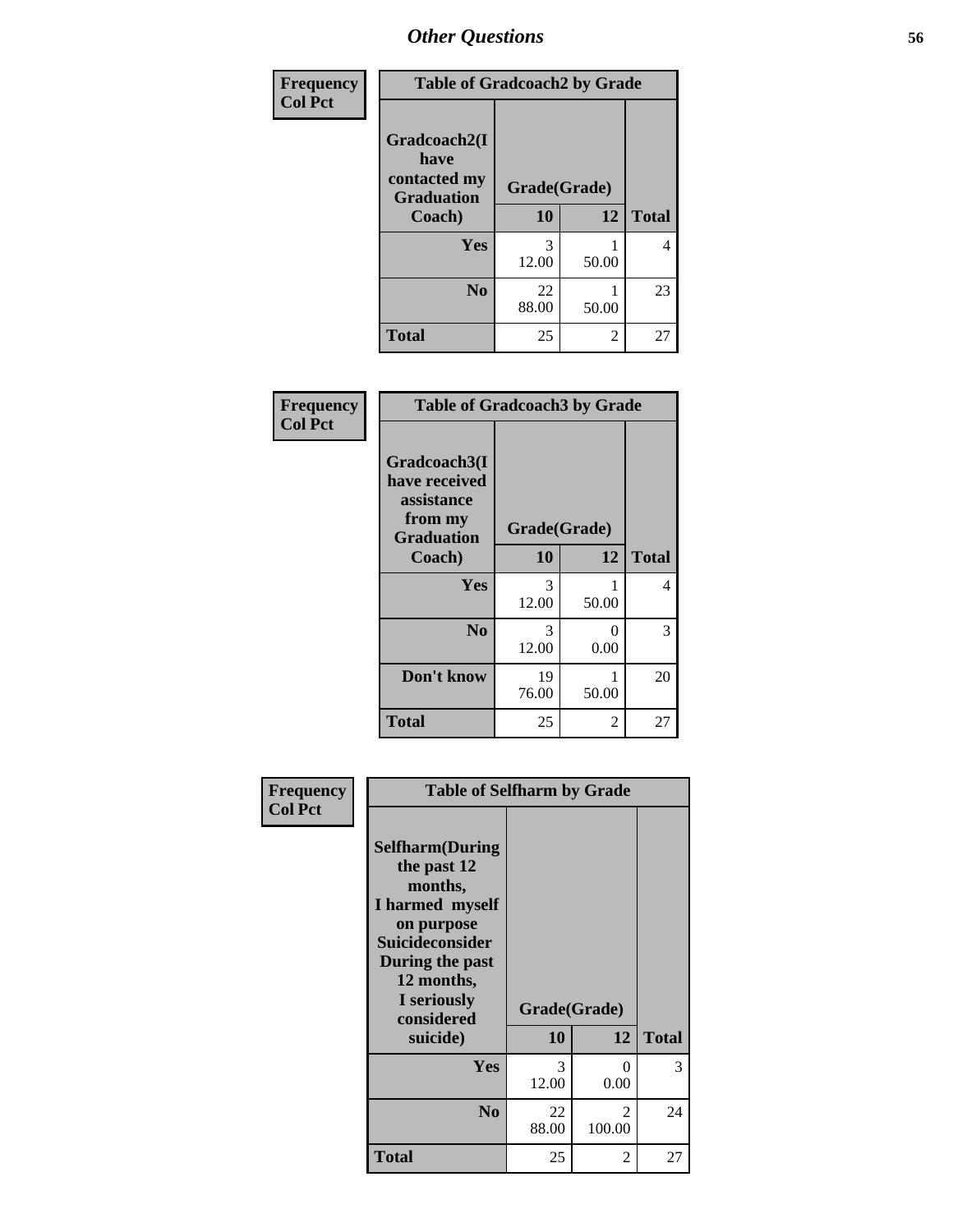## Other Questions

| Frequency Col Pct | Table of Gradcoach2 by Grade | | |
|---|---|---|---|
| Gradcoach2(I have contacted my Graduation Coach) | Grade(Grade) | | |
| | 10 | 12 | Total |
| Yes | 3<br>12.00 | 1<br>50.00 | 4 |
| No | 22<br>88.00 | 1<br>50.00 | 23 |
| Total | 25 | 2 | 27 |

| Frequency Col Pct | Table of Gradcoach3 by Grade | | |
|---|---|---|---|
| Gradcoach3(I have received assistance from my Graduation Coach) | Grade(Grade) | | |
| | 10 | 12 | Total |
| Yes | 3<br>12.00 | 1<br>50.00 | 4 |
| No | 3<br>12.00 | 0<br>0.00 | 3 |
| Don't know | 19<br>76.00 | 1<br>50.00 | 20 |
| Total | 25 | 2 | 27 |

| Frequency Col Pct | Table of Selfharm by Grade | | |
|---|---|---|---|
| Selfharm(During the past 12 months, I harmed myself on purpose Suicideconsider During the past 12 months, I seriously considered suicide) | Grade(Grade) | | |
| | 10 | 12 | Total |
| Yes | 3<br>12.00 | 0<br>0.00 | 3 |
| No | 22<br>88.00 | 2<br>100.00 | 24 |
| Total | 25 | 2 | 27 |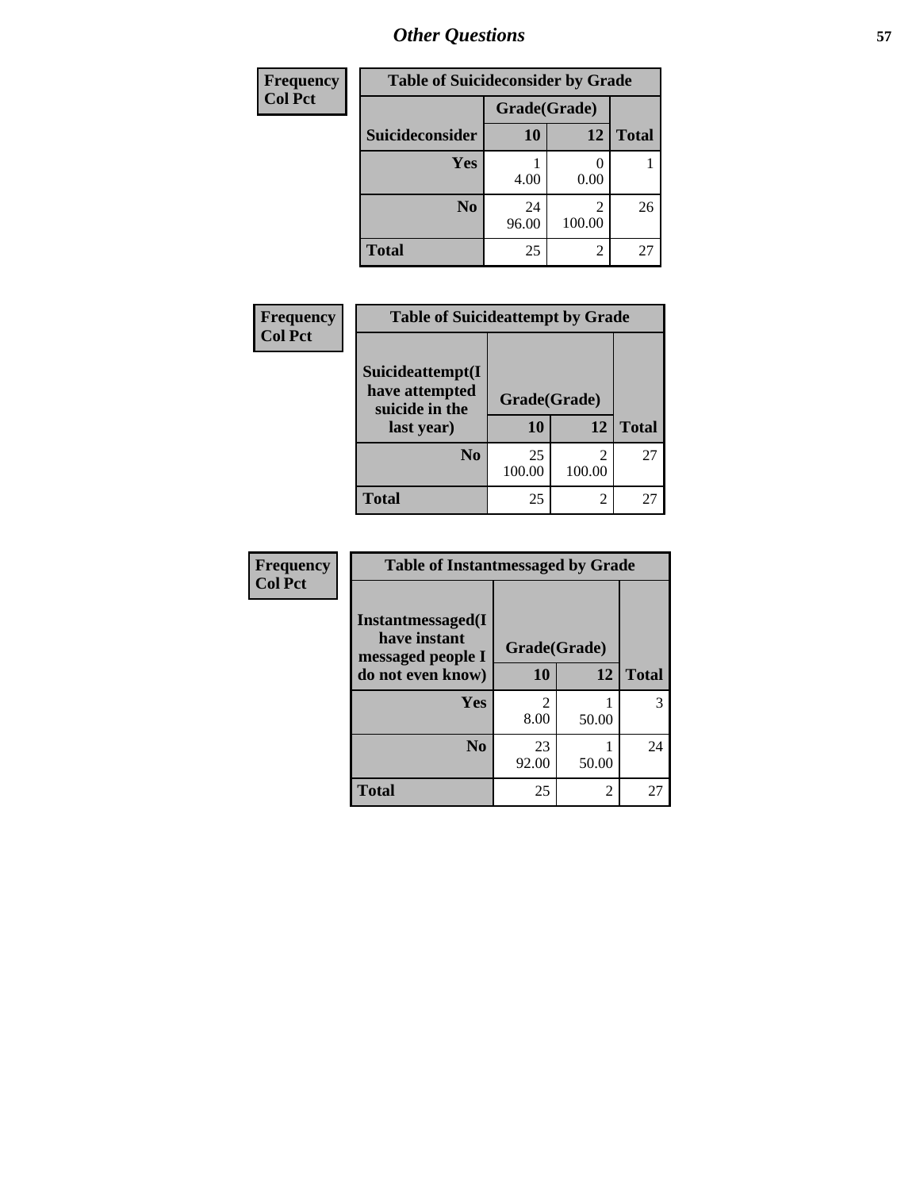| Frequency<br>Col Pct |
|---|

| Table of Suicideconsider by Grade | | | |
|---|---|---|---|
| | Grade(Grade) | | |
| Suicideconsider | 10 | 12 | Total |
| Yes | 1<br>4.00 | 0<br>0.00 | 1 |
| No | 24<br>96.00 | 2<br>100.00 | 26 |
| Total | 25 | 2 | 27 |

| Frequency<br>Col Pct |
|---|

| Table of Suicideattempt by Grade | | | |
|---|---|---|---|
| Suicideattempt(I have attempted suicide in the last year) | Grade(Grade) | | |
| | 10 | 12 | Total |
| No | 25<br>100.00 | 2<br>100.00 | 27 |
| Total | 25 | 2 | 27 |

| Frequency<br>Col Pct |
|---|

| Table of Instantmessaged by Grade | | | |
|---|---|---|---|
| Instantmessaged(I have instant messaged people I do not even know) | Grade(Grade) | | |
| | 10 | 12 | Total |
| Yes | 2<br>8.00 | 1<br>50.00 | 3 |
| No | 23<br>92.00 | 1<br>50.00 | 24 |
| Total | 25 | 2 | 27 |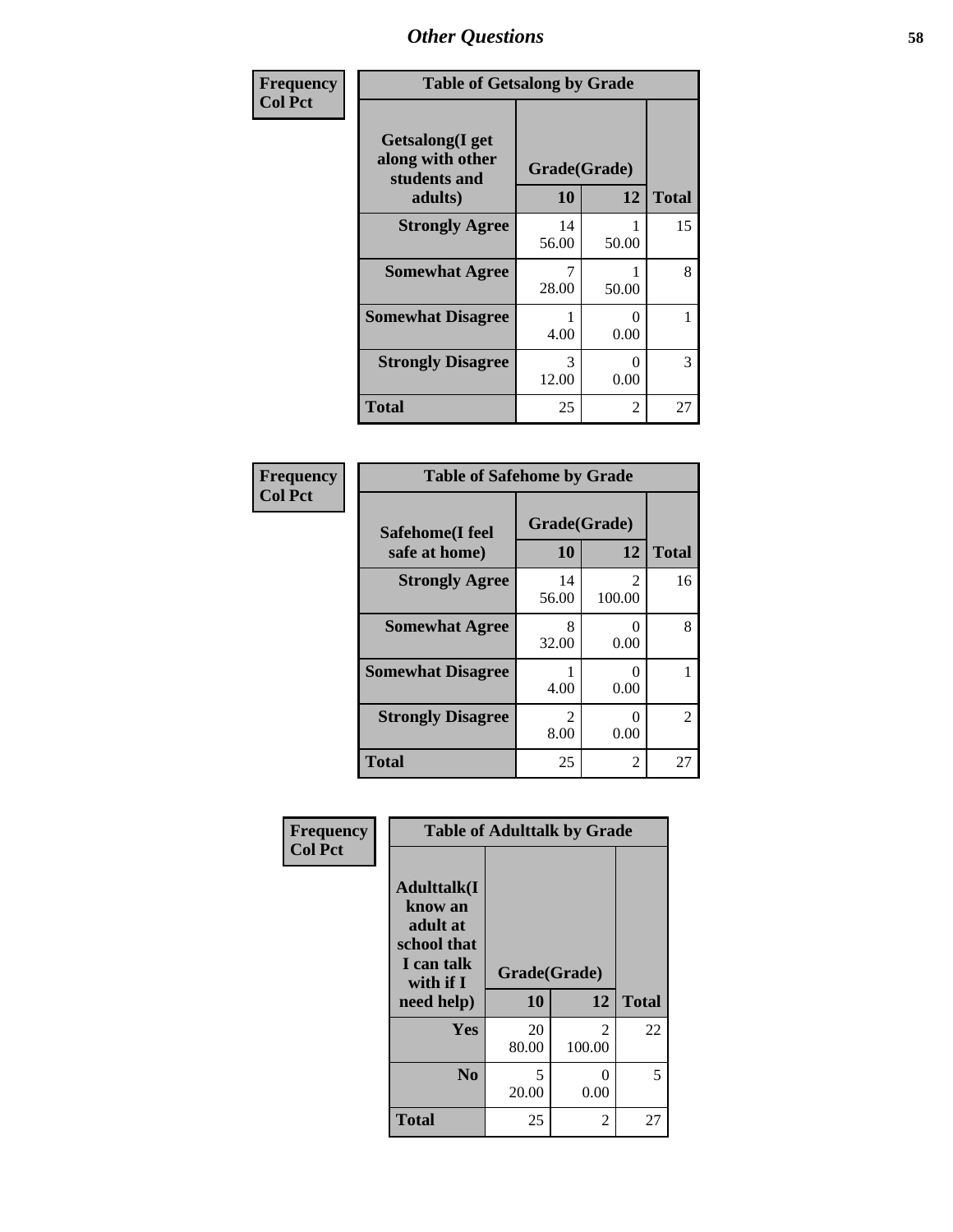# Other Questions

**Frequency**
**Col Pct**

| Table of Getsalong by Grade | | | |
|---|---|---|---|
| Getsalong(I get along with other students and adults) | Grade(Grade) | | Total |
| | 10 | 12 | |
| **Strongly Agree** | 14<br>56.00 | 1<br>50.00 | 15 |
| **Somewhat Agree** | 7<br>28.00 | 1<br>50.00 | 8 |
| **Somewhat Disagree** | 1<br>4.00 | 0<br>0.00 | 1 |
| **Strongly Disagree** | 3<br>12.00 | 0<br>0.00 | 3 |
| **Total** | 25 | 2 | 27 |

**Frequency**
**Col Pct**

| Table of Safehome by Grade | | | |
|---|---|---|---|
| Safehome(I feel safe at home) | Grade(Grade) | | Total |
| | 10 | 12 | |
| **Strongly Agree** | 14<br>56.00 | 2<br>100.00 | 16 |
| **Somewhat Agree** | 8<br>32.00 | 0<br>0.00 | 8 |
| **Somewhat Disagree** | 1<br>4.00 | 0<br>0.00 | 1 |
| **Strongly Disagree** | 2<br>8.00 | 0<br>0.00 | 2 |
| **Total** | 25 | 2 | 27 |

**Frequency**
**Col Pct**

| Table of Adulttalk by Grade | | | |
|---|---|---|---|
| Adulttalk(I know an adult at school that I can talk with if I need help) | Grade(Grade) | | Total |
| | 10 | 12 | |
| **Yes** | 20<br>80.00 | 2<br>100.00 | 22 |
| **No** | 5<br>20.00 | 0<br>0.00 | 5 |
| **Total** | 25 | 2 | 27 |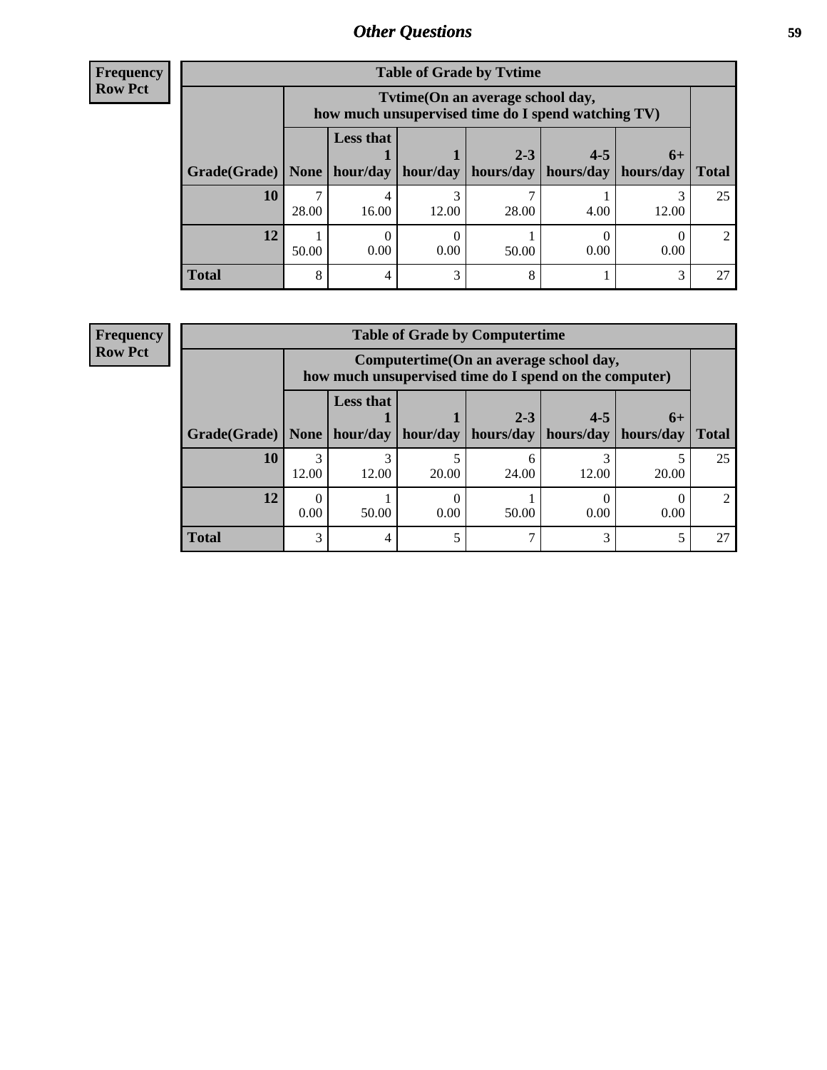## Other Questions

**Frequency**
**Row Pct**

| Table of Grade by Tvtime | | | | | | | |
|---|---|---|---|---|---|---|---|
| | Tvtime(On an average school day, how much unsupervised time do I spend watching TV) | | | | | | |
| Grade(Grade) | None | Less that 1 hour/day | 1 hour/day | 2-3 hours/day | 4-5 hours/day | 6+ hours/day | Total |
| **10** | 7<br>28.00 | 4<br>16.00 | 3<br>12.00 | 7<br>28.00 | 1<br>4.00 | 3<br>12.00 | 25 |
| **12** | 1<br>50.00 | 0<br>0.00 | 0<br>0.00 | 1<br>50.00 | 0<br>0.00 | 0<br>0.00 | 2 |
| **Total** | 8 | 4 | 3 | 8 | 1 | 3 | 27 |

**Frequency**
**Row Pct**

| Table of Grade by Computertime | | | | | | | |
|---|---|---|---|---|---|---|---|
| | Computertime(On an average school day, how much unsupervised time do I spend on the computer) | | | | | | |
| Grade(Grade) | None | Less that 1 hour/day | 1 hour/day | 2-3 hours/day | 4-5 hours/day | 6+ hours/day | Total |
| **10** | 3<br>12.00 | 3<br>12.00 | 5<br>20.00 | 6<br>24.00 | 3<br>12.00 | 5<br>20.00 | 25 |
| **12** | 0<br>0.00 | 1<br>50.00 | 0<br>0.00 | 1<br>50.00 | 0<br>0.00 | 0<br>0.00 | 2 |
| **Total** | 3 | 4 | 5 | 7 | 3 | 5 | 27 |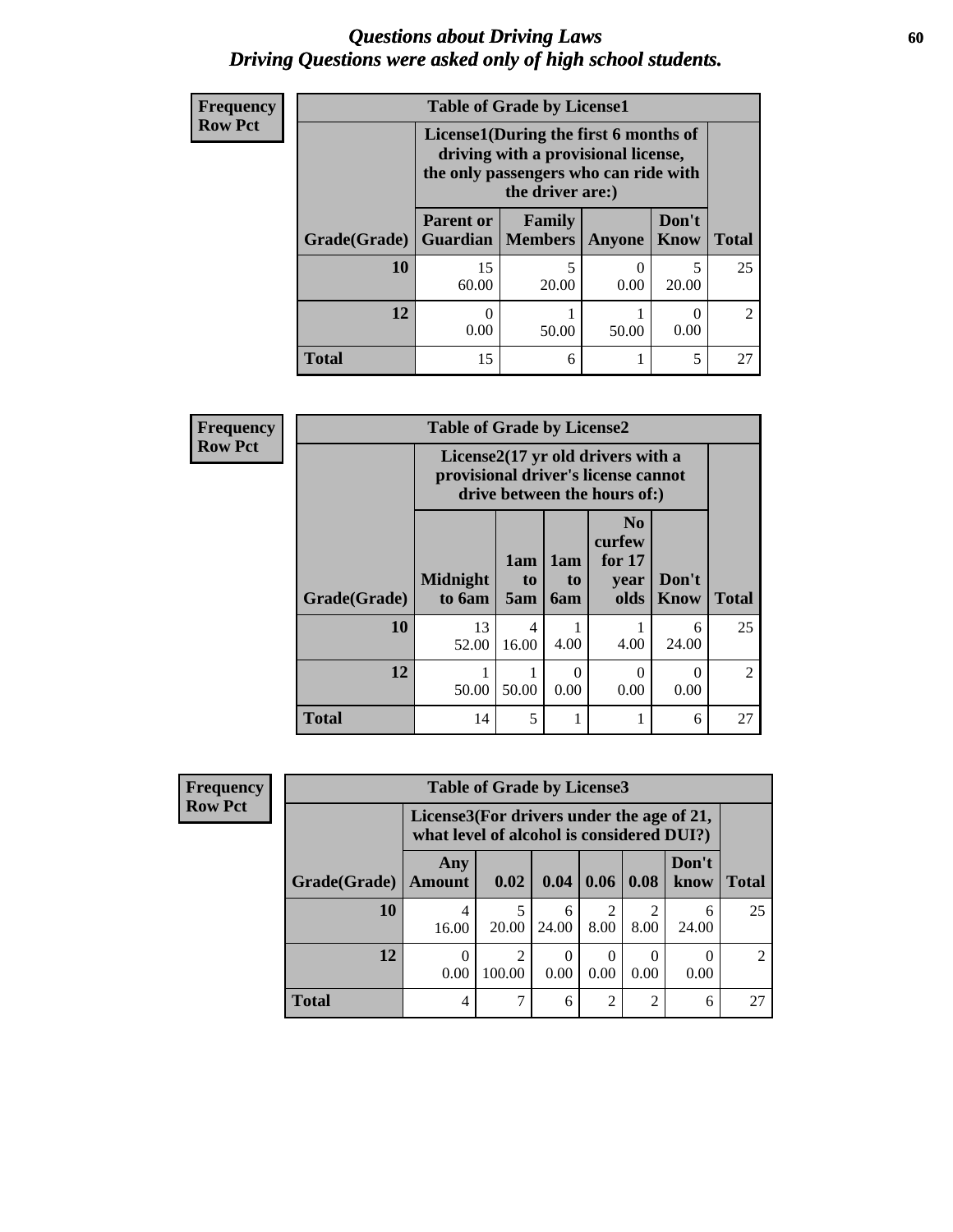## *Questions about Driving Laws*
## *Driving Questions were asked only of high school students.*

**Frequency**
**Row Pct**

| Table of Grade by License1 | | | | | |
|---|---|---|---|---|---|
| | License1(During the first 6 months of driving with a provisional license, the only passengers who can ride with the driver are:) | | | | |
| Grade(Grade) | Parent or Guardian | Family Members | Anyone | Don't Know | Total |
| 10 | 15<br>60.00 | 5<br>20.00 | 0<br>0.00 | 5<br>20.00 | 25 |
| 12 | 0<br>0.00 | 1<br>50.00 | 1<br>50.00 | 0<br>0.00 | 2 |
| Total | 15 | 6 | 1 | 5 | 27 |

**Frequency**
**Row Pct**

| Table of Grade by License2 | | | | | | |
|---|---|---|---|---|---|---|
| | License2(17 yr old drivers with a provisional driver's license cannot drive between the hours of:) | | | | | |
| Grade(Grade) | Midnight to 6am | 1am to 5am | 1am to 6am | No curfew for 17 year olds | Don't Know | Total |
| 10 | 13<br>52.00 | 4<br>16.00 | 1<br>4.00 | 1<br>4.00 | 6<br>24.00 | 25 |
| 12 | 1<br>50.00 | 1<br>50.00 | 0<br>0.00 | 0<br>0.00 | 0<br>0.00 | 2 |
| Total | 14 | 5 | 1 | 1 | 6 | 27 |

**Frequency**
**Row Pct**

| Table of Grade by License3 | | | | | | | |
|---|---|---|---|---|---|---|---|
| | License3(For drivers under the age of 21, what level of alcohol is considered DUI?) | | | | | | |
| Grade(Grade) | Any Amount | 0.02 | 0.04 | 0.06 | 0.08 | Don't know | Total |
| 10 | 4<br>16.00 | 5<br>20.00 | 6<br>24.00 | 2<br>8.00 | 2<br>8.00 | 6<br>24.00 | 25 |
| 12 | 0<br>0.00 | 2<br>100.00 | 0<br>0.00 | 0<br>0.00 | 0<br>0.00 | 0<br>0.00 | 2 |
| Total | 4 | 7 | 6 | 2 | 2 | 6 | 27 |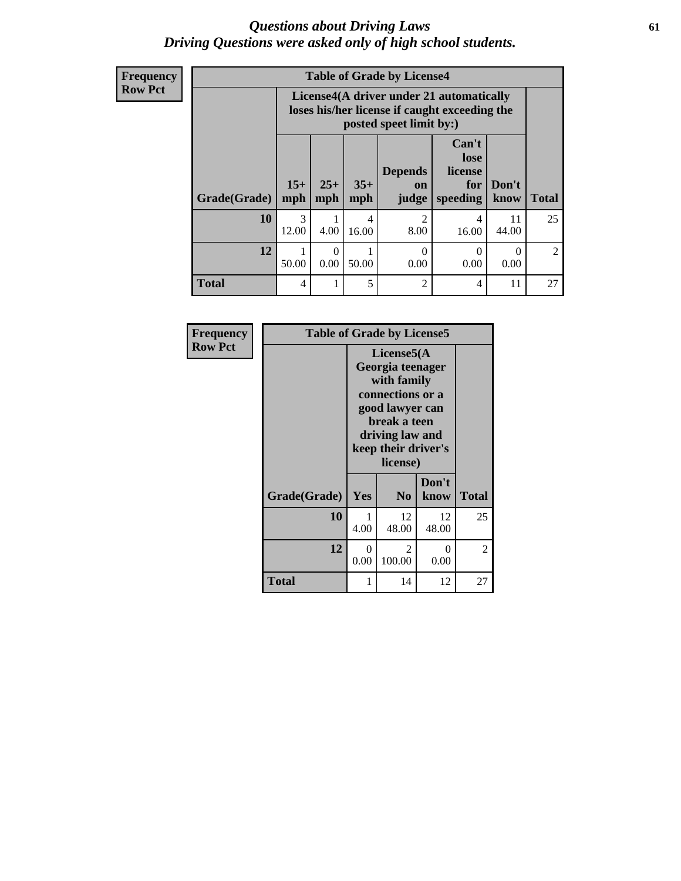# Questions about Driving Laws
## Driving Questions were asked only of high school students.

**Frequency**
**Row Pct**

**Table of Grade by License4**

| Grade(Grade) | License4(A driver under 21 automatically loses his/her license if caught exceeding the posted speet limit by:) | | | | | | Total |
|---|---|---|---|---|---|---|---|
| | 15+ mph | 25+ mph | 35+ mph | Depends on judge | Can't lose license for speeding | Don't know | |
| **10** | 3<br>12.00 | 1<br>4.00 | 4<br>16.00 | 2<br>8.00 | 4<br>16.00 | 11<br>44.00 | 25 |
| **12** | 1<br>50.00 | 0<br>0.00 | 1<br>50.00 | 0<br>0.00 | 0<br>0.00 | 0<br>0.00 | 2 |
| **Total** | 4 | 1 | 5 | 2 | 4 | 11 | 27 |

**Frequency**
**Row Pct**

**Table of Grade by License5**

| Grade(Grade) | License5(A Georgia teenager with family connections or a good lawyer can break a teen driving law and keep their driver's license) | | | Total |
|---|---|---|---|---|
| | Yes | No | Don't know | |
| **10** | 1<br>4.00 | 12<br>48.00 | 12<br>48.00 | 25 |
| **12** | 0<br>0.00 | 2<br>100.00 | 0<br>0.00 | 2 |
| **Total** | 1 | 14 | 12 | 27 |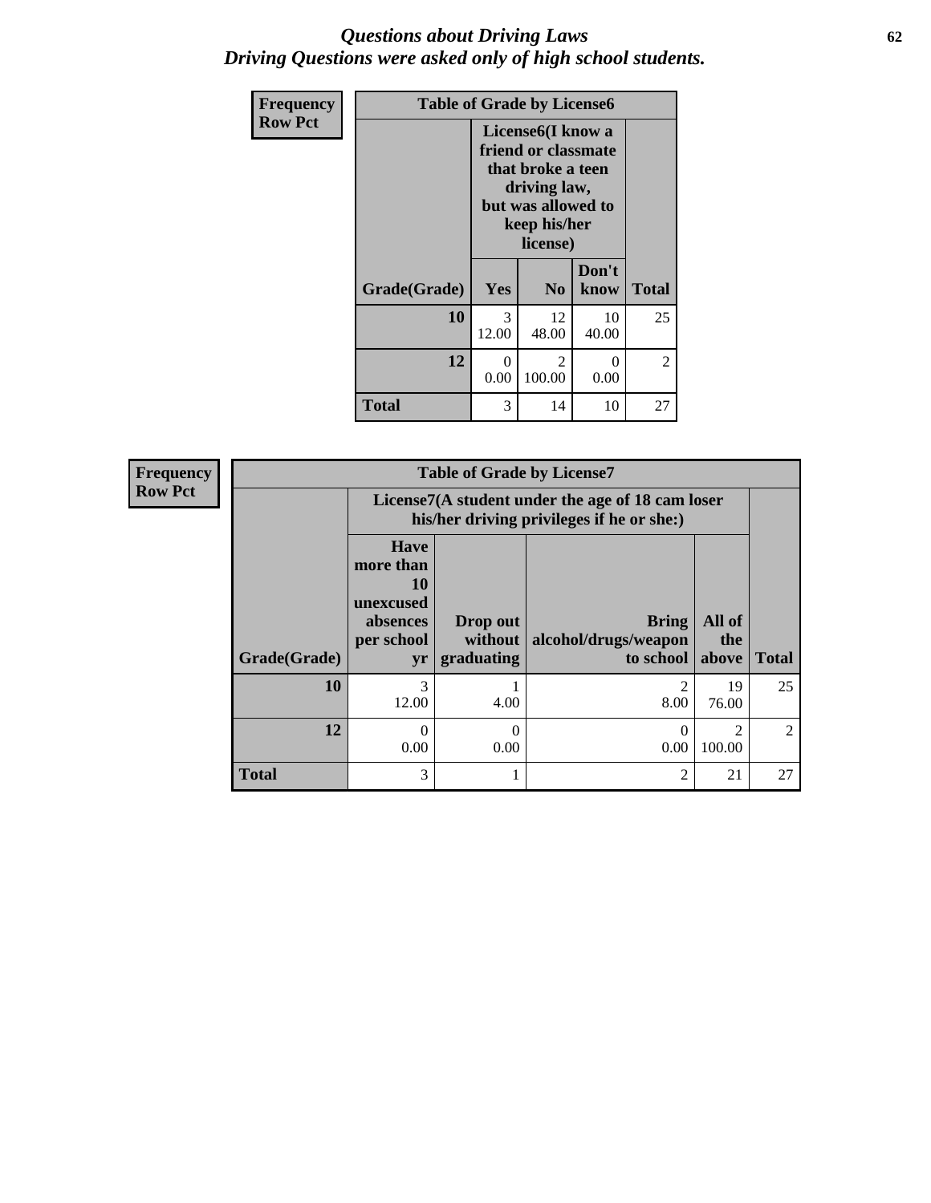# Questions about Driving Laws
# Driving Questions were asked only of high school students.

| Frequency Row Pct |
|---|

**Table of Grade by License6**

| Grade(Grade) | License6(I know a friend or classmate that broke a teen driving law, but was allowed to keep his/her license) | | | Total |
|---|---|---|---|---|
| | Yes | No | Don't know | |
| **10** | 3<br>12.00 | 12<br>48.00 | 10<br>40.00 | 25 |
| **12** | 0<br>0.00 | 2<br>100.00 | 0<br>0.00 | 2 |
| **Total** | 3 | 14 | 10 | 27 |

| Frequency Row Pct |
|---|

**Table of Grade by License7**

| Grade(Grade) | License7(A student under the age of 18 cam loser his/her driving privileges if he or she:) | | | | Total |
|---|---|---|---|---|---|
| | Have more than 10 unexcused absences per school yr | Drop out without graduating | Bring alcohol/drugs/weapon to school | All of the above | |
| **10** | 3<br>12.00 | 1<br>4.00 | 2<br>8.00 | 19<br>76.00 | 25 |
| **12** | 0<br>0.00 | 0<br>0.00 | 0<br>0.00 | 2<br>100.00 | 2 |
| **Total** | 3 | 1 | 2 | 21 | 27 |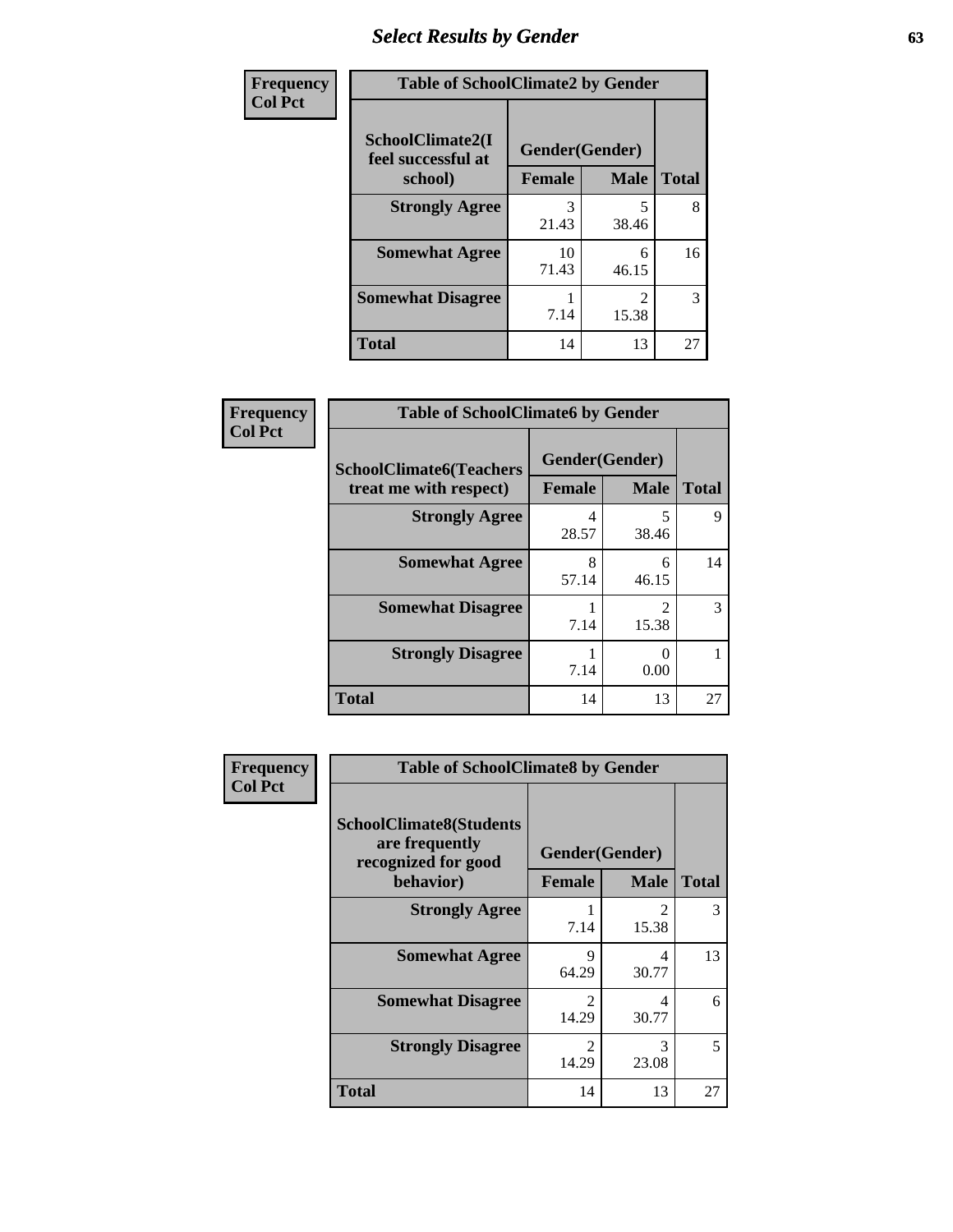## Select Results by Gender

| Frequency Col Pct | Table of SchoolClimate2 by Gender | | |
|---|---|---|---|
| **SchoolClimate2(I feel successful at school)** | **Gender(Gender)** | | **Total** |
| | **Female** | **Male** | |
| **Strongly Agree** | 3<br>21.43 | 5<br>38.46 | 8 |
| **Somewhat Agree** | 10<br>71.43 | 6<br>46.15 | 16 |
| **Somewhat Disagree** | 1<br>7.14 | 2<br>15.38 | 3 |
| **Total** | 14 | 13 | 27 |

| Frequency Col Pct | Table of SchoolClimate6 by Gender | | |
|---|---|---|---|
| **SchoolClimate6(Teachers treat me with respect)** | **Gender(Gender)** | | **Total** |
| | **Female** | **Male** | |
| **Strongly Agree** | 4<br>28.57 | 5<br>38.46 | 9 |
| **Somewhat Agree** | 8<br>57.14 | 6<br>46.15 | 14 |
| **Somewhat Disagree** | 1<br>7.14 | 2<br>15.38 | 3 |
| **Strongly Disagree** | 1<br>7.14 | 0<br>0.00 | 1 |
| **Total** | 14 | 13 | 27 |

| Frequency Col Pct | Table of SchoolClimate8 by Gender | | |
|---|---|---|---|
| **SchoolClimate8(Students are frequently recognized for good behavior)** | **Gender(Gender)** | | **Total** |
| | **Female** | **Male** | |
| **Strongly Agree** | 1<br>7.14 | 2<br>15.38 | 3 |
| **Somewhat Agree** | 9<br>64.29 | 4<br>30.77 | 13 |
| **Somewhat Disagree** | 2<br>14.29 | 4<br>30.77 | 6 |
| **Strongly Disagree** | 2<br>14.29 | 3<br>23.08 | 5 |
| **Total** | 14 | 13 | 27 |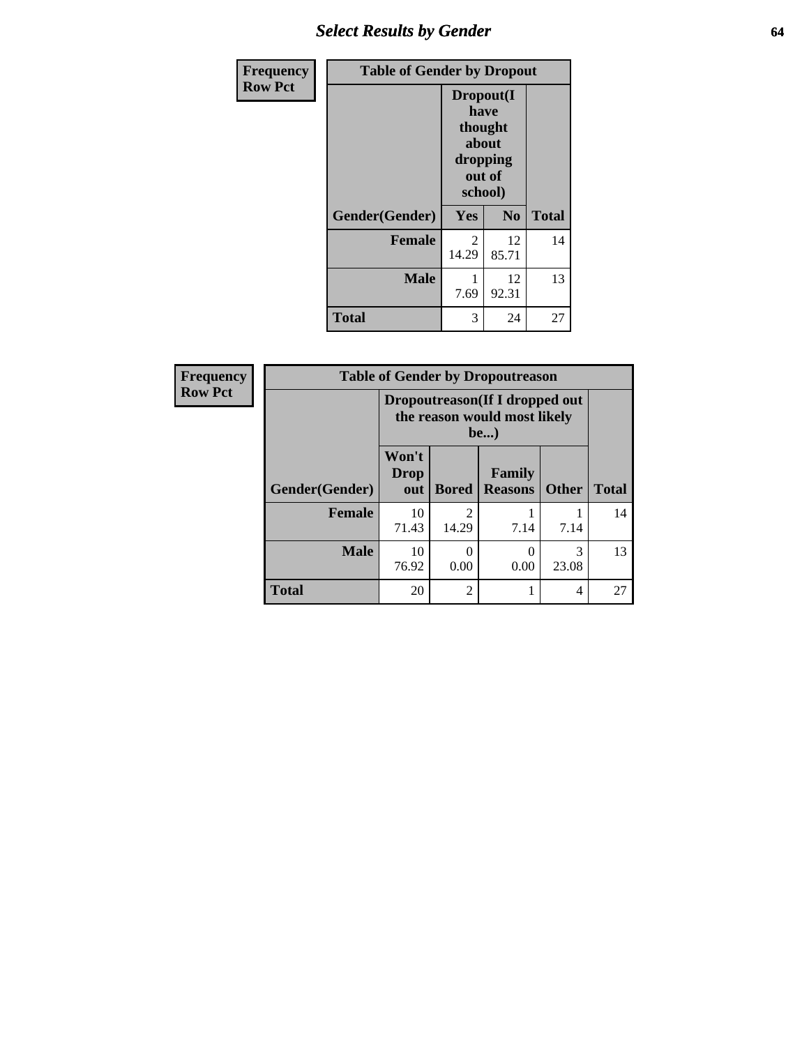## Select Results by Gender

**Frequency**
**Row Pct**

| Table of Gender by Dropout | | | |
|---|---|---|---|
| | Dropout(I have thought about dropping out of school) | | |
| Gender(Gender) | Yes | No | Total |
| **Female** | 2<br>14.29 | 12<br>85.71 | 14 |
| **Male** | 1<br>7.69 | 12<br>92.31 | 13 |
| **Total** | 3 | 24 | 27 |

**Frequency**
**Row Pct**

| Table of Gender by Dropoutreason | | | | | |
|---|---|---|---|---|---|
| | Dropoutreason(If I dropped out the reason would most likely be...) | | | | |
| Gender(Gender) | Won't Drop out | Bored | Family Reasons | Other | Total |
| **Female** | 10<br>71.43 | 2<br>14.29 | 1<br>7.14 | 1<br>7.14 | 14 |
| **Male** | 10<br>76.92 | 0<br>0.00 | 0<br>0.00 | 3<br>23.08 | 13 |
| **Total** | 20 | 2 | 1 | 4 | 27 |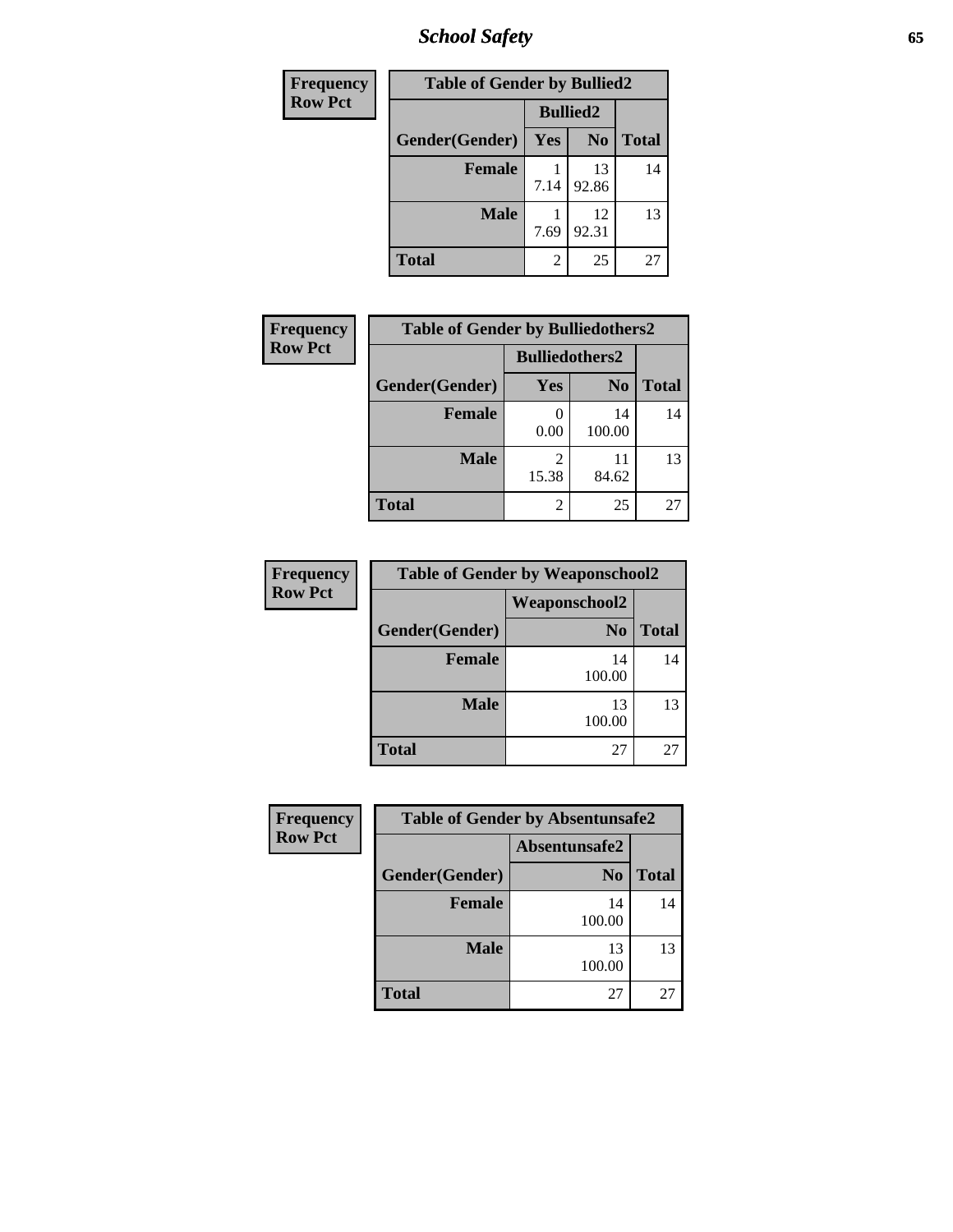| Frequency Row Pct | | Table of Gender by Bullied2 | | |
|---|---|---|---|---|
| | | Bullied2 | | |
| | Gender(Gender) | Yes | No | Total |
| | Female | 1<br>7.14 | 13<br>92.86 | 14 |
| | Male | 1<br>7.69 | 12<br>92.31 | 13 |
| | Total | 2 | 25 | 27 |

| Frequency Row Pct | | Table of Gender by Bulliedothers2 | | |
|---|---|---|---|---|
| | | Bulliedothers2 | | |
| | Gender(Gender) | Yes | No | Total |
| | Female | 0<br>0.00 | 14<br>100.00 | 14 |
| | Male | 2<br>15.38 | 11<br>84.62 | 13 |
| | Total | 2 | 25 | 27 |

| Frequency Row Pct | | Table of Gender by Weaponschool2 | |
|---|---|---|---|
| | | Weaponschool2 | |
| | Gender(Gender) | No | Total |
| | Female | 14<br>100.00 | 14 |
| | Male | 13<br>100.00 | 13 |
| | Total | 27 | 27 |

| Frequency Row Pct | | Table of Gender by Absentunsafe2 | |
|---|---|---|---|
| | | Absentunsafe2 | |
| | Gender(Gender) | No | Total |
| | Female | 14<br>100.00 | 14 |
| | Male | 13<br>100.00 | 13 |
| | Total | 27 | 27 |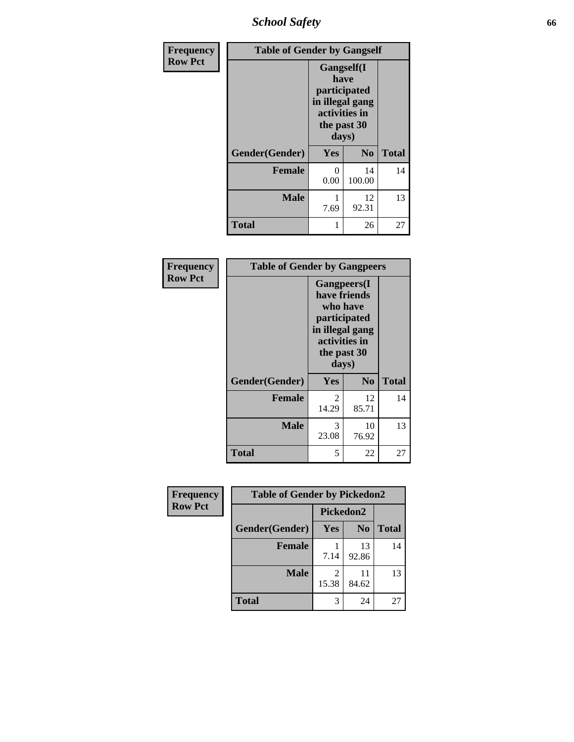| Frequency Row Pct | Table of Gender by Gangself | | |
|---|---|---|---|
| | Gangself(I have participated in illegal gang activities in the past 30 days) | | |
| Gender(Gender) | Yes | No | Total |
| Female | 0<br>0.00 | 14<br>100.00 | 14 |
| Male | 1<br>7.69 | 12<br>92.31 | 13 |
| Total | 1 | 26 | 27 |

| Frequency Row Pct | Table of Gender by Gangpeers | | |
|---|---|---|---|
| | Gangpeers(I have friends who have participated in illegal gang activities in the past 30 days) | | |
| Gender(Gender) | Yes | No | Total |
| Female | 2<br>14.29 | 12<br>85.71 | 14 |
| Male | 3<br>23.08 | 10<br>76.92 | 13 |
| Total | 5 | 22 | 27 |

| Frequency Row Pct | Table of Gender by Pickedon2 | | |
|---|---|---|---|
| | Pickedon2 | | |
| Gender(Gender) | Yes | No | Total |
| Female | 1<br>7.14 | 13<br>92.86 | 14 |
| Male | 2<br>15.38 | 11<br>84.62 | 13 |
| Total | 3 | 24 | 27 |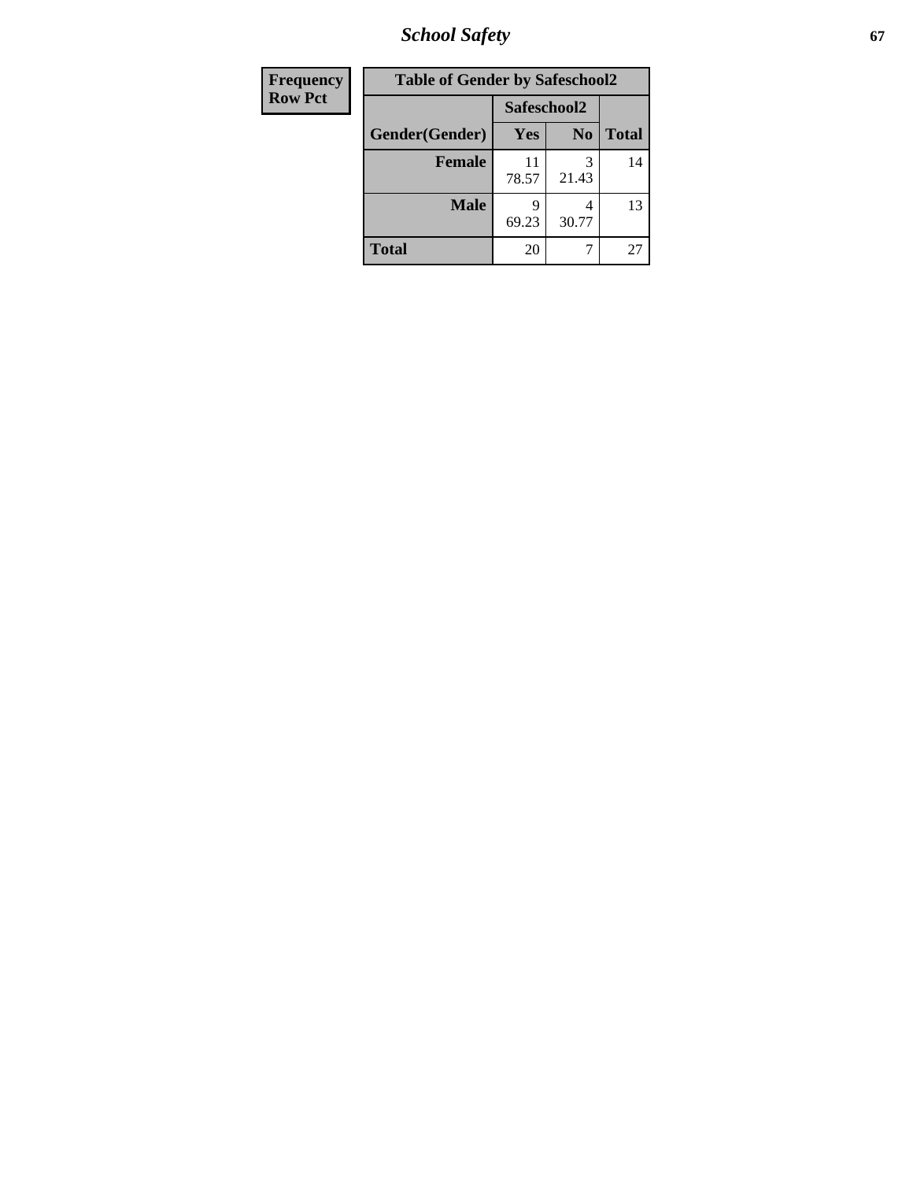# School Safety

| Frequency<br>Row Pct |
|---|

**Table of Gender by Safeschool2**

| Gender(Gender) | Safeschool2: Yes | Safeschool2: No | Total |
|---|---|---|---|
| **Female** | 11<br>78.57 | 3<br>21.43 | 14 |
| **Male** | 9<br>69.23 | 4<br>30.77 | 13 |
| **Total** | 20 | 7 | 27 |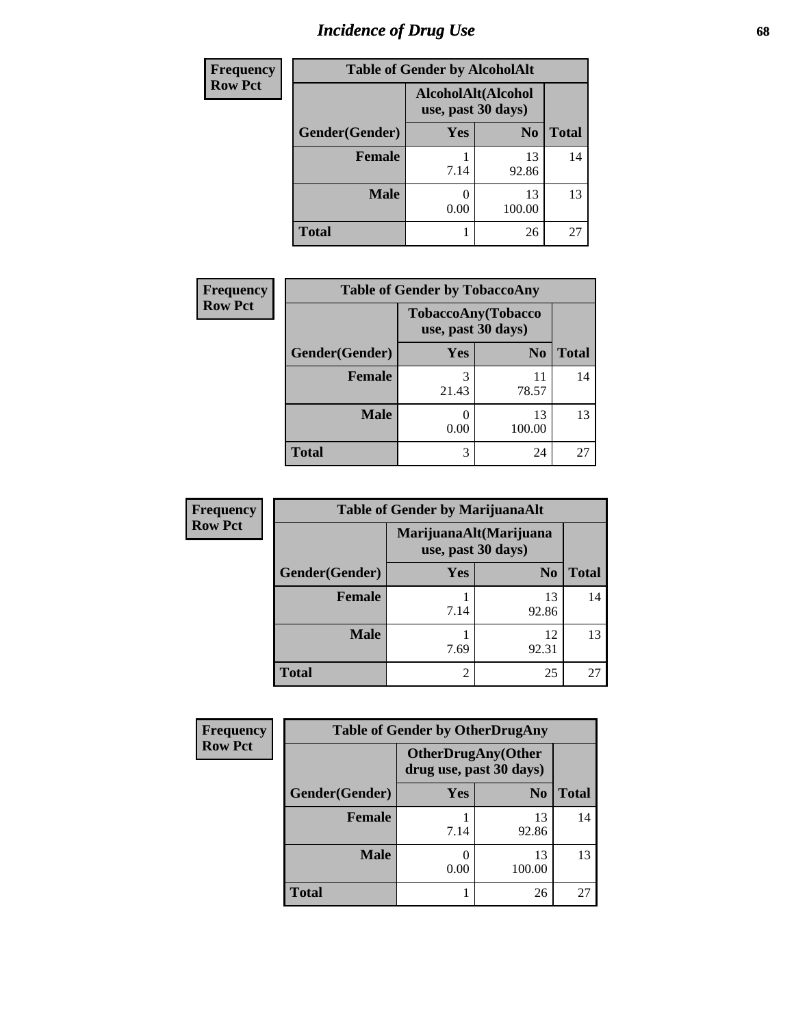# Incidence of Drug Use

| Frequency Row Pct | | | |
|---|---|---|---|
| **Table of Gender by AlcoholAlt** | | | |
| | **AlcoholAlt(Alcohol use, past 30 days)** | | |
| **Gender(Gender)** | **Yes** | **No** | **Total** |
| **Female** | 1<br>7.14 | 13<br>92.86 | 14 |
| **Male** | 0<br>0.00 | 13<br>100.00 | 13 |
| **Total** | 1 | 26 | 27 |

| Frequency Row Pct | | | |
|---|---|---|---|
| **Table of Gender by TobaccoAny** | | | |
| | **TobaccoAny(Tobacco use, past 30 days)** | | |
| **Gender(Gender)** | **Yes** | **No** | **Total** |
| **Female** | 3<br>21.43 | 11<br>78.57 | 14 |
| **Male** | 0<br>0.00 | 13<br>100.00 | 13 |
| **Total** | 3 | 24 | 27 |

| Frequency Row Pct | | | |
|---|---|---|---|
| **Table of Gender by MarijuanaAlt** | | | |
| | **MarijuanaAlt(Marijuana use, past 30 days)** | | |
| **Gender(Gender)** | **Yes** | **No** | **Total** |
| **Female** | 1<br>7.14 | 13<br>92.86 | 14 |
| **Male** | 1<br>7.69 | 12<br>92.31 | 13 |
| **Total** | 2 | 25 | 27 |

| Frequency Row Pct | | | |
|---|---|---|---|
| **Table of Gender by OtherDrugAny** | | | |
| | **OtherDrugAny(Other drug use, past 30 days)** | | |
| **Gender(Gender)** | **Yes** | **No** | **Total** |
| **Female** | 1<br>7.14 | 13<br>92.86 | 14 |
| **Male** | 0<br>0.00 | 13<br>100.00 | 13 |
| **Total** | 1 | 26 | 27 |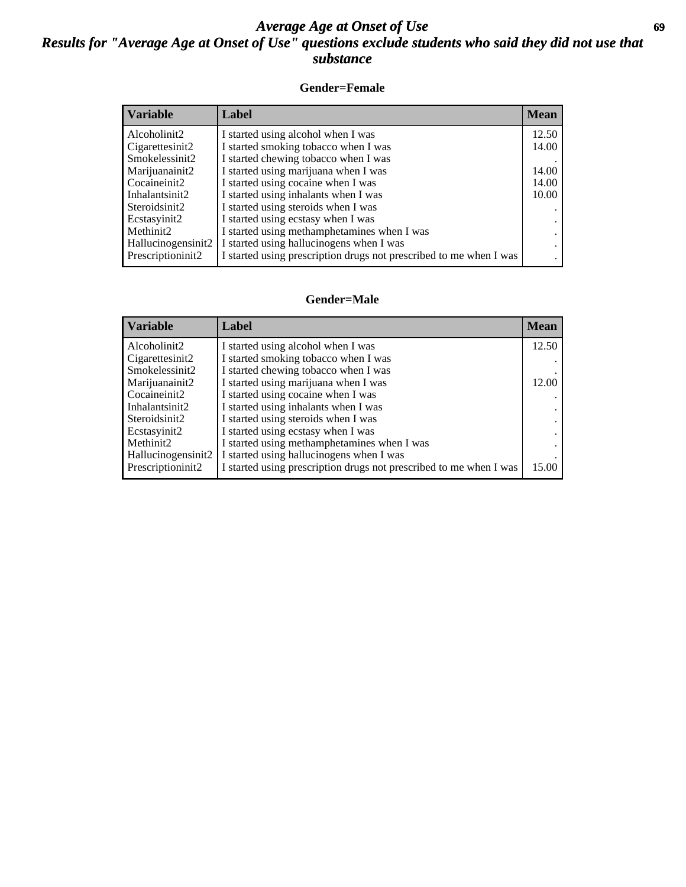# *Average Age at Onset of Use*

## *Results for "Average Age at Onset of Use" questions exclude students who said they did not use that substance*

### Gender=Female

| Variable | Label | Mean |
|---|---|---|
| Alcoholinit2 | I started using alcohol when I was | 12.50 |
| Cigarettesinit2 | I started smoking tobacco when I was | 14.00 |
| Smokelessinit2 | I started chewing tobacco when I was | . |
| Marijuanainit2 | I started using marijuana when I was | 14.00 |
| Cocaineinit2 | I started using cocaine when I was | 14.00 |
| Inhalantsinit2 | I started using inhalants when I was | 10.00 |
| Steroidsinit2 | I started using steroids when I was | . |
| Ecstasyinit2 | I started using ecstasy when I was | . |
| Methinit2 | I started using methamphetamines when I was | . |
| Hallucinogensinit2 | I started using hallucinogens when I was | . |
| Prescriptioninit2 | I started using prescription drugs not prescribed to me when I was | . |

### Gender=Male

| Variable | Label | Mean |
|---|---|---|
| Alcoholinit2 | I started using alcohol when I was | 12.50 |
| Cigarettesinit2 | I started smoking tobacco when I was | . |
| Smokelessinit2 | I started chewing tobacco when I was | . |
| Marijuanainit2 | I started using marijuana when I was | 12.00 |
| Cocaineinit2 | I started using cocaine when I was | . |
| Inhalantsinit2 | I started using inhalants when I was | . |
| Steroidsinit2 | I started using steroids when I was | . |
| Ecstasyinit2 | I started using ecstasy when I was | . |
| Methinit2 | I started using methamphetamines when I was | . |
| Hallucinogensinit2 | I started using hallucinogens when I was | . |
| Prescriptioninit2 | I started using prescription drugs not prescribed to me when I was | 15.00 |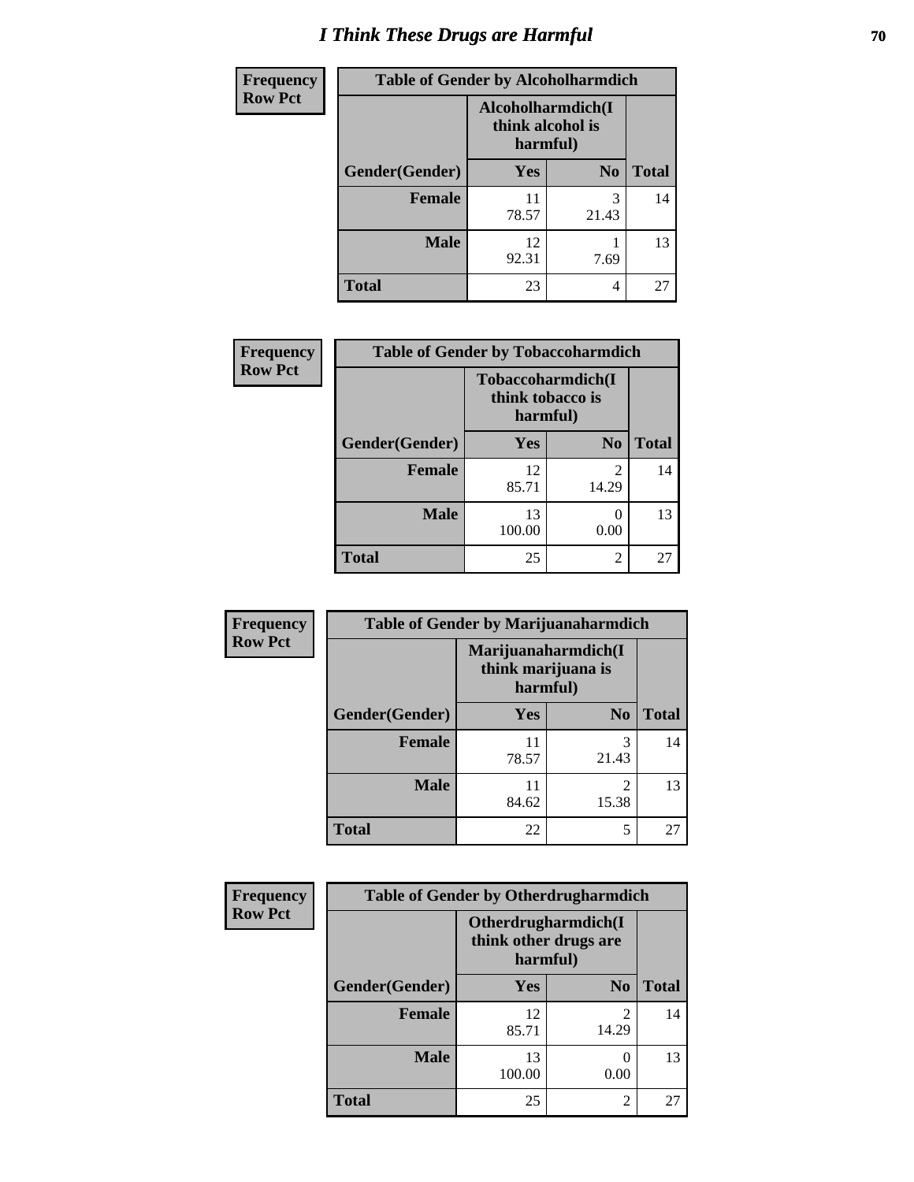# I Think These Drugs are Harmful

| Frequency Row Pct | Table of Gender by Alcoholharmdich | | |
|---|---|---|---|
| | Alcoholharmdich(I think alcohol is harmful) | | |
| Gender(Gender) | Yes | No | Total |
| Female | 11<br>78.57 | 3<br>21.43 | 14 |
| Male | 12<br>92.31 | 1<br>7.69 | 13 |
| Total | 23 | 4 | 27 |

| Frequency Row Pct | Table of Gender by Tobaccoharmdich | | |
|---|---|---|---|
| | Tobaccoharmdich(I think tobacco is harmful) | | |
| Gender(Gender) | Yes | No | Total |
| Female | 12<br>85.71 | 2<br>14.29 | 14 |
| Male | 13<br>100.00 | 0<br>0.00 | 13 |
| Total | 25 | 2 | 27 |

| Frequency Row Pct | Table of Gender by Marijuanaharmdich | | |
|---|---|---|---|
| | Marijuanaharmdich(I think marijuana is harmful) | | |
| Gender(Gender) | Yes | No | Total |
| Female | 11<br>78.57 | 3<br>21.43 | 14 |
| Male | 11<br>84.62 | 2<br>15.38 | 13 |
| Total | 22 | 5 | 27 |

| Frequency Row Pct | Table of Gender by Otherdrugharmdich | | |
|---|---|---|---|
| | Otherdrugharmdich(I think other drugs are harmful) | | |
| Gender(Gender) | Yes | No | Total |
| Female | 12<br>85.71 | 2<br>14.29 | 14 |
| Male | 13<br>100.00 | 0<br>0.00 | 13 |
| Total | 25 | 2 | 27 |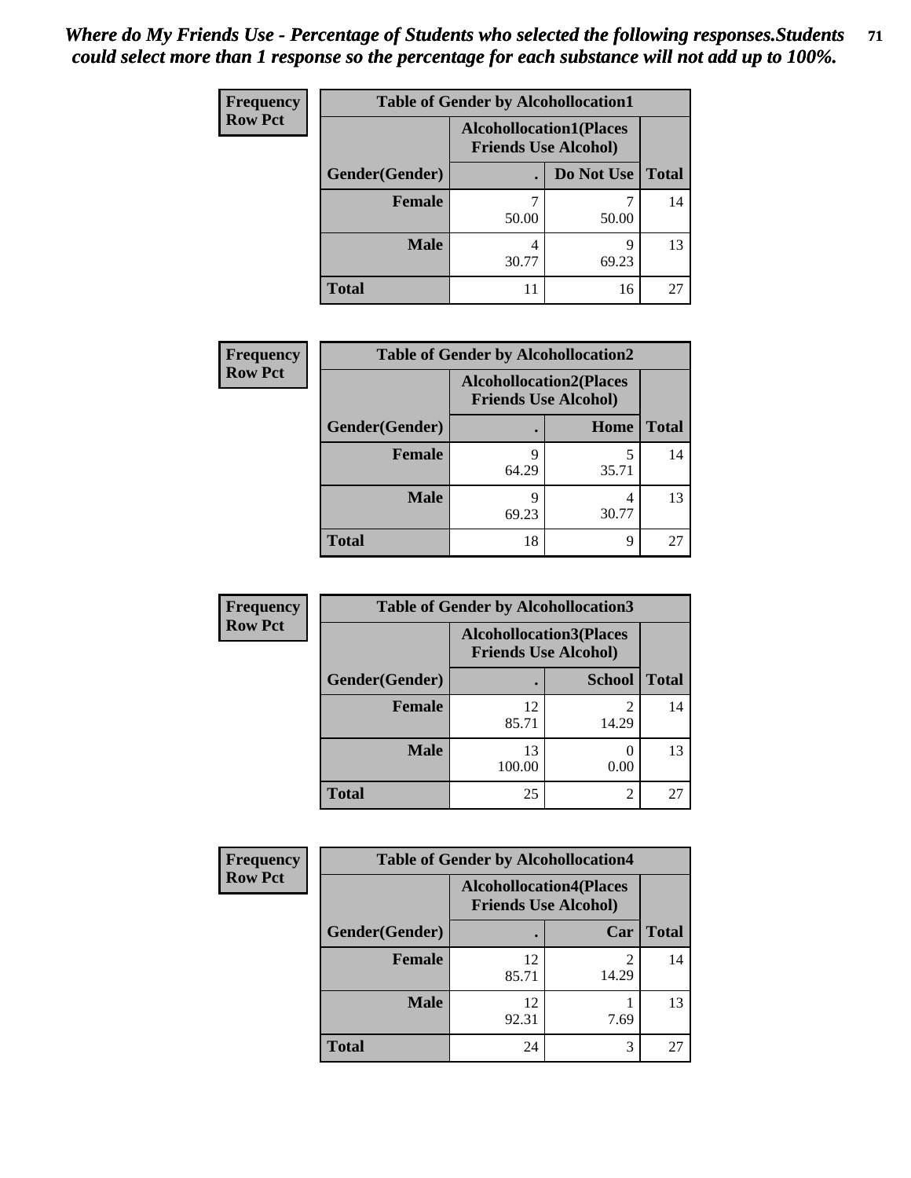*Where do My Friends Use - Percentage of Students who selected the following responses.Students could select more than 1 response so the percentage for each substance will not add up to 100%.*

**Frequency**
**Row Pct**

| Table of Gender by Alcohollocation1 | | | |
|---|---|---|---|
| | Alcohollocation1(Places Friends Use Alcohol) | | |
| Gender(Gender) | . | Do Not Use | Total |
| Female | 7<br>50.00 | 7<br>50.00 | 14 |
| Male | 4<br>30.77 | 9<br>69.23 | 13 |
| Total | 11 | 16 | 27 |

**Frequency**
**Row Pct**

| Table of Gender by Alcohollocation2 | | | |
|---|---|---|---|
| | Alcohollocation2(Places Friends Use Alcohol) | | |
| Gender(Gender) | . | Home | Total |
| Female | 9<br>64.29 | 5<br>35.71 | 14 |
| Male | 9<br>69.23 | 4<br>30.77 | 13 |
| Total | 18 | 9 | 27 |

**Frequency**
**Row Pct**

| Table of Gender by Alcohollocation3 | | | |
|---|---|---|---|
| | Alcohollocation3(Places Friends Use Alcohol) | | |
| Gender(Gender) | . | School | Total |
| Female | 12<br>85.71 | 2<br>14.29 | 14 |
| Male | 13<br>100.00 | 0<br>0.00 | 13 |
| Total | 25 | 2 | 27 |

**Frequency**
**Row Pct**

| Table of Gender by Alcohollocation4 | | | |
|---|---|---|---|
| | Alcohollocation4(Places Friends Use Alcohol) | | |
| Gender(Gender) | . | Car | Total |
| Female | 12<br>85.71 | 2<br>14.29 | 14 |
| Male | 12<br>92.31 | 1<br>7.69 | 13 |
| Total | 24 | 3 | 27 |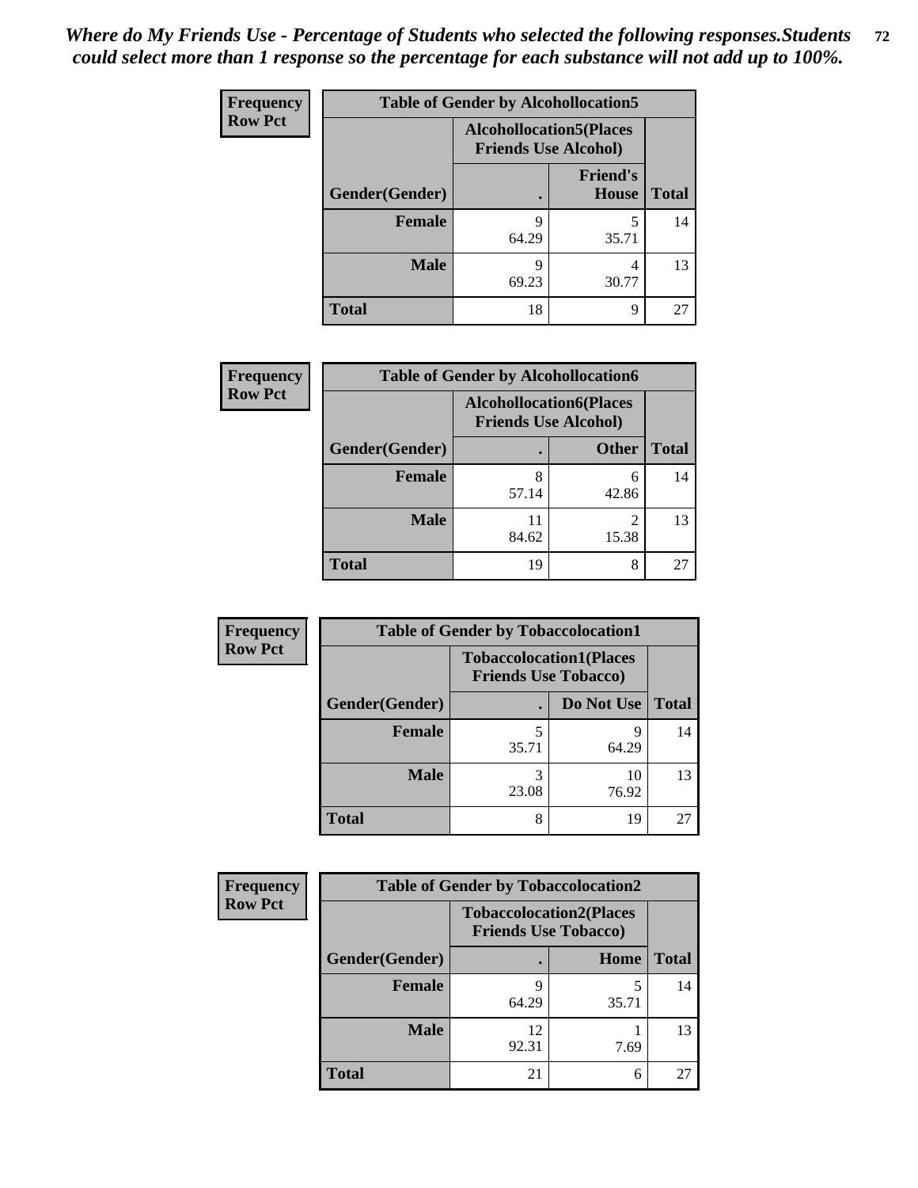*Where do My Friends Use - Percentage of Students who selected the following responses.Students could select more than 1 response so the percentage for each substance will not add up to 100%.*

**Frequency / Row Pct**

| Table of Gender by Alcohollocation5 | | | |
|---|---|---|---|
| | Alcohollocation5(Places Friends Use Alcohol) | | |
| Gender(Gender) | . | Friend's House | Total |
| Female | 9<br>64.29 | 5<br>35.71 | 14 |
| Male | 9<br>69.23 | 4<br>30.77 | 13 |
| Total | 18 | 9 | 27 |

**Frequency / Row Pct**

| Table of Gender by Alcohollocation6 | | | |
|---|---|---|---|
| | Alcohollocation6(Places Friends Use Alcohol) | | |
| Gender(Gender) | . | Other | Total |
| Female | 8<br>57.14 | 6<br>42.86 | 14 |
| Male | 11<br>84.62 | 2<br>15.38 | 13 |
| Total | 19 | 8 | 27 |

**Frequency / Row Pct**

| Table of Gender by Tobaccolocation1 | | | |
|---|---|---|---|
| | Tobaccolocation1(Places Friends Use Tobacco) | | |
| Gender(Gender) | . | Do Not Use | Total |
| Female | 5<br>35.71 | 9<br>64.29 | 14 |
| Male | 3<br>23.08 | 10<br>76.92 | 13 |
| Total | 8 | 19 | 27 |

**Frequency / Row Pct**

| Table of Gender by Tobaccolocation2 | | | |
|---|---|---|---|
| | Tobaccolocation2(Places Friends Use Tobacco) | | |
| Gender(Gender) | . | Home | Total |
| Female | 9<br>64.29 | 5<br>35.71 | 14 |
| Male | 12<br>92.31 | 1<br>7.69 | 13 |
| Total | 21 | 6 | 27 |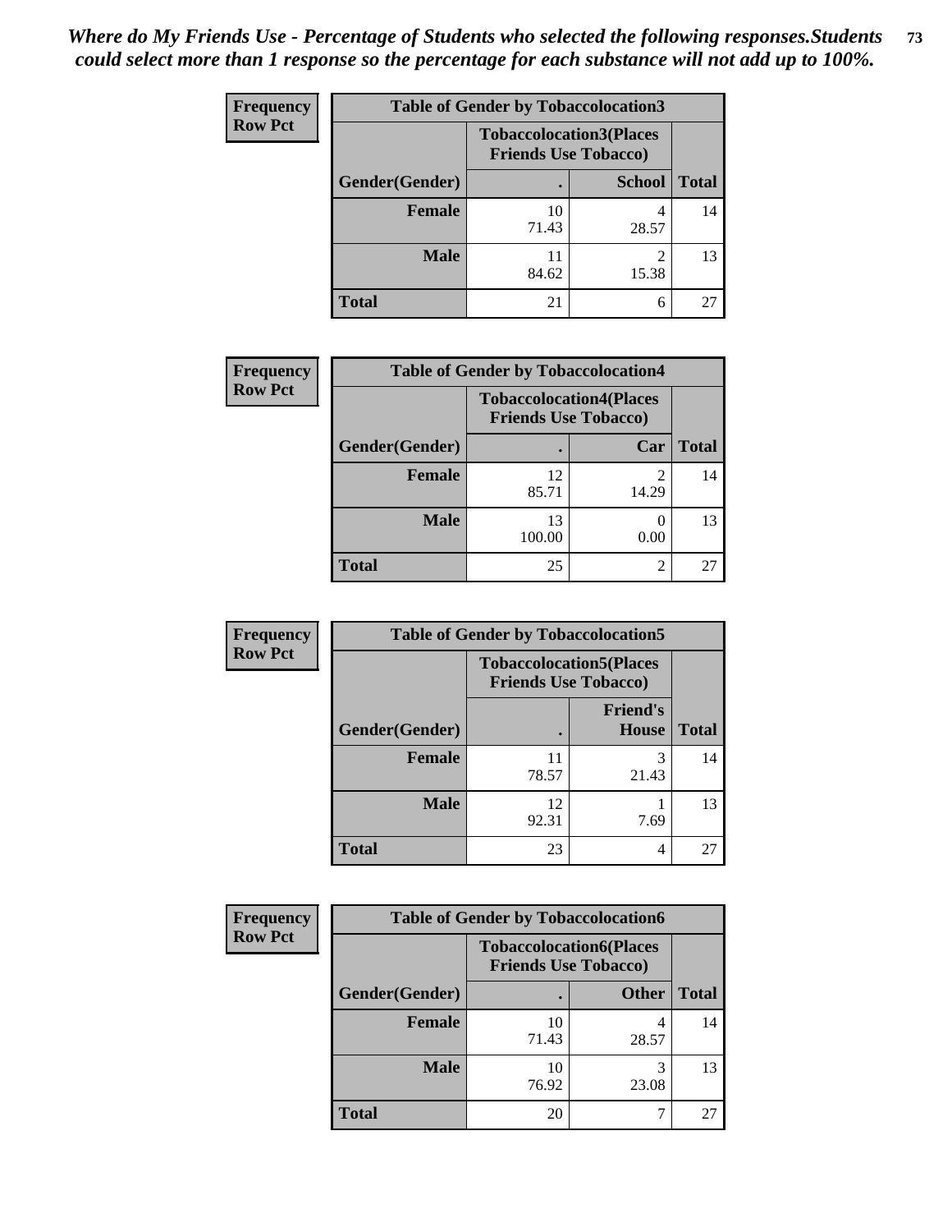*Where do My Friends Use - Percentage of Students who selected the following responses.Students could select more than 1 response so the percentage for each substance will not add up to 100%.*

**Frequency / Row Pct**

| Table of Gender by Tobaccolocation3 | | | |
|---|---|---|---|
| | Tobaccolocation3(Places Friends Use Tobacco) | | |
| Gender(Gender) | . | School | Total |
| Female | 10<br>71.43 | 4<br>28.57 | 14 |
| Male | 11<br>84.62 | 2<br>15.38 | 13 |
| Total | 21 | 6 | 27 |

**Frequency / Row Pct**

| Table of Gender by Tobaccolocation4 | | | |
|---|---|---|---|
| | Tobaccolocation4(Places Friends Use Tobacco) | | |
| Gender(Gender) | . | Car | Total |
| Female | 12<br>85.71 | 2<br>14.29 | 14 |
| Male | 13<br>100.00 | 0<br>0.00 | 13 |
| Total | 25 | 2 | 27 |

**Frequency / Row Pct**

| Table of Gender by Tobaccolocation5 | | | |
|---|---|---|---|
| | Tobaccolocation5(Places Friends Use Tobacco) | | |
| Gender(Gender) | . | Friend's House | Total |
| Female | 11<br>78.57 | 3<br>21.43 | 14 |
| Male | 12<br>92.31 | 1<br>7.69 | 13 |
| Total | 23 | 4 | 27 |

**Frequency / Row Pct**

| Table of Gender by Tobaccolocation6 | | | |
|---|---|---|---|
| | Tobaccolocation6(Places Friends Use Tobacco) | | |
| Gender(Gender) | . | Other | Total |
| Female | 10<br>71.43 | 4<br>28.57 | 14 |
| Male | 10<br>76.92 | 3<br>23.08 | 13 |
| Total | 20 | 7 | 27 |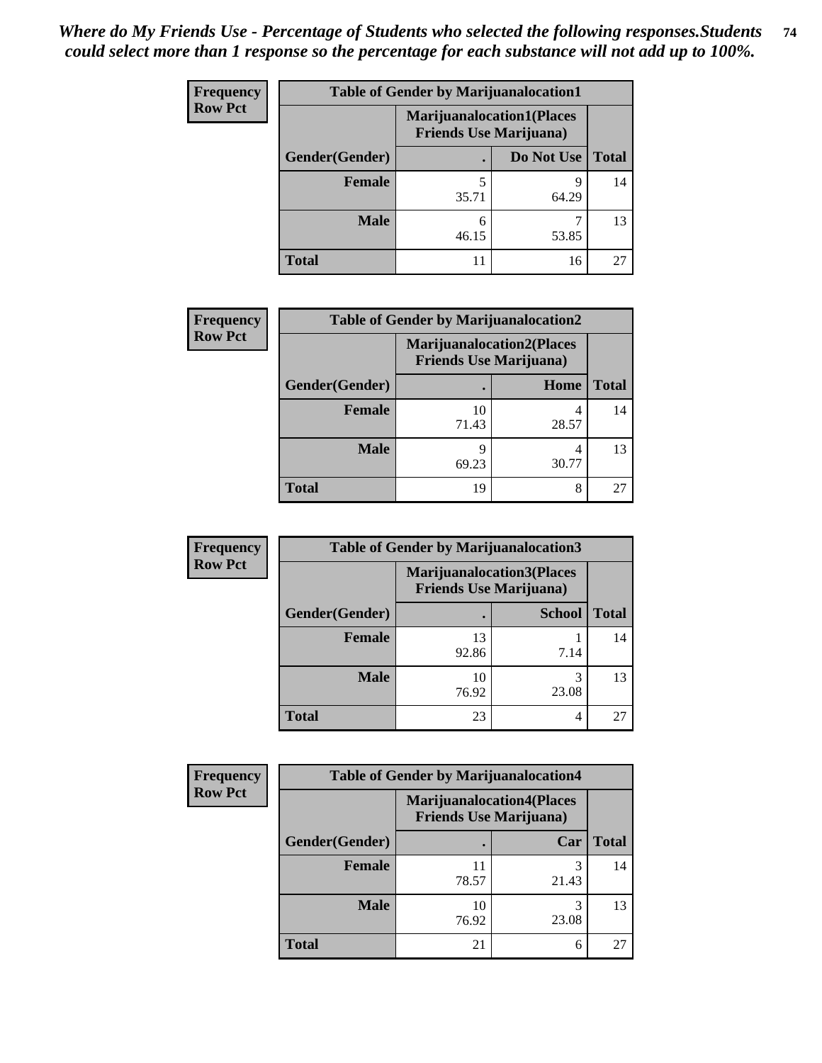*Where do My Friends Use - Percentage of Students who selected the following responses.Students could select more than 1 response so the percentage for each substance will not add up to 100%.*

**Frequency**
**Row Pct**

| Table of Gender by Marijuanalocation1 | | | |
|---|---|---|---|
| | Marijuanalocation1(Places Friends Use Marijuana) | | |
| Gender(Gender) | . | Do Not Use | Total |
| **Female** | 5<br>35.71 | 9<br>64.29 | 14 |
| **Male** | 6<br>46.15 | 7<br>53.85 | 13 |
| **Total** | 11 | 16 | 27 |

**Frequency**
**Row Pct**

| Table of Gender by Marijuanalocation2 | | | |
|---|---|---|---|
| | Marijuanalocation2(Places Friends Use Marijuana) | | |
| Gender(Gender) | . | Home | Total |
| **Female** | 10<br>71.43 | 4<br>28.57 | 14 |
| **Male** | 9<br>69.23 | 4<br>30.77 | 13 |
| **Total** | 19 | 8 | 27 |

**Frequency**
**Row Pct**

| Table of Gender by Marijuanalocation3 | | | |
|---|---|---|---|
| | Marijuanalocation3(Places Friends Use Marijuana) | | |
| Gender(Gender) | . | School | Total |
| **Female** | 13<br>92.86 | 1<br>7.14 | 14 |
| **Male** | 10<br>76.92 | 3<br>23.08 | 13 |
| **Total** | 23 | 4 | 27 |

**Frequency**
**Row Pct**

| Table of Gender by Marijuanalocation4 | | | |
|---|---|---|---|
| | Marijuanalocation4(Places Friends Use Marijuana) | | |
| Gender(Gender) | . | Car | Total |
| **Female** | 11<br>78.57 | 3<br>21.43 | 14 |
| **Male** | 10<br>76.92 | 3<br>23.08 | 13 |
| **Total** | 21 | 6 | 27 |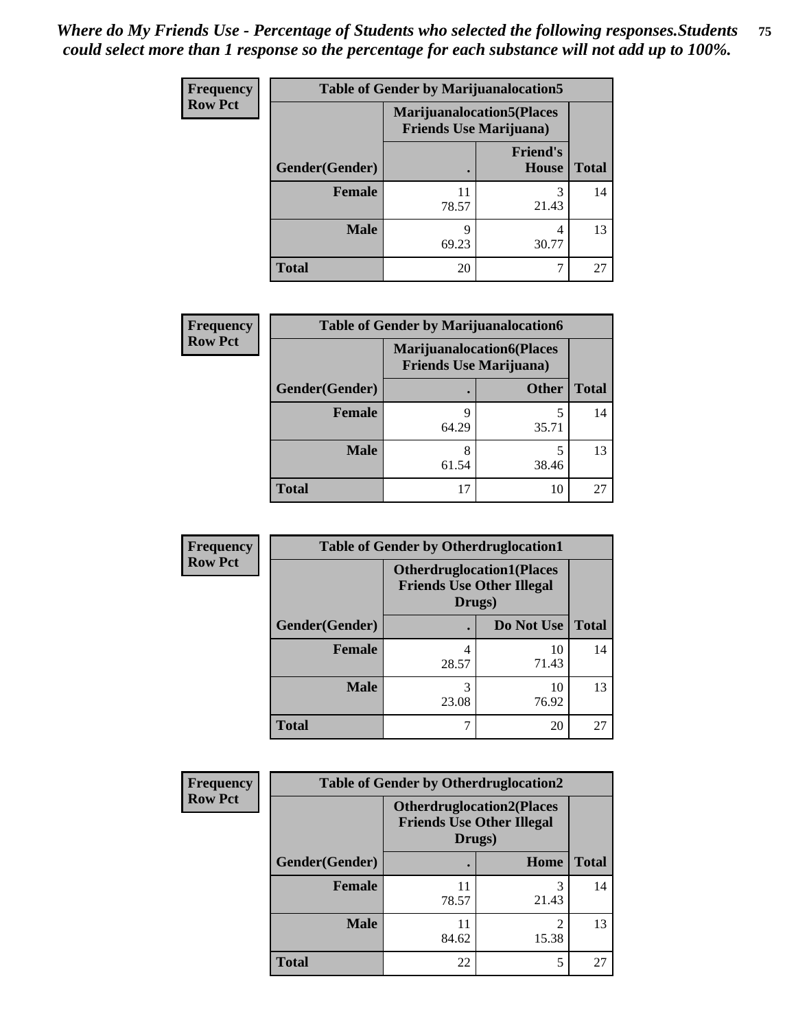*Where do My Friends Use - Percentage of Students who selected the following responses.Students could select more than 1 response so the percentage for each substance will not add up to 100%.*

**Frequency**
**Row Pct**

| Table of Gender by Marijuanalocation5 | | | |
|---|---|---|---|
| | Marijuanalocation5(Places Friends Use Marijuana) | | |
| Gender(Gender) | . | Friend's House | Total |
| **Female** | 11<br>78.57 | 3<br>21.43 | 14 |
| **Male** | 9<br>69.23 | 4<br>30.77 | 13 |
| **Total** | 20 | 7 | 27 |

**Frequency**
**Row Pct**

| Table of Gender by Marijuanalocation6 | | | |
|---|---|---|---|
| | Marijuanalocation6(Places Friends Use Marijuana) | | |
| Gender(Gender) | . | Other | Total |
| **Female** | 9<br>64.29 | 5<br>35.71 | 14 |
| **Male** | 8<br>61.54 | 5<br>38.46 | 13 |
| **Total** | 17 | 10 | 27 |

**Frequency**
**Row Pct**

| Table of Gender by Otherdruglocation1 | | | |
|---|---|---|---|
| | Otherdruglocation1(Places Friends Use Other Illegal Drugs) | | |
| Gender(Gender) | . | Do Not Use | Total |
| **Female** | 4<br>28.57 | 10<br>71.43 | 14 |
| **Male** | 3<br>23.08 | 10<br>76.92 | 13 |
| **Total** | 7 | 20 | 27 |

**Frequency**
**Row Pct**

| Table of Gender by Otherdruglocation2 | | | |
|---|---|---|---|
| | Otherdruglocation2(Places Friends Use Other Illegal Drugs) | | |
| Gender(Gender) | . | Home | Total |
| **Female** | 11<br>78.57 | 3<br>21.43 | 14 |
| **Male** | 11<br>84.62 | 2<br>15.38 | 13 |
| **Total** | 22 | 5 | 27 |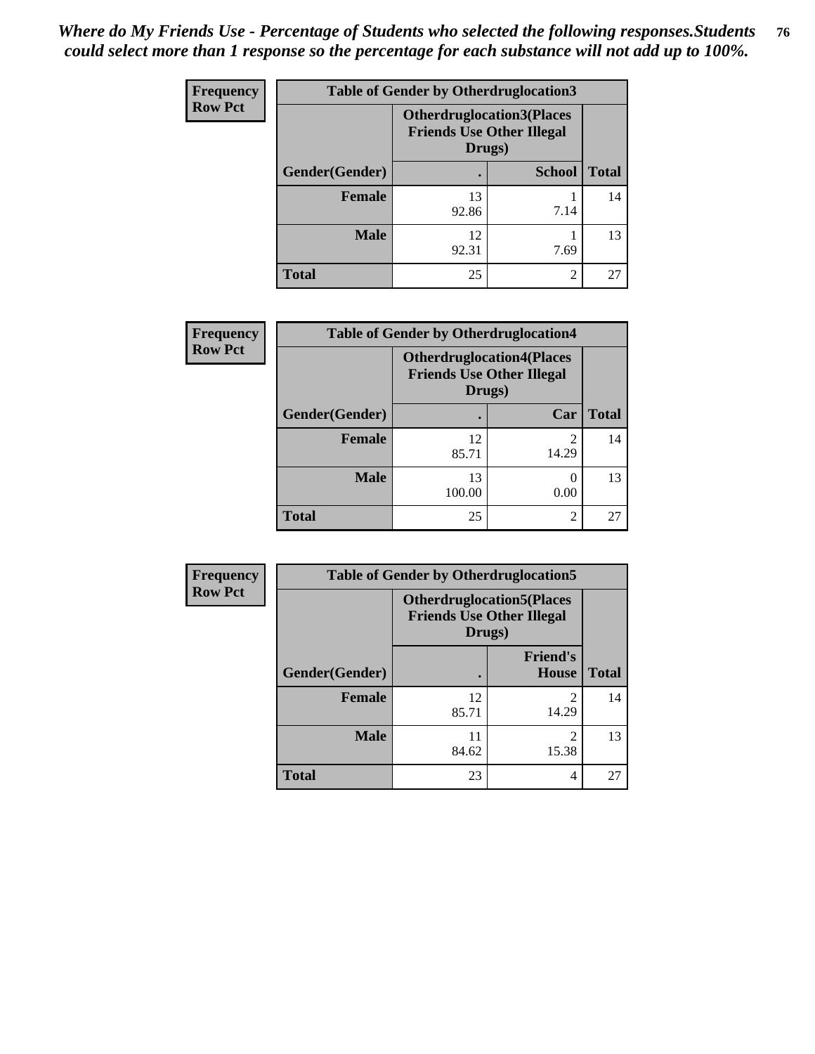*Where do My Friends Use - Percentage of Students who selected the following responses.Students could select more than 1 response so the percentage for each substance will not add up to 100%.*

**Frequency**
**Row Pct**

| Table of Gender by Otherdruglocation3 | | | |
|---|---|---|---|
| | Otherdruglocation3(Places Friends Use Other Illegal Drugs) | | |
| Gender(Gender) | . | School | Total |
| Female | 13<br>92.86 | 1<br>7.14 | 14 |
| Male | 12<br>92.31 | 1<br>7.69 | 13 |
| Total | 25 | 2 | 27 |

**Frequency**
**Row Pct**

| Table of Gender by Otherdruglocation4 | | | |
|---|---|---|---|
| | Otherdruglocation4(Places Friends Use Other Illegal Drugs) | | |
| Gender(Gender) | . | Car | Total |
| Female | 12<br>85.71 | 2<br>14.29 | 14 |
| Male | 13<br>100.00 | 0<br>0.00 | 13 |
| Total | 25 | 2 | 27 |

**Frequency**
**Row Pct**

| Table of Gender by Otherdruglocation5 | | | |
|---|---|---|---|
| | Otherdruglocation5(Places Friends Use Other Illegal Drugs) | | |
| Gender(Gender) | . | Friend's House | Total |
| Female | 12<br>85.71 | 2<br>14.29 | 14 |
| Male | 11<br>84.62 | 2<br>15.38 | 13 |
| Total | 23 | 4 | 27 |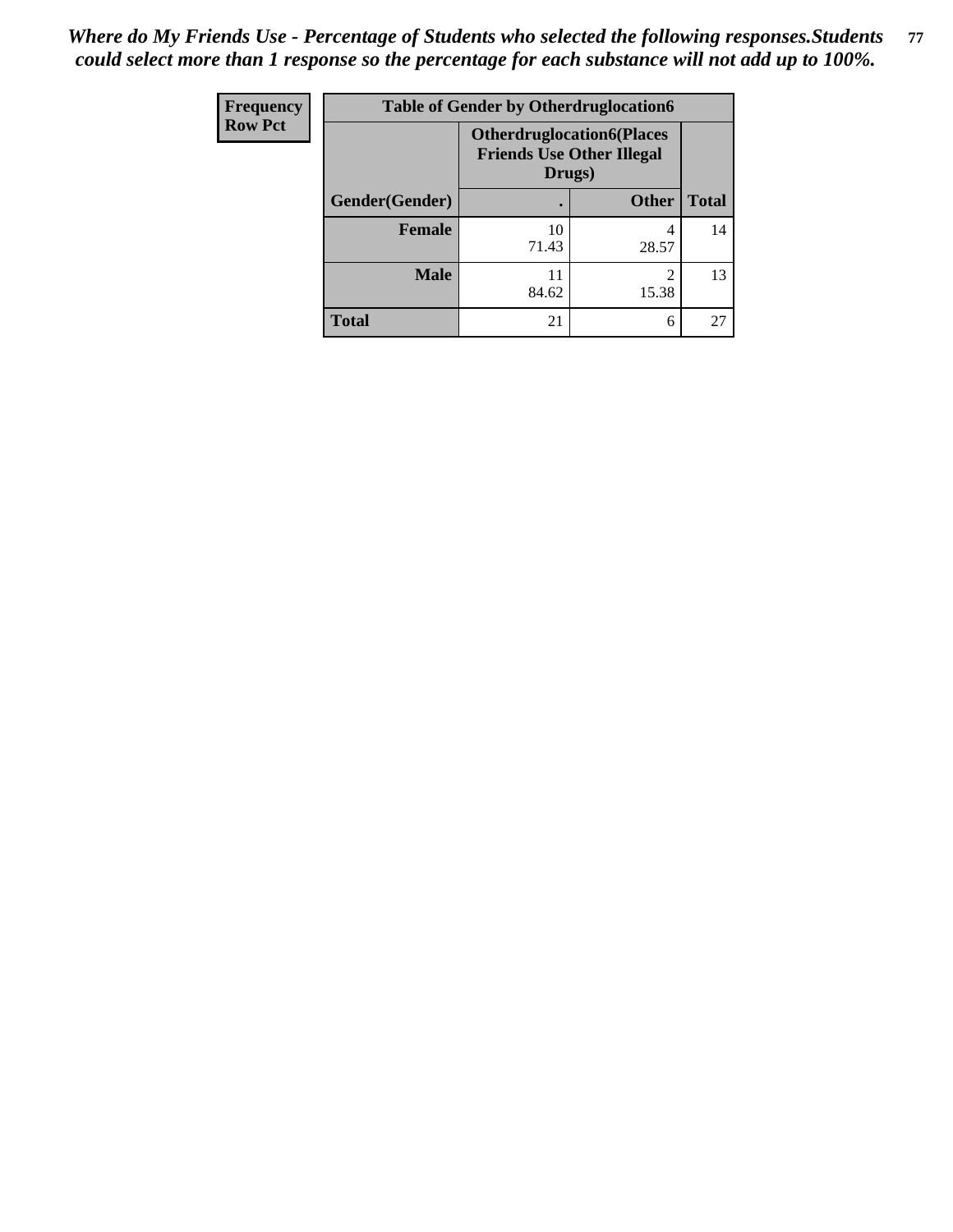*Where do My Friends Use - Percentage of Students who selected the following responses.Students could select more than 1 response so the percentage for each substance will not add up to 100%.*

| Frequency<br>Row Pct | Table of Gender by Otherdruglocation6 | | |
|---|---|---|---|
| | Otherdruglocation6(Places Friends Use Other Illegal Drugs) | | |
| Gender(Gender) | . | Other | Total |
| Female | 10<br>71.43 | 4<br>28.57 | 14 |
| Male | 11<br>84.62 | 2<br>15.38 | 13 |
| Total | 21 | 6 | 27 |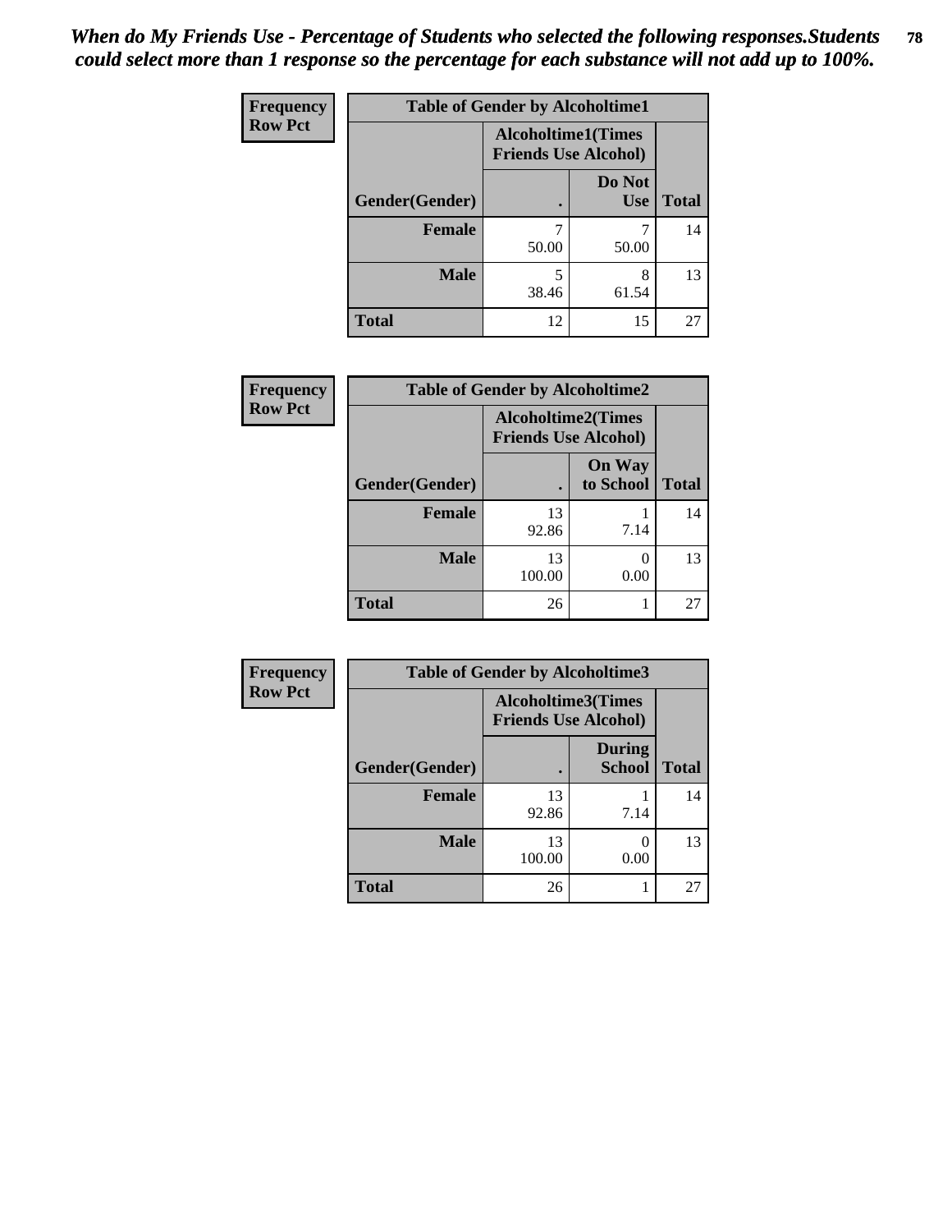*When do My Friends Use - Percentage of Students who selected the following responses.Students could select more than 1 response so the percentage for each substance will not add up to 100%.*

**Frequency**
**Row Pct**

| Table of Gender by Alcoholtime1 | | | |
|---|---|---|---|
| | Alcoholtime1(Times Friends Use Alcohol) | | |
| Gender(Gender) | . | Do Not Use | Total |
| **Female** | 7<br>50.00 | 7<br>50.00 | 14 |
| **Male** | 5<br>38.46 | 8<br>61.54 | 13 |
| **Total** | 12 | 15 | 27 |

**Frequency**
**Row Pct**

| Table of Gender by Alcoholtime2 | | | |
|---|---|---|---|
| | Alcoholtime2(Times Friends Use Alcohol) | | |
| Gender(Gender) | . | On Way to School | Total |
| **Female** | 13<br>92.86 | 1<br>7.14 | 14 |
| **Male** | 13<br>100.00 | 0<br>0.00 | 13 |
| **Total** | 26 | 1 | 27 |

**Frequency**
**Row Pct**

| Table of Gender by Alcoholtime3 | | | |
|---|---|---|---|
| | Alcoholtime3(Times Friends Use Alcohol) | | |
| Gender(Gender) | . | During School | Total |
| **Female** | 13<br>92.86 | 1<br>7.14 | 14 |
| **Male** | 13<br>100.00 | 0<br>0.00 | 13 |
| **Total** | 26 | 1 | 27 |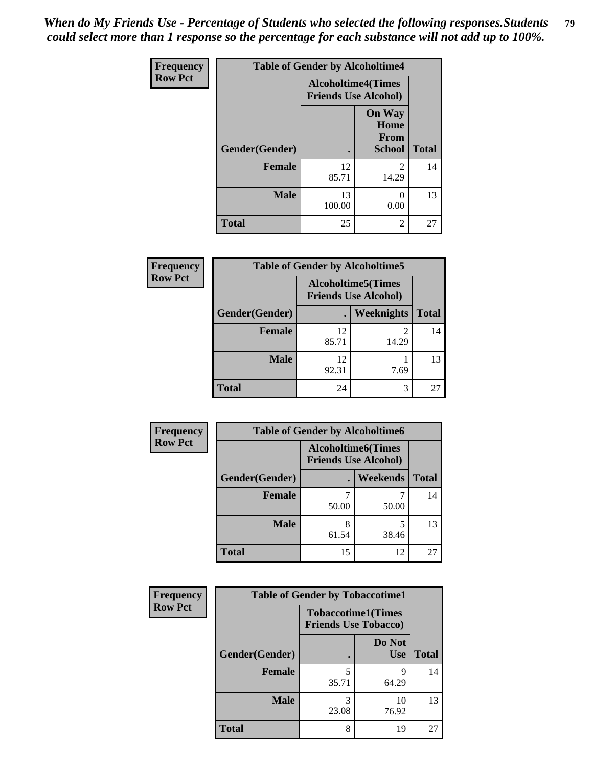*When do My Friends Use - Percentage of Students who selected the following responses.Students could select more than 1 response so the percentage for each substance will not add up to 100%.*

**Frequency Row Pct**

| Table of Gender by Alcoholtime4 | | | |
|---|---|---|---|
| | Alcoholtime4(Times Friends Use Alcohol) | | |
| Gender(Gender) | . | On Way Home From School | Total |
| Female | 12<br>85.71 | 2<br>14.29 | 14 |
| Male | 13<br>100.00 | 0<br>0.00 | 13 |
| Total | 25 | 2 | 27 |

**Frequency Row Pct**

| Table of Gender by Alcoholtime5 | | | |
|---|---|---|---|
| | Alcoholtime5(Times Friends Use Alcohol) | | |
| Gender(Gender) | . | Weeknights | Total |
| Female | 12<br>85.71 | 2<br>14.29 | 14 |
| Male | 12<br>92.31 | 1<br>7.69 | 13 |
| Total | 24 | 3 | 27 |

**Frequency Row Pct**

| Table of Gender by Alcoholtime6 | | | |
|---|---|---|---|
| | Alcoholtime6(Times Friends Use Alcohol) | | |
| Gender(Gender) | . | Weekends | Total |
| Female | 7<br>50.00 | 7<br>50.00 | 14 |
| Male | 8<br>61.54 | 5<br>38.46 | 13 |
| Total | 15 | 12 | 27 |

**Frequency Row Pct**

| Table of Gender by Tobaccotime1 | | | |
|---|---|---|---|
| | Tobaccotime1(Times Friends Use Tobacco) | | |
| Gender(Gender) | . | Do Not Use | Total |
| Female | 5<br>35.71 | 9<br>64.29 | 14 |
| Male | 3<br>23.08 | 10<br>76.92 | 13 |
| Total | 8 | 19 | 27 |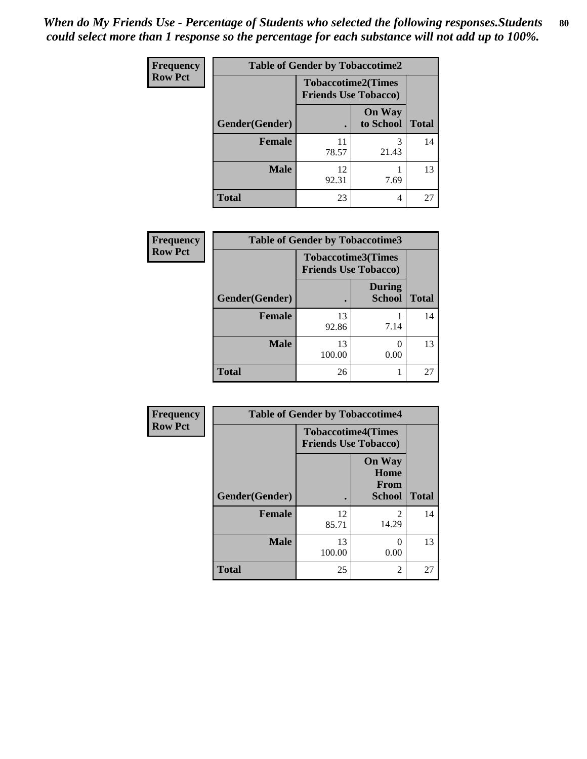*When do My Friends Use - Percentage of Students who selected the following responses.Students could select more than 1 response so the percentage for each substance will not add up to 100%.*

**Frequency**
**Row Pct**

| Table of Gender by Tobaccotime2 | | | |
|---|---|---|---|
| | Tobaccotime2(Times Friends Use Tobacco) | | |
| Gender(Gender) | . | On Way to School | Total |
| **Female** | 11<br>78.57 | 3<br>21.43 | 14 |
| **Male** | 12<br>92.31 | 1<br>7.69 | 13 |
| **Total** | 23 | 4 | 27 |

**Frequency**
**Row Pct**

| Table of Gender by Tobaccotime3 | | | |
|---|---|---|---|
| | Tobaccotime3(Times Friends Use Tobacco) | | |
| Gender(Gender) | . | During School | Total |
| **Female** | 13<br>92.86 | 1<br>7.14 | 14 |
| **Male** | 13<br>100.00 | 0<br>0.00 | 13 |
| **Total** | 26 | 1 | 27 |

**Frequency**
**Row Pct**

| Table of Gender by Tobaccotime4 | | | |
|---|---|---|---|
| | Tobaccotime4(Times Friends Use Tobacco) | | |
| Gender(Gender) | . | On Way Home From School | Total |
| **Female** | 12<br>85.71 | 2<br>14.29 | 14 |
| **Male** | 13<br>100.00 | 0<br>0.00 | 13 |
| **Total** | 25 | 2 | 27 |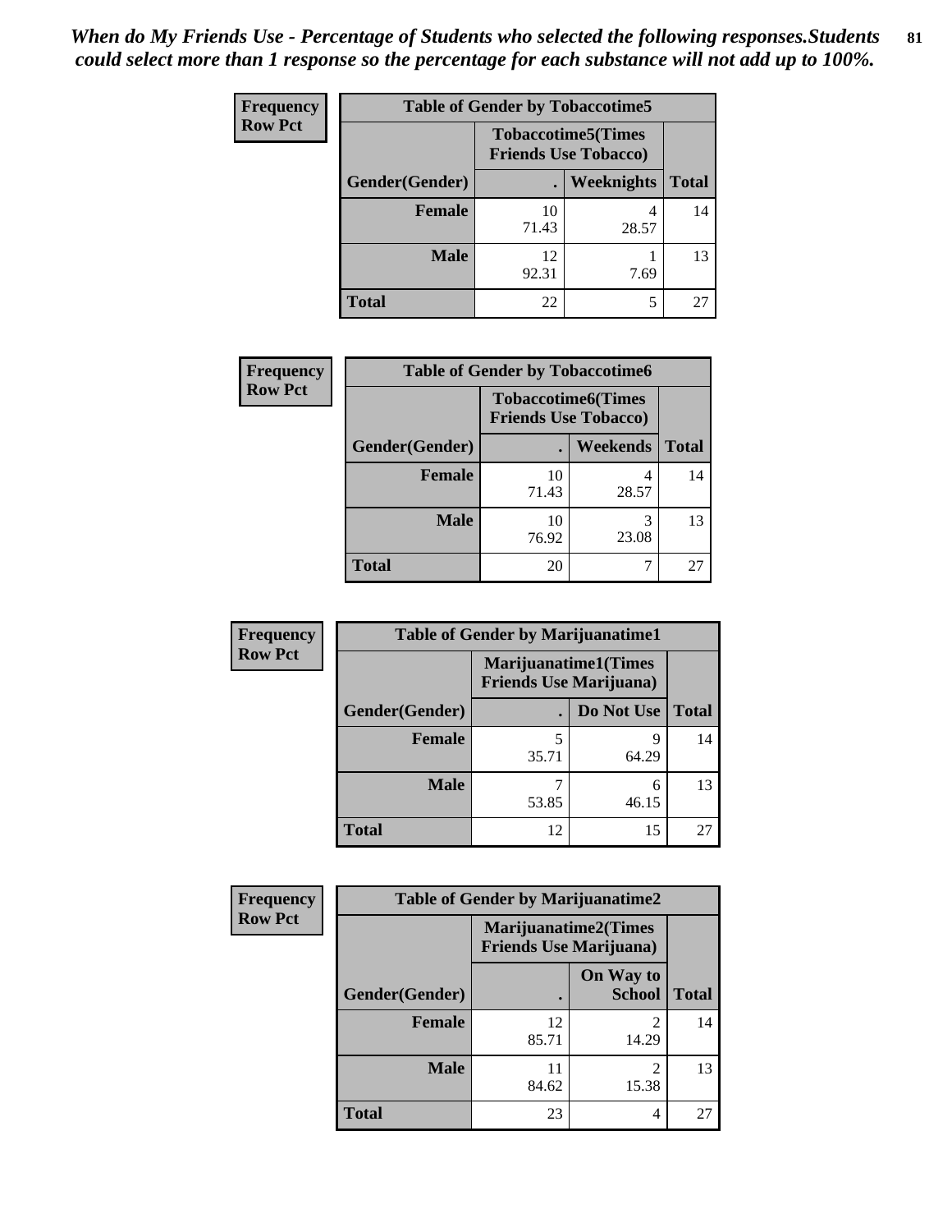*When do My Friends Use - Percentage of Students who selected the following responses.Students could select more than 1 response so the percentage for each substance will not add up to 100%.*

**Frequency**
**Row Pct**

| Table of Gender by Tobaccotime5 | | | |
|---|---|---|---|
| | Tobaccotime5(Times Friends Use Tobacco) | | |
| Gender(Gender) | . | Weeknights | Total |
| Female | 10<br>71.43 | 4<br>28.57 | 14 |
| Male | 12<br>92.31 | 1<br>7.69 | 13 |
| Total | 22 | 5 | 27 |

**Frequency**
**Row Pct**

| Table of Gender by Tobaccotime6 | | | |
|---|---|---|---|
| | Tobaccotime6(Times Friends Use Tobacco) | | |
| Gender(Gender) | . | Weekends | Total |
| Female | 10<br>71.43 | 4<br>28.57 | 14 |
| Male | 10<br>76.92 | 3<br>23.08 | 13 |
| Total | 20 | 7 | 27 |

**Frequency**
**Row Pct**

| Table of Gender by Marijuanatime1 | | | |
|---|---|---|---|
| | Marijuanatime1(Times Friends Use Marijuana) | | |
| Gender(Gender) | . | Do Not Use | Total |
| Female | 5<br>35.71 | 9<br>64.29 | 14 |
| Male | 7<br>53.85 | 6<br>46.15 | 13 |
| Total | 12 | 15 | 27 |

**Frequency**
**Row Pct**

| Table of Gender by Marijuanatime2 | | | |
|---|---|---|---|
| | Marijuanatime2(Times Friends Use Marijuana) | | |
| Gender(Gender) | . | On Way to School | Total |
| Female | 12<br>85.71 | 2<br>14.29 | 14 |
| Male | 11<br>84.62 | 2<br>15.38 | 13 |
| Total | 23 | 4 | 27 |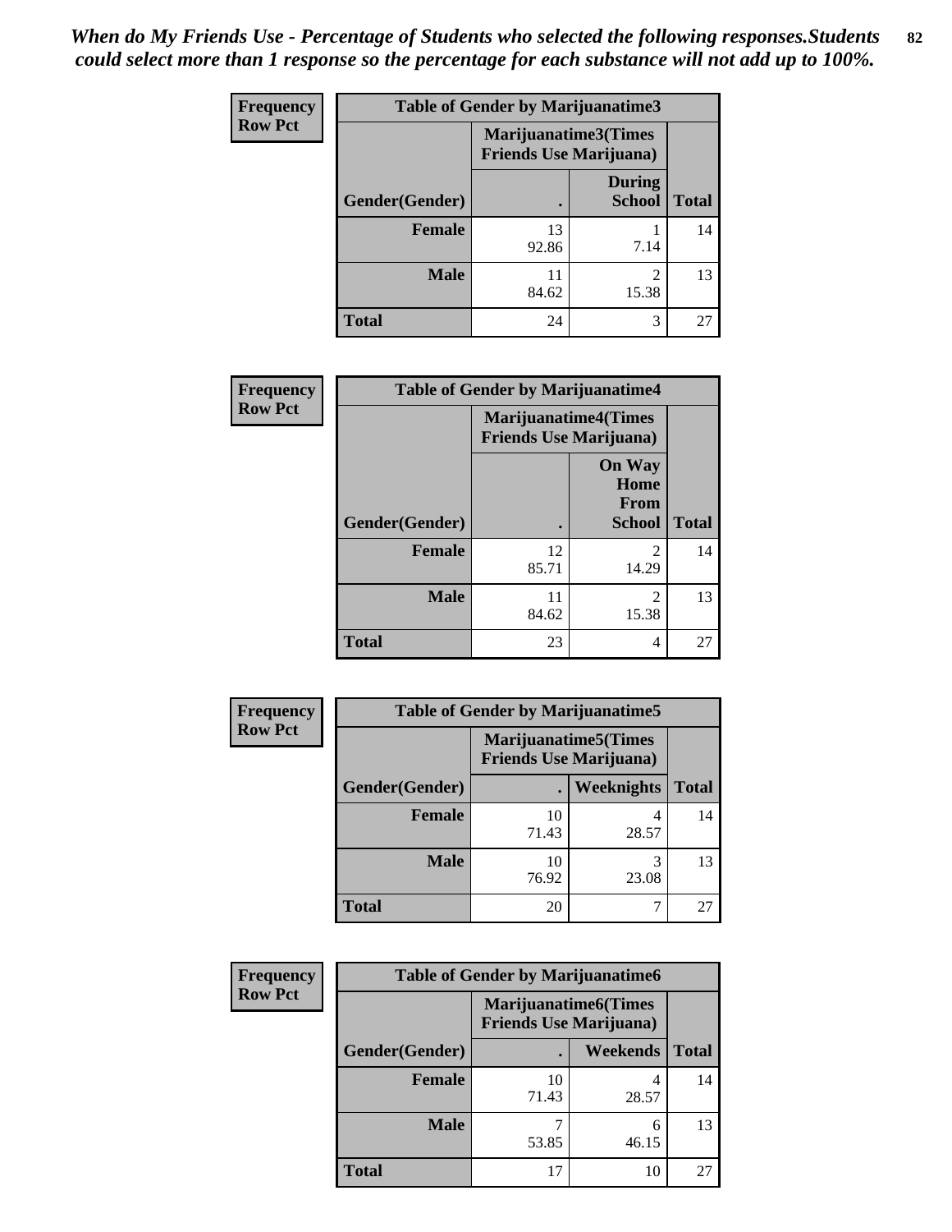*When do My Friends Use - Percentage of Students who selected the following responses.Students could select more than 1 response so the percentage for each substance will not add up to 100%.*

**Frequency**
**Row Pct**

| Table of Gender by Marijuanatime3 | | | |
|---|---|---|---|
| | Marijuanatime3(Times Friends Use Marijuana) | | |
| Gender(Gender) | . | During School | Total |
| **Female** | 13<br>92.86 | 1<br>7.14 | 14 |
| **Male** | 11<br>84.62 | 2<br>15.38 | 13 |
| **Total** | 24 | 3 | 27 |

**Frequency**
**Row Pct**

| Table of Gender by Marijuanatime4 | | | |
|---|---|---|---|
| | Marijuanatime4(Times Friends Use Marijuana) | | |
| Gender(Gender) | . | On Way Home From School | Total |
| **Female** | 12<br>85.71 | 2<br>14.29 | 14 |
| **Male** | 11<br>84.62 | 2<br>15.38 | 13 |
| **Total** | 23 | 4 | 27 |

**Frequency**
**Row Pct**

| Table of Gender by Marijuanatime5 | | | |
|---|---|---|---|
| | Marijuanatime5(Times Friends Use Marijuana) | | |
| Gender(Gender) | . | Weeknights | Total |
| **Female** | 10<br>71.43 | 4<br>28.57 | 14 |
| **Male** | 10<br>76.92 | 3<br>23.08 | 13 |
| **Total** | 20 | 7 | 27 |

**Frequency**
**Row Pct**

| Table of Gender by Marijuanatime6 | | | |
|---|---|---|---|
| | Marijuanatime6(Times Friends Use Marijuana) | | |
| Gender(Gender) | . | Weekends | Total |
| **Female** | 10<br>71.43 | 4<br>28.57 | 14 |
| **Male** | 7<br>53.85 | 6<br>46.15 | 13 |
| **Total** | 17 | 10 | 27 |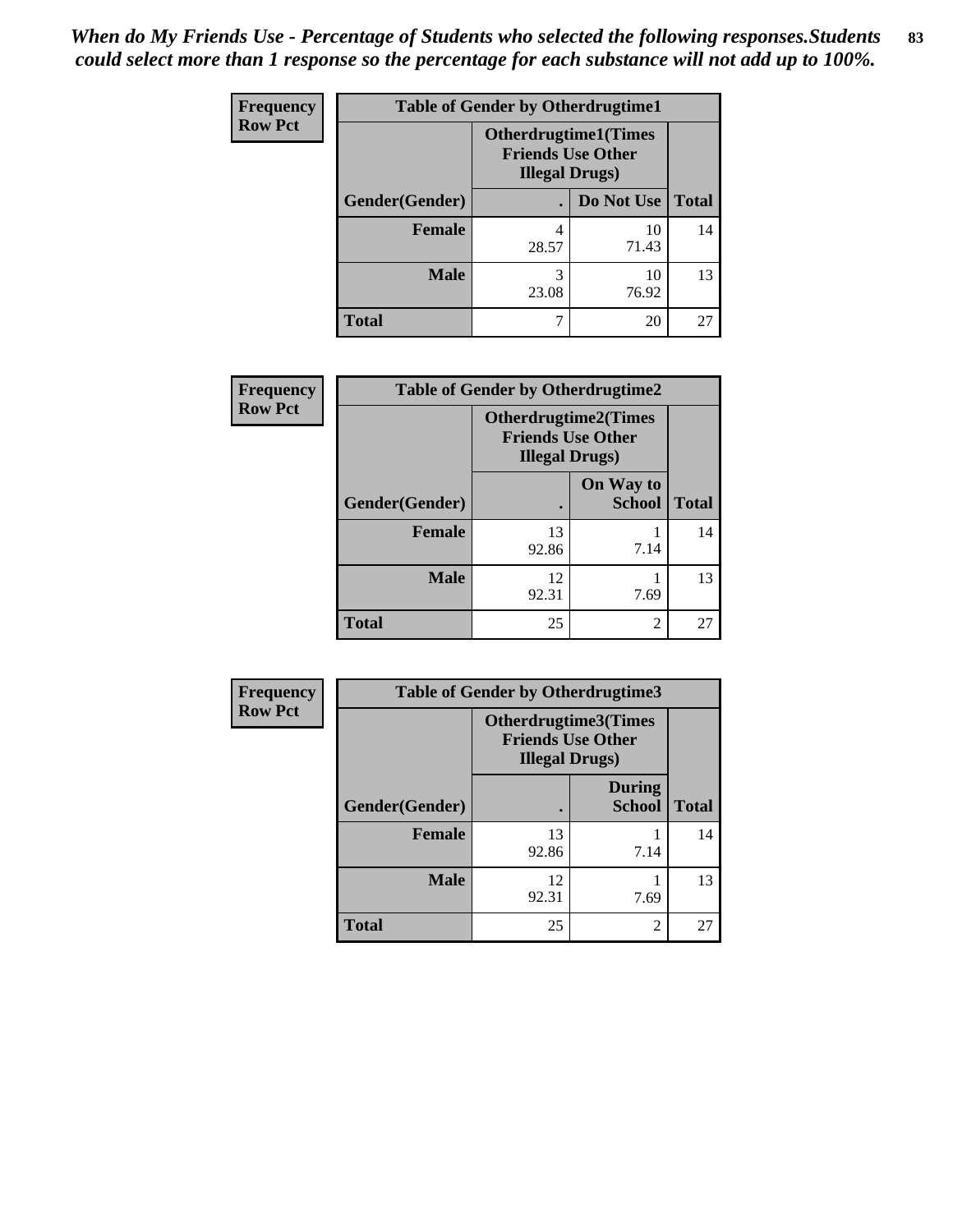*When do My Friends Use - Percentage of Students who selected the following responses.Students could select more than 1 response so the percentage for each substance will not add up to 100%.*

**Frequency**
**Row Pct**

| Table of Gender by Otherdrugtime1 | | | |
|---|---|---|---|
| | Otherdrugtime1(Times Friends Use Other Illegal Drugs) | | |
| Gender(Gender) | . | Do Not Use | Total |
| Female | 4<br>28.57 | 10<br>71.43 | 14 |
| Male | 3<br>23.08 | 10<br>76.92 | 13 |
| Total | 7 | 20 | 27 |

**Frequency**
**Row Pct**

| Table of Gender by Otherdrugtime2 | | | |
|---|---|---|---|
| | Otherdrugtime2(Times Friends Use Other Illegal Drugs) | | |
| Gender(Gender) | . | On Way to School | Total |
| Female | 13<br>92.86 | 1<br>7.14 | 14 |
| Male | 12<br>92.31 | 1<br>7.69 | 13 |
| Total | 25 | 2 | 27 |

**Frequency**
**Row Pct**

| Table of Gender by Otherdrugtime3 | | | |
|---|---|---|---|
| | Otherdrugtime3(Times Friends Use Other Illegal Drugs) | | |
| Gender(Gender) | . | During School | Total |
| Female | 13<br>92.86 | 1<br>7.14 | 14 |
| Male | 12<br>92.31 | 1<br>7.69 | 13 |
| Total | 25 | 2 | 27 |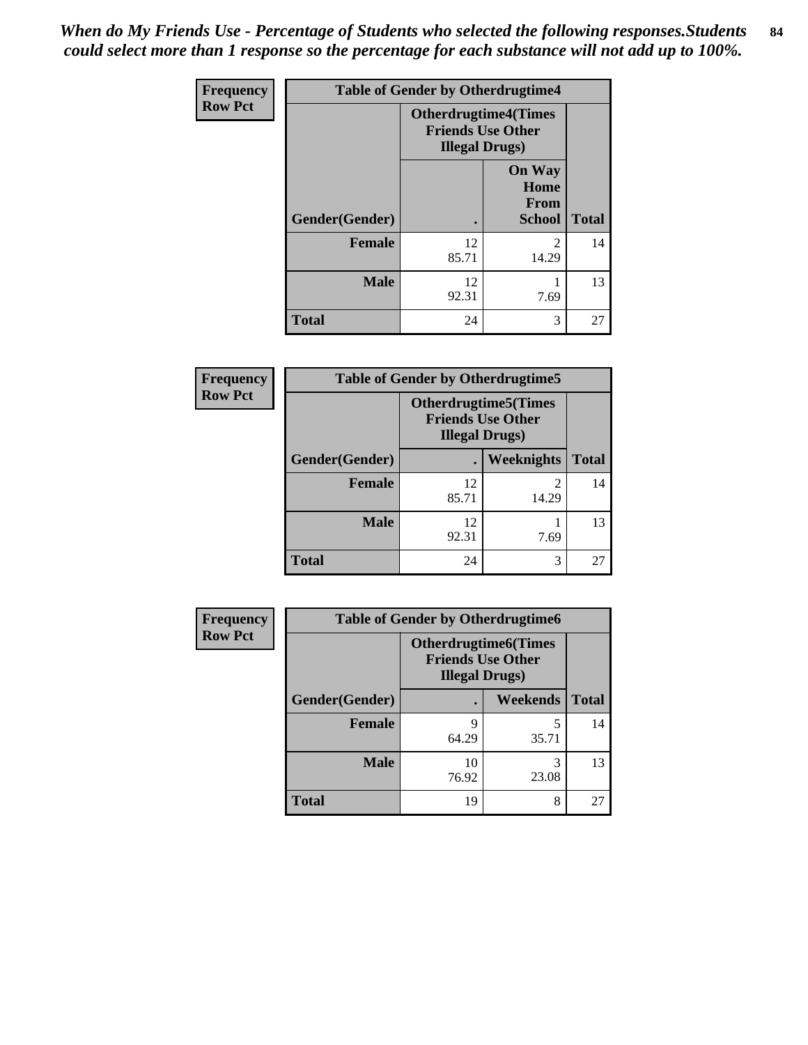*When do My Friends Use - Percentage of Students who selected the following responses.Students could select more than 1 response so the percentage for each substance will not add up to 100%.*

**Frequency**
**Row Pct**

| Table of Gender by Otherdrugtime4 | | | |
|---|---|---|---|
| | Otherdrugtime4(Times Friends Use Other Illegal Drugs) | | |
| Gender(Gender) | . | On Way Home From School | Total |
| **Female** | 12<br>85.71 | 2<br>14.29 | 14 |
| **Male** | 12<br>92.31 | 1<br>7.69 | 13 |
| **Total** | 24 | 3 | 27 |

**Frequency**
**Row Pct**

| Table of Gender by Otherdrugtime5 | | | |
|---|---|---|---|
| | Otherdrugtime5(Times Friends Use Other Illegal Drugs) | | |
| Gender(Gender) | . | Weeknights | Total |
| **Female** | 12<br>85.71 | 2<br>14.29 | 14 |
| **Male** | 12<br>92.31 | 1<br>7.69 | 13 |
| **Total** | 24 | 3 | 27 |

**Frequency**
**Row Pct**

| Table of Gender by Otherdrugtime6 | | | |
|---|---|---|---|
| | Otherdrugtime6(Times Friends Use Other Illegal Drugs) | | |
| Gender(Gender) | . | Weekends | Total |
| **Female** | 9<br>64.29 | 5<br>35.71 | 14 |
| **Male** | 10<br>76.92 | 3<br>23.08 | 13 |
| **Total** | 19 | 8 | 27 |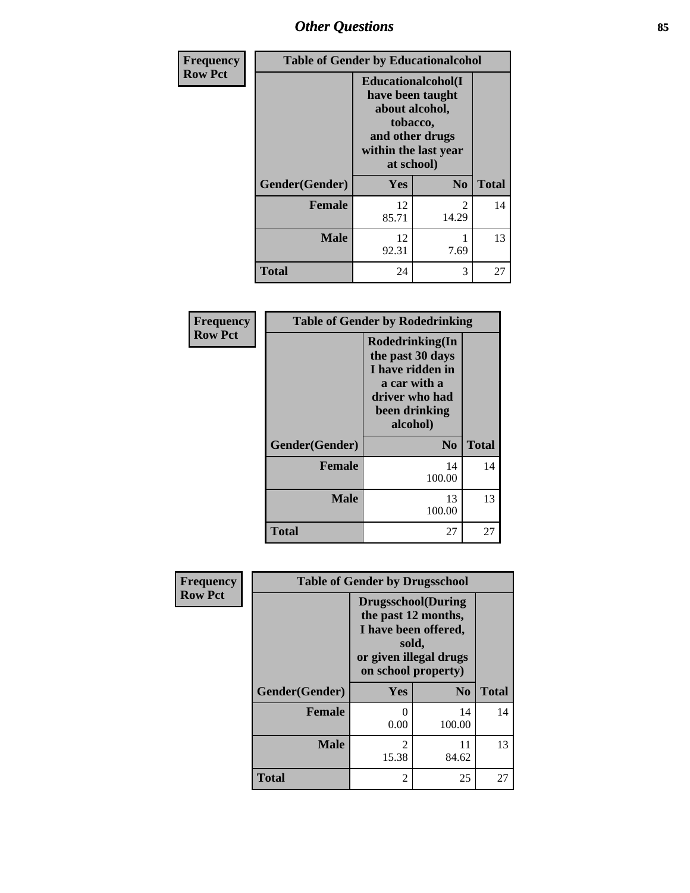| Frequency Row Pct | Table of Gender by Educationalcohol | | |
|---|---|---|---|
| | Educationalcohol(I have been taught about alcohol, tobacco, and other drugs within the last year at school) | | |
| Gender(Gender) | Yes | No | Total |
| Female | 12<br>85.71 | 2<br>14.29 | 14 |
| Male | 12<br>92.31 | 1<br>7.69 | 13 |
| Total | 24 | 3 | 27 |

| Frequency Row Pct | Table of Gender by Rodedrinking | |
|---|---|---|
| | Rodedrinking(In the past 30 days I have ridden in a car with a driver who had been drinking alcohol) | |
| Gender(Gender) | No | Total |
| Female | 14<br>100.00 | 14 |
| Male | 13<br>100.00 | 13 |
| Total | 27 | 27 |

| Frequency Row Pct | Table of Gender by Drugsschool | | |
|---|---|---|---|
| | Drugsschool(During the past 12 months, I have been offered, sold, or given illegal drugs on school property) | | |
| Gender(Gender) | Yes | No | Total |
| Female | 0<br>0.00 | 14<br>100.00 | 14 |
| Male | 2<br>15.38 | 11<br>84.62 | 13 |
| Total | 2 | 25 | 27 |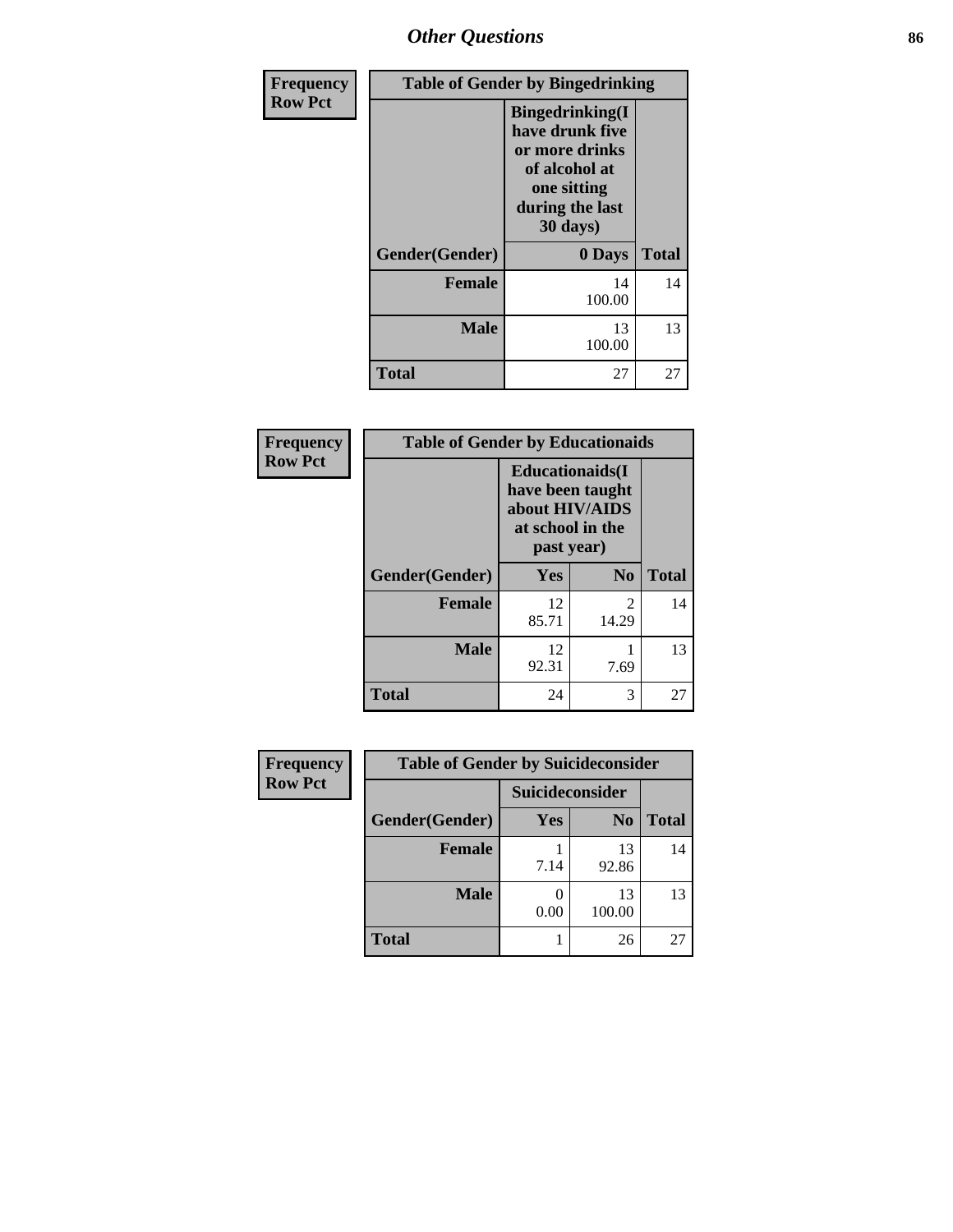## Other Questions

| Frequency Row Pct | Table of Gender by Bingedrinking | |
|---|---|---|
| | Bingedrinking(I have drunk five or more drinks of alcohol at one sitting during the last 30 days) | |
| Gender(Gender) | 0 Days | Total |
| Female | 14<br>100.00 | 14 |
| Male | 13<br>100.00 | 13 |
| Total | 27 | 27 |

| Frequency Row Pct | Table of Gender by Educationaids | | |
|---|---|---|---|
| | Educationaids(I have been taught about HIV/AIDS at school in the past year) | | |
| Gender(Gender) | Yes | No | Total |
| Female | 12<br>85.71 | 2<br>14.29 | 14 |
| Male | 12<br>92.31 | 1<br>7.69 | 13 |
| Total | 24 | 3 | 27 |

| Frequency Row Pct | Table of Gender by Suicideconsider | | |
|---|---|---|---|
| | Suicideconsider | | |
| Gender(Gender) | Yes | No | Total |
| Female | 1<br>7.14 | 13<br>92.86 | 14 |
| Male | 0<br>0.00 | 13<br>100.00 | 13 |
| Total | 1 | 26 | 27 |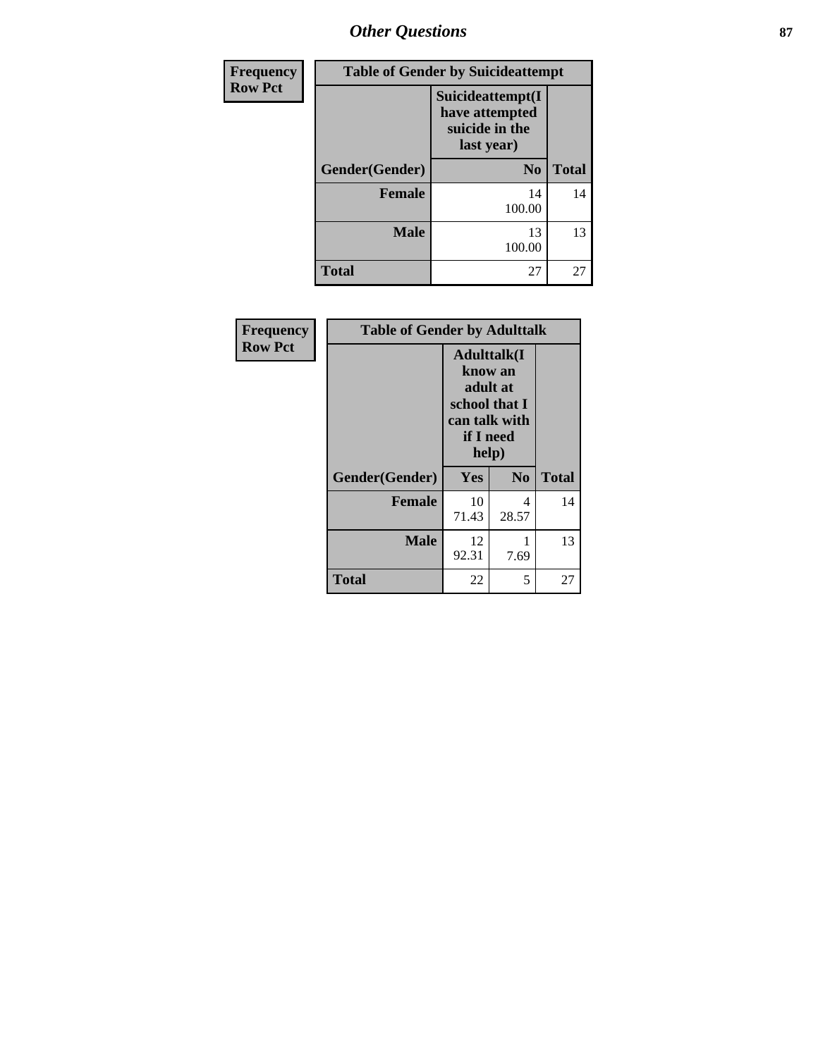# Other Questions

| Frequency<br>Row Pct | Table of Gender by Suicideattempt | |
|---|---|---|
| | Suicideattempt(I have attempted suicide in the last year) | |
| Gender(Gender) | No | Total |
| Female | 14<br>100.00 | 14 |
| Male | 13<br>100.00 | 13 |
| Total | 27 | 27 |

| Frequency<br>Row Pct | Table of Gender by Adulttalk | | |
|---|---|---|---|
| | Adulttalk(I know an adult at school that I can talk with if I need help) | | |
| Gender(Gender) | Yes | No | Total |
| Female | 10<br>71.43 | 4<br>28.57 | 14 |
| Male | 12<br>92.31 | 1<br>7.69 | 13 |
| Total | 22 | 5 | 27 |